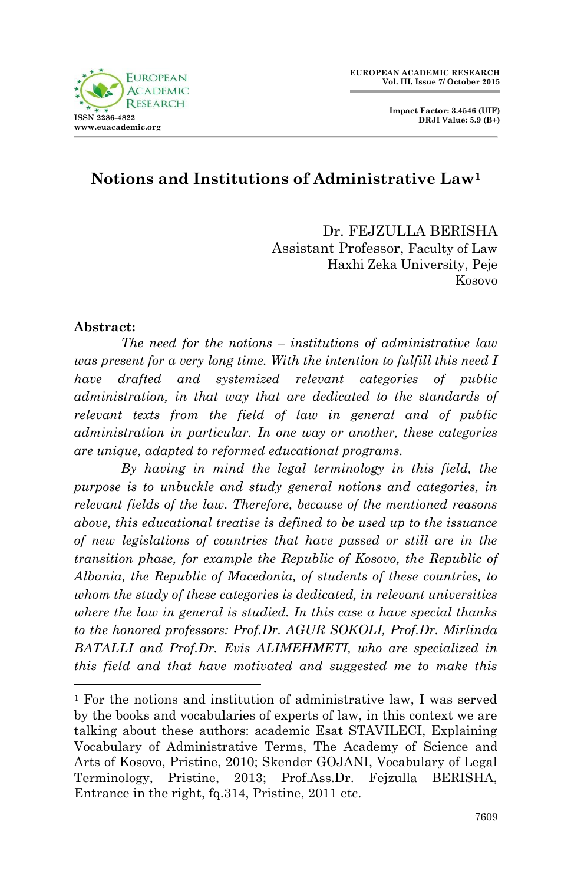# Notions and Institutions of Administrative Law[1]

Dr. FEJZULLA BERISHA
Assistant Professor, Faculty of Law
Haxhi Zeka University, Peje
Kosovo

**Abstract:**

*The need for the notions – institutions of administrative law was present for a very long time. With the intention to fulfill this need I have drafted and systemized relevant categories of public administration, in that way that are dedicated to the standards of relevant texts from the field of law in general and of public administration in particular. In one way or another, these categories are unique, adapted to reformed educational programs.*

*By having in mind the legal terminology in this field, the purpose is to unbuckle and study general notions and categories, in relevant fields of the law. Therefore, because of the mentioned reasons above, this educational treatise is defined to be used up to the issuance of new legislations of countries that have passed or still are in the transition phase, for example the Republic of Kosovo, the Republic of Albania, the Republic of Macedonia, of students of these countries, to whom the study of these categories is dedicated, in relevant universities where the law in general is studied. In this case a have special thanks to the honored professors: Prof.Dr. AGUR SOKOLI, Prof.Dr. Mirlinda BATALLI and Prof.Dr. Evis ALIMEHMETI, who are specialized in this field and that have motivated and suggested me to make this*

---

[1] For the notions and institution of administrative law, I was served by the books and vocabularies of experts of law, in this context we are talking about these authors: academic Esat STAVILECI, Explaining Vocabulary of Administrative Terms, The Academy of Science and Arts of Kosovo, Pristine, 2010; Skender GOJANI, Vocabulary of Legal Terminology, Pristine, 2013; Prof.Ass.Dr. Fejzulla BERISHA, Entrance in the right, fq.314, Pristine, 2011 etc.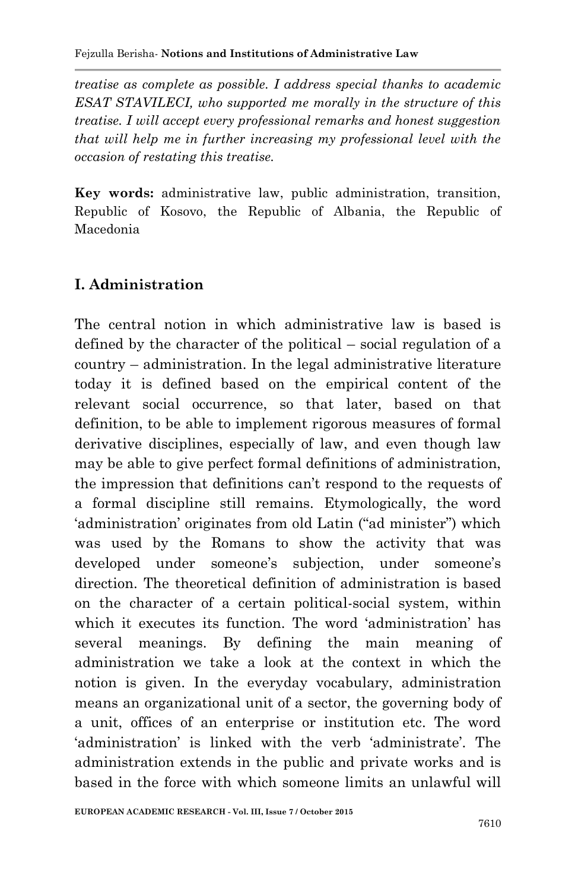*treatise as complete as possible. I address special thanks to academic ESAT STAVILECI, who supported me morally in the structure of this treatise. I will accept every professional remarks and honest suggestion that will help me in further increasing my professional level with the occasion of restating this treatise.*

**Key words:** administrative law, public administration, transition, Republic of Kosovo, the Republic of Albania, the Republic of Macedonia

## I. Administration

The central notion in which administrative law is based is defined by the character of the political – social regulation of a country – administration. In the legal administrative literature today it is defined based on the empirical content of the relevant social occurrence, so that later, based on that definition, to be able to implement rigorous measures of formal derivative disciplines, especially of law, and even though law may be able to give perfect formal definitions of administration, the impression that definitions can't respond to the requests of a formal discipline still remains. Etymologically, the word 'administration' originates from old Latin ("ad minister") which was used by the Romans to show the activity that was developed under someone's subjection, under someone's direction. The theoretical definition of administration is based on the character of a certain political-social system, within which it executes its function. The word 'administration' has several meanings. By defining the main meaning of administration we take a look at the context in which the notion is given. In the everyday vocabulary, administration means an organizational unit of a sector, the governing body of a unit, offices of an enterprise or institution etc. The word 'administration' is linked with the verb 'administrate'. The administration extends in the public and private works and is based in the force with which someone limits an unlawful will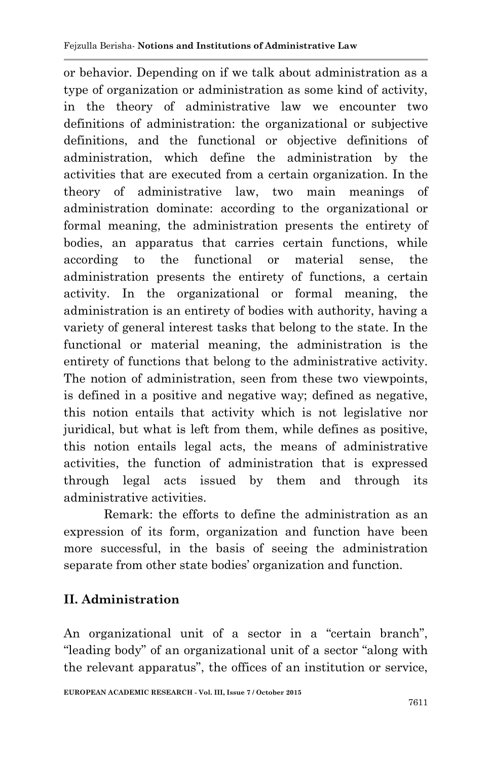or behavior. Depending on if we talk about administration as a type of organization or administration as some kind of activity, in the theory of administrative law we encounter two definitions of administration: the organizational or subjective definitions, and the functional or objective definitions of administration, which define the administration by the activities that are executed from a certain organization. In the theory of administrative law, two main meanings of administration dominate: according to the organizational or formal meaning, the administration presents the entirety of bodies, an apparatus that carries certain functions, while according to the functional or material sense, the administration presents the entirety of functions, a certain activity. In the organizational or formal meaning, the administration is an entirety of bodies with authority, having a variety of general interest tasks that belong to the state. In the functional or material meaning, the administration is the entirety of functions that belong to the administrative activity. The notion of administration, seen from these two viewpoints, is defined in a positive and negative way; defined as negative, this notion entails that activity which is not legislative nor juridical, but what is left from them, while defines as positive, this notion entails legal acts, the means of administrative activities, the function of administration that is expressed through legal acts issued by them and through its administrative activities.

Remark: the efforts to define the administration as an expression of its form, organization and function have been more successful, in the basis of seeing the administration separate from other state bodies' organization and function.

## II. Administration

An organizational unit of a sector in a "certain branch", "leading body" of an organizational unit of a sector "along with the relevant apparatus", the offices of an institution or service,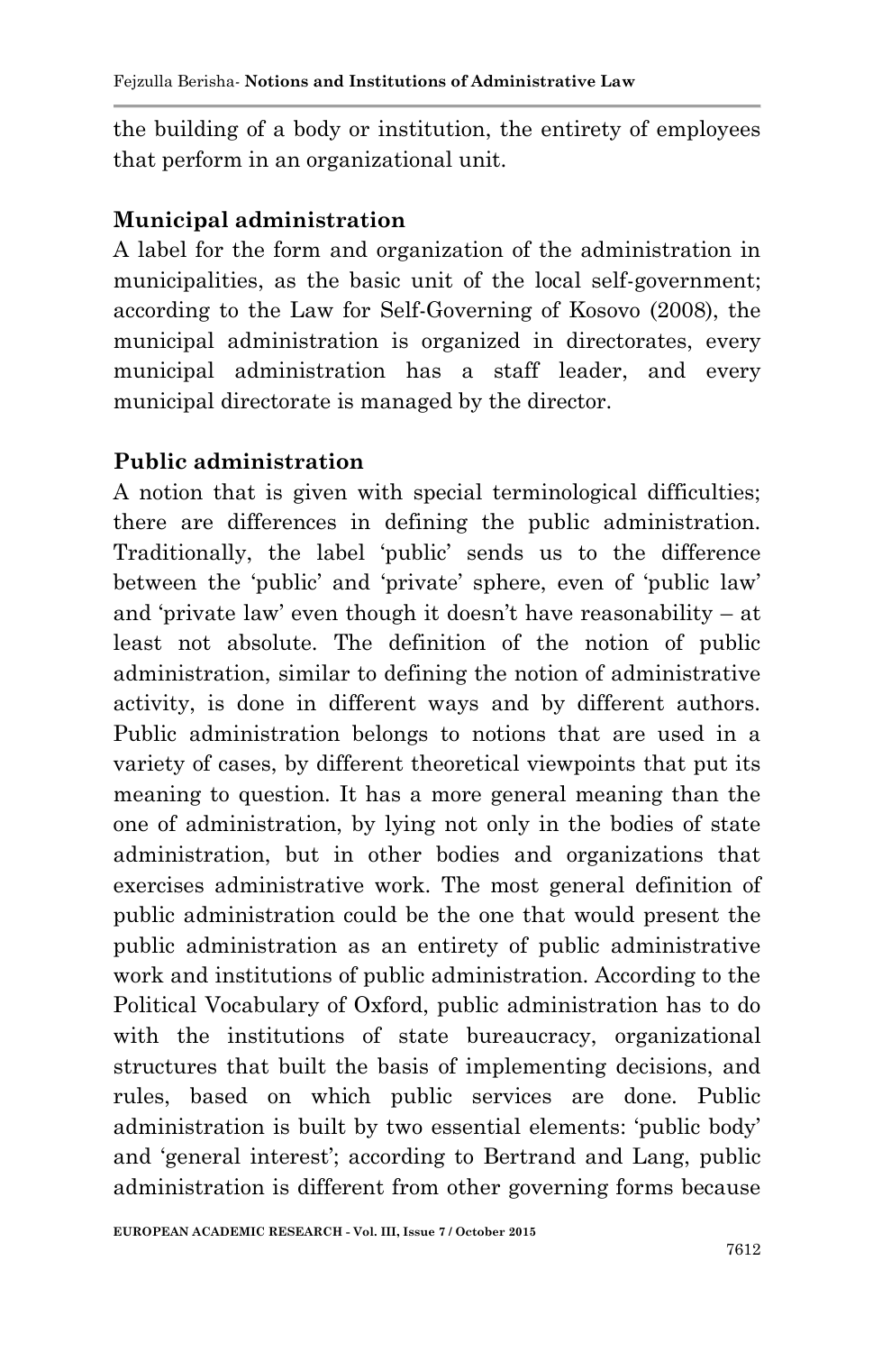the building of a body or institution, the entirety of employees that perform in an organizational unit.

**Municipal administration**

A label for the form and organization of the administration in municipalities, as the basic unit of the local self-government; according to the Law for Self-Governing of Kosovo (2008), the municipal administration is organized in directorates, every municipal administration has a staff leader, and every municipal directorate is managed by the director.

**Public administration**

A notion that is given with special terminological difficulties; there are differences in defining the public administration. Traditionally, the label 'public' sends us to the difference between the 'public' and 'private' sphere, even of 'public law' and 'private law' even though it doesn't have reasonability – at least not absolute. The definition of the notion of public administration, similar to defining the notion of administrative activity, is done in different ways and by different authors. Public administration belongs to notions that are used in a variety of cases, by different theoretical viewpoints that put its meaning to question. It has a more general meaning than the one of administration, by lying not only in the bodies of state administration, but in other bodies and organizations that exercises administrative work. The most general definition of public administration could be the one that would present the public administration as an entirety of public administrative work and institutions of public administration. According to the Political Vocabulary of Oxford, public administration has to do with the institutions of state bureaucracy, organizational structures that built the basis of implementing decisions, and rules, based on which public services are done. Public administration is built by two essential elements: 'public body' and 'general interest'; according to Bertrand and Lang, public administration is different from other governing forms because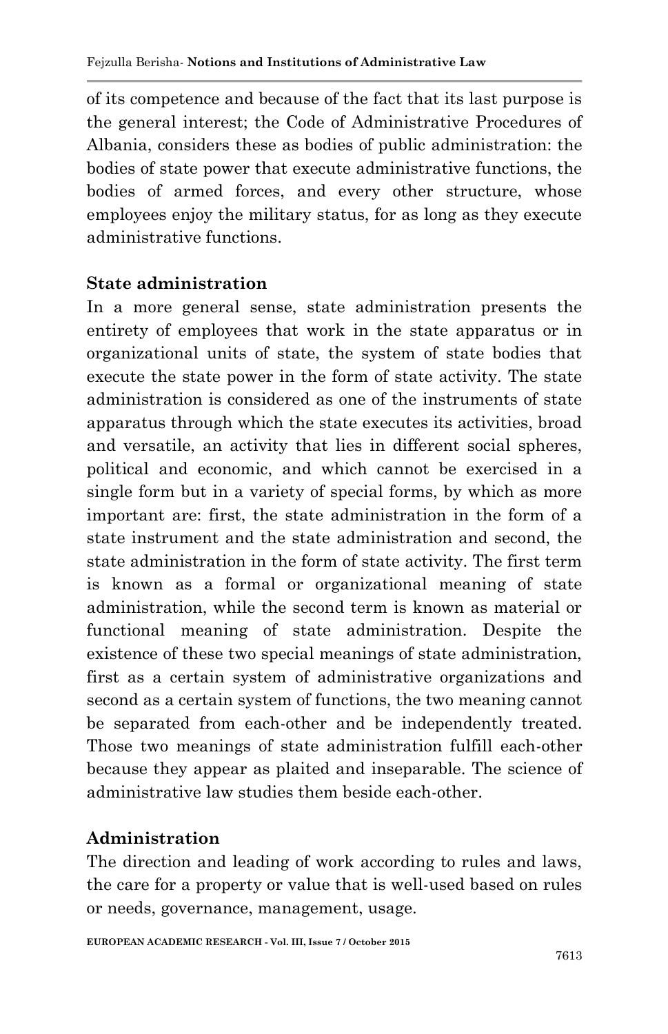of its competence and because of the fact that its last purpose is the general interest; the Code of Administrative Procedures of Albania, considers these as bodies of public administration: the bodies of state power that execute administrative functions, the bodies of armed forces, and every other structure, whose employees enjoy the military status, for as long as they execute administrative functions.

## State administration

In a more general sense, state administration presents the entirety of employees that work in the state apparatus or in organizational units of state, the system of state bodies that execute the state power in the form of state activity. The state administration is considered as one of the instruments of state apparatus through which the state executes its activities, broad and versatile, an activity that lies in different social spheres, political and economic, and which cannot be exercised in a single form but in a variety of special forms, by which as more important are: first, the state administration in the form of a state instrument and the state administration and second, the state administration in the form of state activity. The first term is known as a formal or organizational meaning of state administration, while the second term is known as material or functional meaning of state administration. Despite the existence of these two special meanings of state administration, first as a certain system of administrative organizations and second as a certain system of functions, the two meaning cannot be separated from each-other and be independently treated. Those two meanings of state administration fulfill each-other because they appear as plaited and inseparable. The science of administrative law studies them beside each-other.

## Administration

The direction and leading of work according to rules and laws, the care for a property or value that is well-used based on rules or needs, governance, management, usage.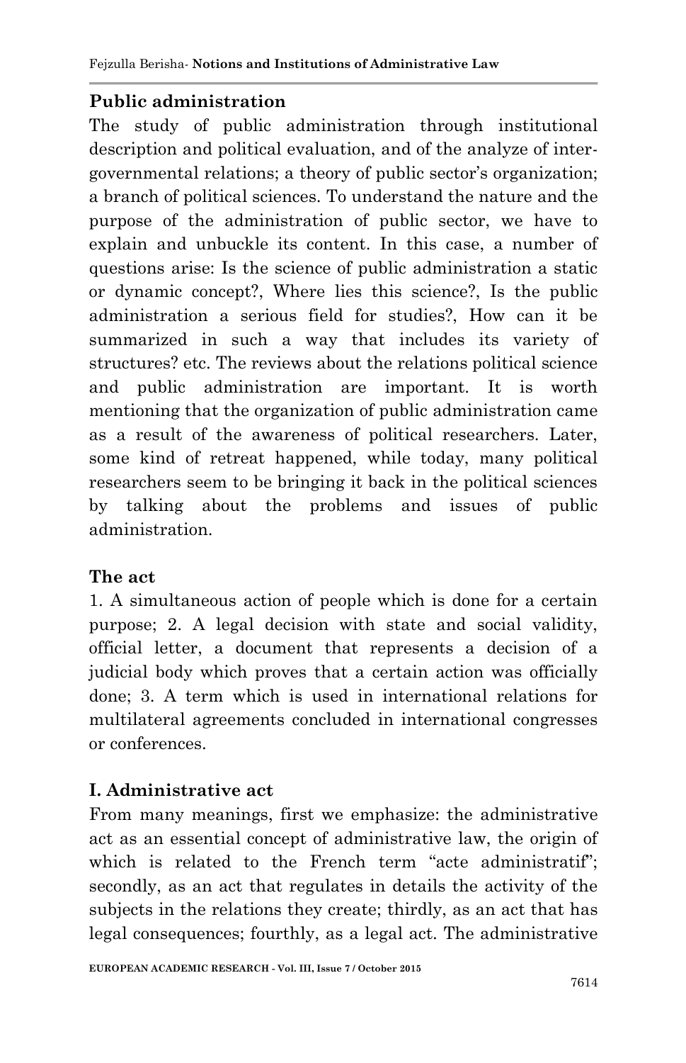**Public administration**

The study of public administration through institutional description and political evaluation, and of the analyze of inter-governmental relations; a theory of public sector's organization; a branch of political sciences. To understand the nature and the purpose of the administration of public sector, we have to explain and unbuckle its content. In this case, a number of questions arise: Is the science of public administration a static or dynamic concept?, Where lies this science?, Is the public administration a serious field for studies?, How can it be summarized in such a way that includes its variety of structures? etc. The reviews about the relations political science and public administration are important. It is worth mentioning that the organization of public administration came as a result of the awareness of political researchers. Later, some kind of retreat happened, while today, many political researchers seem to be bringing it back in the political sciences by talking about the problems and issues of public administration.

**The act**

1. A simultaneous action of people which is done for a certain purpose; 2. A legal decision with state and social validity, official letter, a document that represents a decision of a judicial body which proves that a certain action was officially done; 3. A term which is used in international relations for multilateral agreements concluded in international congresses or conferences.

**I. Administrative act**

From many meanings, first we emphasize: the administrative act as an essential concept of administrative law, the origin of which is related to the French term "acte administratif"; secondly, as an act that regulates in details the activity of the subjects in the relations they create; thirdly, as an act that has legal consequences; fourthly, as a legal act. The administrative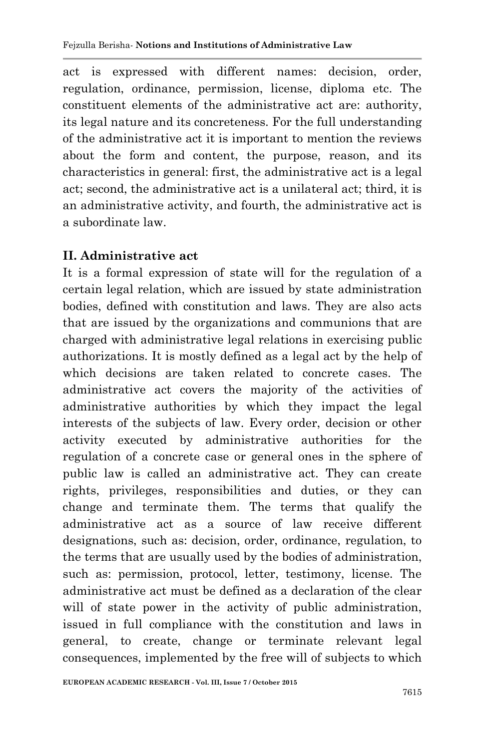act is expressed with different names: decision, order, regulation, ordinance, permission, license, diploma etc. The constituent elements of the administrative act are: authority, its legal nature and its concreteness. For the full understanding of the administrative act it is important to mention the reviews about the form and content, the purpose, reason, and its characteristics in general: first, the administrative act is a legal act; second, the administrative act is a unilateral act; third, it is an administrative activity, and fourth, the administrative act is a subordinate law.

## II. Administrative act

It is a formal expression of state will for the regulation of a certain legal relation, which are issued by state administration bodies, defined with constitution and laws. They are also acts that are issued by the organizations and communions that are charged with administrative legal relations in exercising public authorizations. It is mostly defined as a legal act by the help of which decisions are taken related to concrete cases. The administrative act covers the majority of the activities of administrative authorities by which they impact the legal interests of the subjects of law. Every order, decision or other activity executed by administrative authorities for the regulation of a concrete case or general ones in the sphere of public law is called an administrative act. They can create rights, privileges, responsibilities and duties, or they can change and terminate them. The terms that qualify the administrative act as a source of law receive different designations, such as: decision, order, ordinance, regulation, to the terms that are usually used by the bodies of administration, such as: permission, protocol, letter, testimony, license. The administrative act must be defined as a declaration of the clear will of state power in the activity of public administration, issued in full compliance with the constitution and laws in general, to create, change or terminate relevant legal consequences, implemented by the free will of subjects to which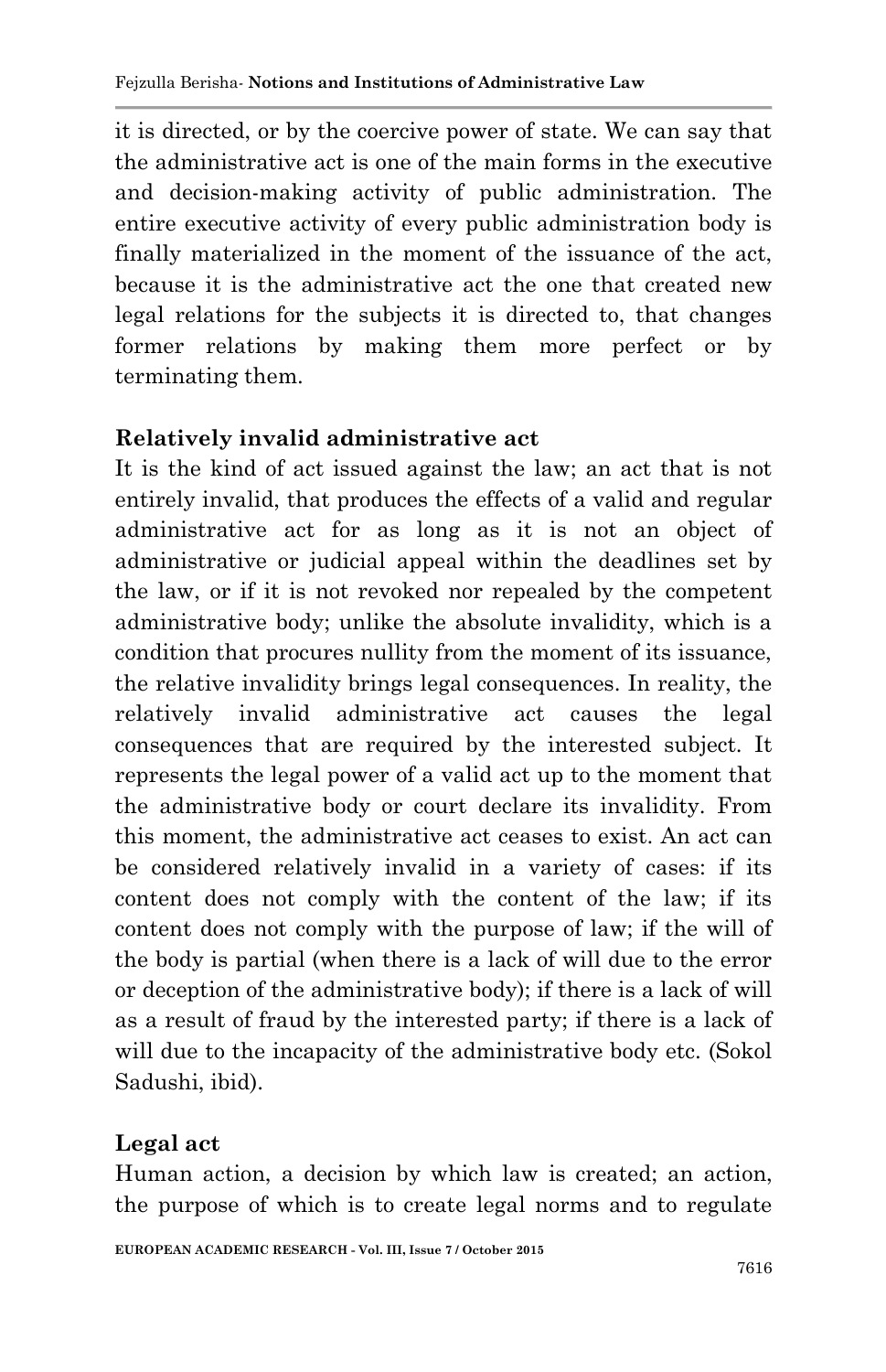it is directed, or by the coercive power of state. We can say that the administrative act is one of the main forms in the executive and decision-making activity of public administration. The entire executive activity of every public administration body is finally materialized in the moment of the issuance of the act, because it is the administrative act the one that created new legal relations for the subjects it is directed to, that changes former relations by making them more perfect or by terminating them.

**Relatively invalid administrative act**

It is the kind of act issued against the law; an act that is not entirely invalid, that produces the effects of a valid and regular administrative act for as long as it is not an object of administrative or judicial appeal within the deadlines set by the law, or if it is not revoked nor repealed by the competent administrative body; unlike the absolute invalidity, which is a condition that procures nullity from the moment of its issuance, the relative invalidity brings legal consequences. In reality, the relatively invalid administrative act causes the legal consequences that are required by the interested subject. It represents the legal power of a valid act up to the moment that the administrative body or court declare its invalidity. From this moment, the administrative act ceases to exist. An act can be considered relatively invalid in a variety of cases: if its content does not comply with the content of the law; if its content does not comply with the purpose of law; if the will of the body is partial (when there is a lack of will due to the error or deception of the administrative body); if there is a lack of will as a result of fraud by the interested party; if there is a lack of will due to the incapacity of the administrative body etc. (Sokol Sadushi, ibid).

**Legal act**

Human action, a decision by which law is created; an action, the purpose of which is to create legal norms and to regulate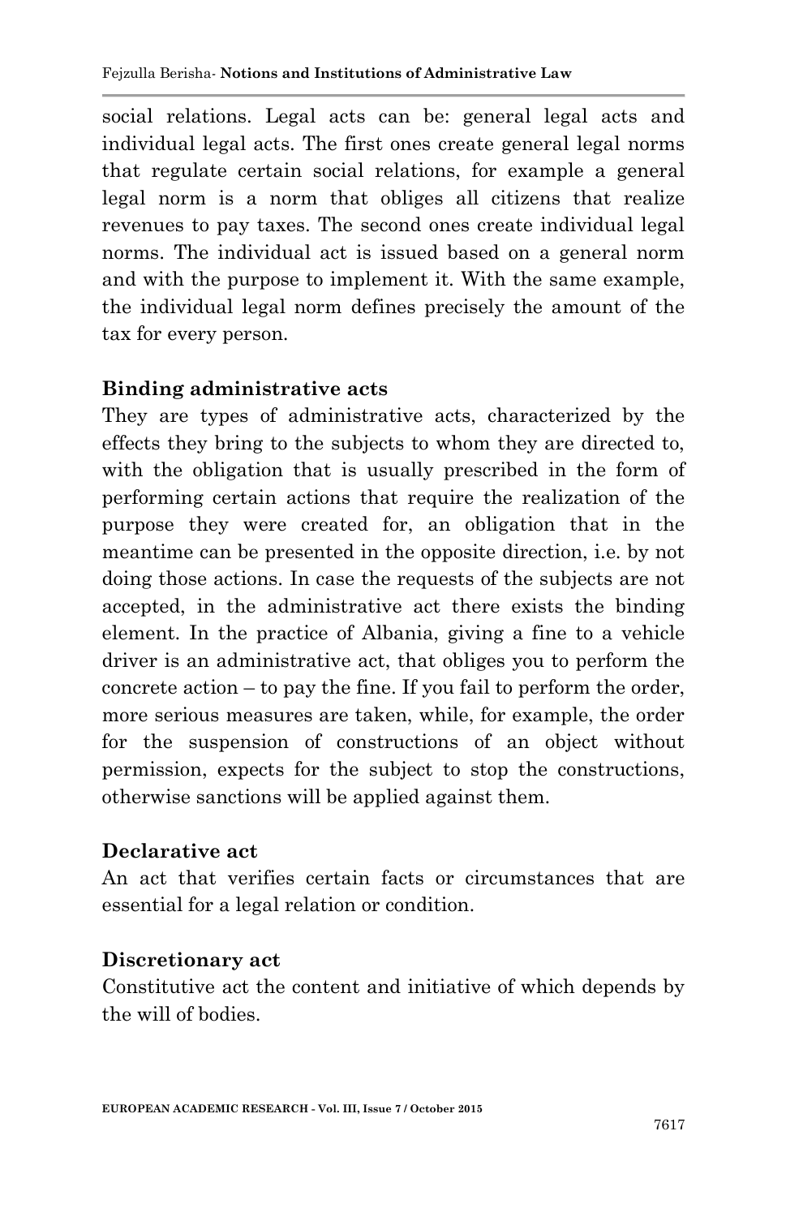social relations. Legal acts can be: general legal acts and individual legal acts. The first ones create general legal norms that regulate certain social relations, for example a general legal norm is a norm that obliges all citizens that realize revenues to pay taxes. The second ones create individual legal norms. The individual act is issued based on a general norm and with the purpose to implement it. With the same example, the individual legal norm defines precisely the amount of the tax for every person.

**Binding administrative acts**

They are types of administrative acts, characterized by the effects they bring to the subjects to whom they are directed to, with the obligation that is usually prescribed in the form of performing certain actions that require the realization of the purpose they were created for, an obligation that in the meantime can be presented in the opposite direction, i.e. by not doing those actions. In case the requests of the subjects are not accepted, in the administrative act there exists the binding element. In the practice of Albania, giving a fine to a vehicle driver is an administrative act, that obliges you to perform the concrete action – to pay the fine. If you fail to perform the order, more serious measures are taken, while, for example, the order for the suspension of constructions of an object without permission, expects for the subject to stop the constructions, otherwise sanctions will be applied against them.

**Declarative act**

An act that verifies certain facts or circumstances that are essential for a legal relation or condition.

**Discretionary act**

Constitutive act the content and initiative of which depends by the will of bodies.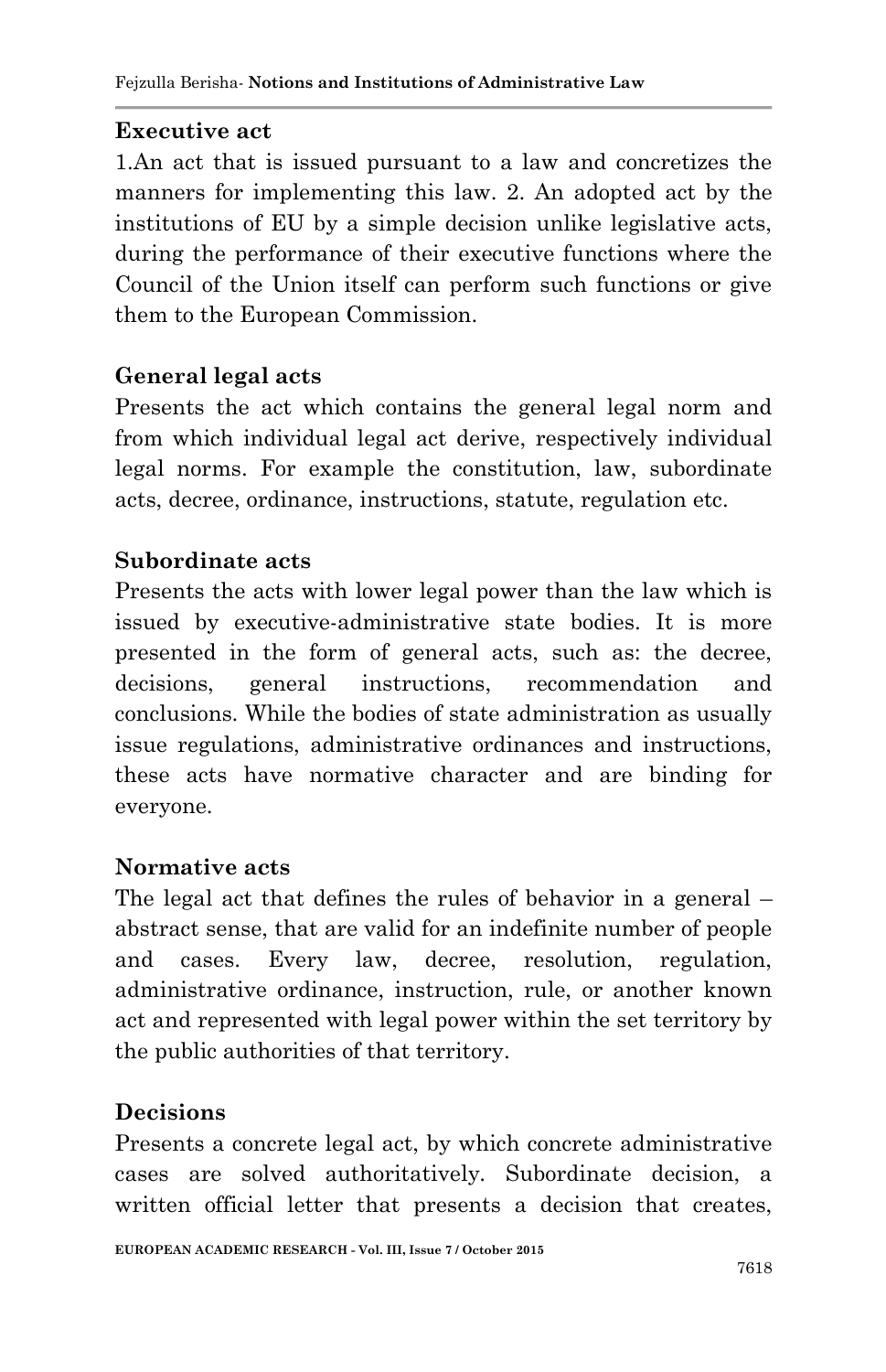**Executive act**

1.An act that is issued pursuant to a law and concretizes the manners for implementing this law. 2. An adopted act by the institutions of EU by a simple decision unlike legislative acts, during the performance of their executive functions where the Council of the Union itself can perform such functions or give them to the European Commission.

**General legal acts**

Presents the act which contains the general legal norm and from which individual legal act derive, respectively individual legal norms. For example the constitution, law, subordinate acts, decree, ordinance, instructions, statute, regulation etc.

**Subordinate acts**

Presents the acts with lower legal power than the law which is issued by executive-administrative state bodies. It is more presented in the form of general acts, such as: the decree, decisions, general instructions, recommendation and conclusions. While the bodies of state administration as usually issue regulations, administrative ordinances and instructions, these acts have normative character and are binding for everyone.

**Normative acts**

The legal act that defines the rules of behavior in a general – abstract sense, that are valid for an indefinite number of people and cases. Every law, decree, resolution, regulation, administrative ordinance, instruction, rule, or another known act and represented with legal power within the set territory by the public authorities of that territory.

**Decisions**

Presents a concrete legal act, by which concrete administrative cases are solved authoritatively. Subordinate decision, a written official letter that presents a decision that creates,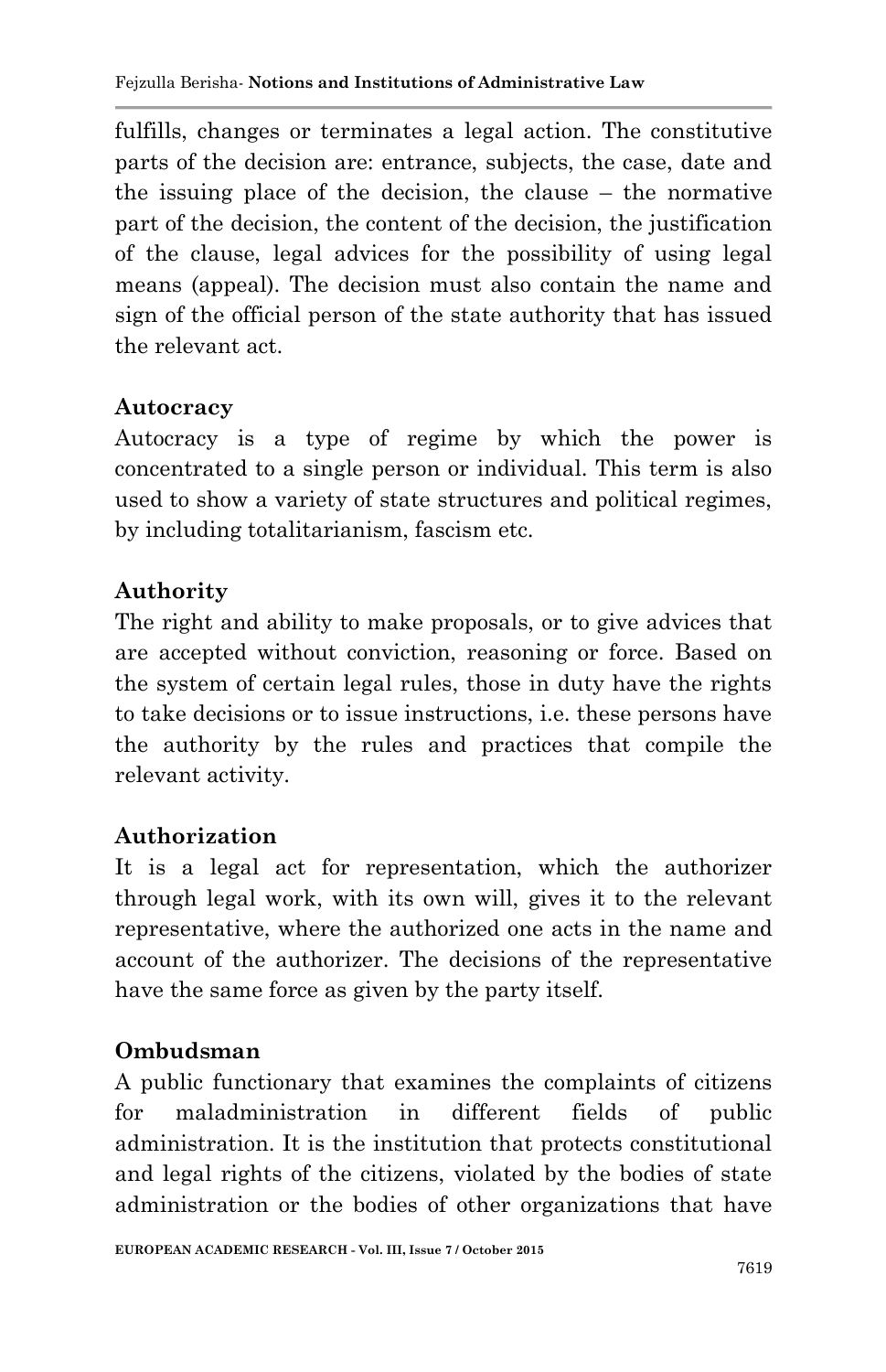fulfills, changes or terminates a legal action. The constitutive parts of the decision are: entrance, subjects, the case, date and the issuing place of the decision, the clause – the normative part of the decision, the content of the decision, the justification of the clause, legal advices for the possibility of using legal means (appeal). The decision must also contain the name and sign of the official person of the state authority that has issued the relevant act.

**Autocracy**

Autocracy is a type of regime by which the power is concentrated to a single person or individual. This term is also used to show a variety of state structures and political regimes, by including totalitarianism, fascism etc.

**Authority**

The right and ability to make proposals, or to give advices that are accepted without conviction, reasoning or force. Based on the system of certain legal rules, those in duty have the rights to take decisions or to issue instructions, i.e. these persons have the authority by the rules and practices that compile the relevant activity.

**Authorization**

It is a legal act for representation, which the authorizer through legal work, with its own will, gives it to the relevant representative, where the authorized one acts in the name and account of the authorizer. The decisions of the representative have the same force as given by the party itself.

**Ombudsman**

A public functionary that examines the complaints of citizens for maladministration in different fields of public administration. It is the institution that protects constitutional and legal rights of the citizens, violated by the bodies of state administration or the bodies of other organizations that have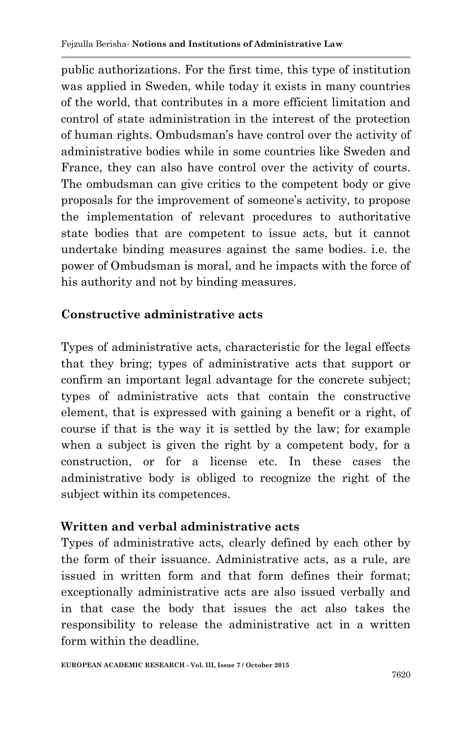public authorizations. For the first time, this type of institution was applied in Sweden, while today it exists in many countries of the world, that contributes in a more efficient limitation and control of state administration in the interest of the protection of human rights. Ombudsman's have control over the activity of administrative bodies while in some countries like Sweden and France, they can also have control over the activity of courts. The ombudsman can give critics to the competent body or give proposals for the improvement of someone's activity, to propose the implementation of relevant procedures to authoritative state bodies that are competent to issue acts, but it cannot undertake binding measures against the same bodies. i.e. the power of Ombudsman is moral, and he impacts with the force of his authority and not by binding measures.

### Constructive administrative acts

Types of administrative acts, characteristic for the legal effects that they bring; types of administrative acts that support or confirm an important legal advantage for the concrete subject; types of administrative acts that contain the constructive element, that is expressed with gaining a benefit or a right, of course if that is the way it is settled by the law; for example when a subject is given the right by a competent body, for a construction, or for a license etc. In these cases the administrative body is obliged to recognize the right of the subject within its competences.

### Written and verbal administrative acts

Types of administrative acts, clearly defined by each other by the form of their issuance. Administrative acts, as a rule, are issued in written form and that form defines their format; exceptionally administrative acts are also issued verbally and in that case the body that issues the act also takes the responsibility to release the administrative act in a written form within the deadline.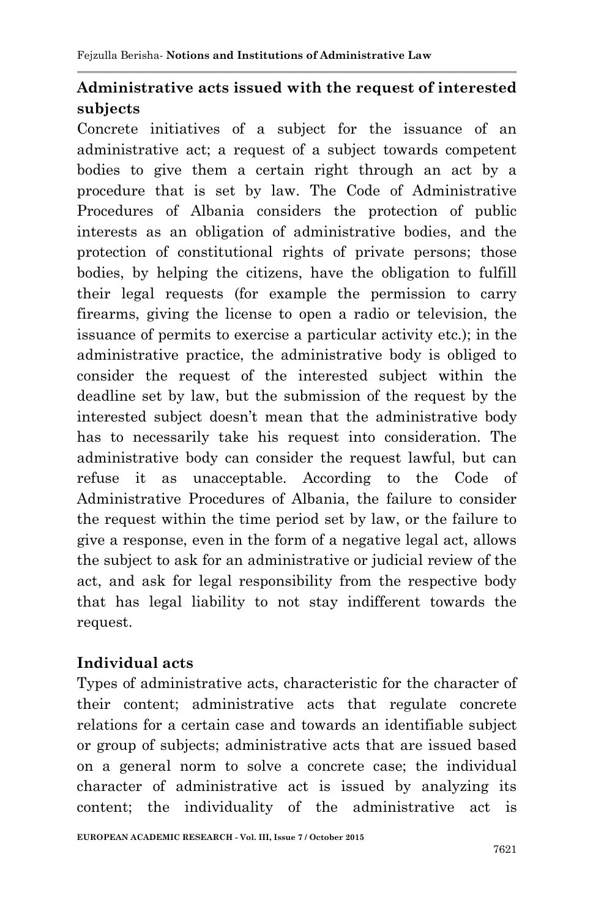## Administrative acts issued with the request of interested subjects

Concrete initiatives of a subject for the issuance of an administrative act; a request of a subject towards competent bodies to give them a certain right through an act by a procedure that is set by law. The Code of Administrative Procedures of Albania considers the protection of public interests as an obligation of administrative bodies, and the protection of constitutional rights of private persons; those bodies, by helping the citizens, have the obligation to fulfill their legal requests (for example the permission to carry firearms, giving the license to open a radio or television, the issuance of permits to exercise a particular activity etc.); in the administrative practice, the administrative body is obliged to consider the request of the interested subject within the deadline set by law, but the submission of the request by the interested subject doesn't mean that the administrative body has to necessarily take his request into consideration. The administrative body can consider the request lawful, but can refuse it as unacceptable. According to the Code of Administrative Procedures of Albania, the failure to consider the request within the time period set by law, or the failure to give a response, even in the form of a negative legal act, allows the subject to ask for an administrative or judicial review of the act, and ask for legal responsibility from the respective body that has legal liability to not stay indifferent towards the request.

## Individual acts

Types of administrative acts, characteristic for the character of their content; administrative acts that regulate concrete relations for a certain case and towards an identifiable subject or group of subjects; administrative acts that are issued based on a general norm to solve a concrete case; the individual character of administrative act is issued by analyzing its content; the individuality of the administrative act is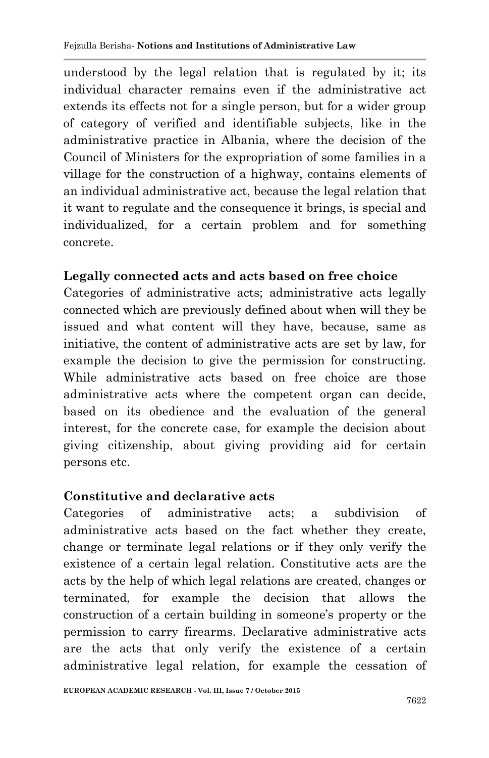understood by the legal relation that is regulated by it; its individual character remains even if the administrative act extends its effects not for a single person, but for a wider group of category of verified and identifiable subjects, like in the administrative practice in Albania, where the decision of the Council of Ministers for the expropriation of some families in a village for the construction of a highway, contains elements of an individual administrative act, because the legal relation that it want to regulate and the consequence it brings, is special and individualized, for a certain problem and for something concrete.

**Legally connected acts and acts based on free choice**

Categories of administrative acts; administrative acts legally connected which are previously defined about when will they be issued and what content will they have, because, same as initiative, the content of administrative acts are set by law, for example the decision to give the permission for constructing. While administrative acts based on free choice are those administrative acts where the competent organ can decide, based on its obedience and the evaluation of the general interest, for the concrete case, for example the decision about giving citizenship, about giving providing aid for certain persons etc.

**Constitutive and declarative acts**

Categories of administrative acts; a subdivision of administrative acts based on the fact whether they create, change or terminate legal relations or if they only verify the existence of a certain legal relation. Constitutive acts are the acts by the help of which legal relations are created, changes or terminated, for example the decision that allows the construction of a certain building in someone's property or the permission to carry firearms. Declarative administrative acts are the acts that only verify the existence of a certain administrative legal relation, for example the cessation of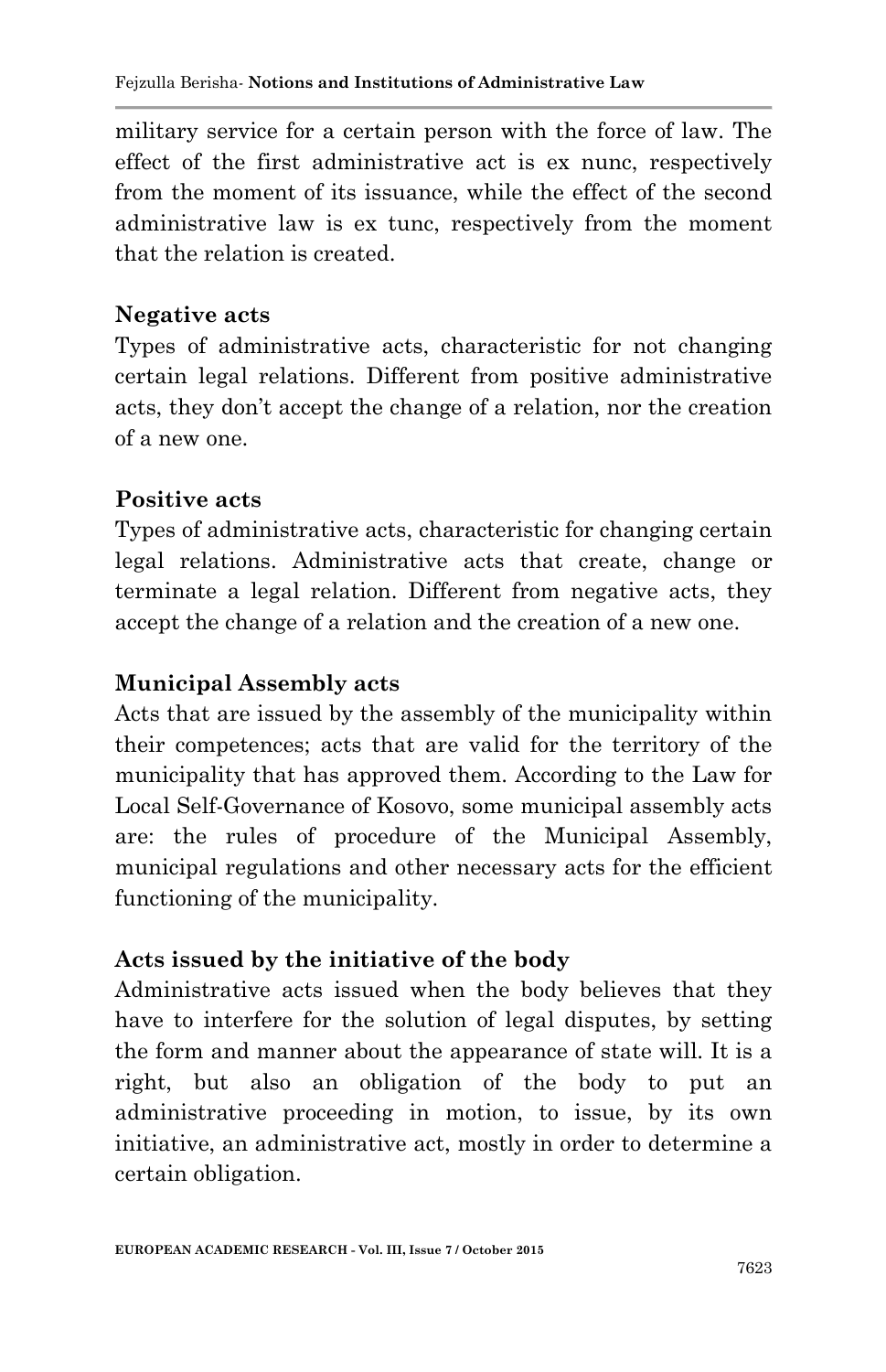military service for a certain person with the force of law. The effect of the first administrative act is ex nunc, respectively from the moment of its issuance, while the effect of the second administrative law is ex tunc, respectively from the moment that the relation is created.

**Negative acts**

Types of administrative acts, characteristic for not changing certain legal relations. Different from positive administrative acts, they don't accept the change of a relation, nor the creation of a new one.

**Positive acts**

Types of administrative acts, characteristic for changing certain legal relations. Administrative acts that create, change or terminate a legal relation. Different from negative acts, they accept the change of a relation and the creation of a new one.

**Municipal Assembly acts**

Acts that are issued by the assembly of the municipality within their competences; acts that are valid for the territory of the municipality that has approved them. According to the Law for Local Self-Governance of Kosovo, some municipal assembly acts are: the rules of procedure of the Municipal Assembly, municipal regulations and other necessary acts for the efficient functioning of the municipality.

**Acts issued by the initiative of the body**

Administrative acts issued when the body believes that they have to interfere for the solution of legal disputes, by setting the form and manner about the appearance of state will. It is a right, but also an obligation of the body to put an administrative proceeding in motion, to issue, by its own initiative, an administrative act, mostly in order to determine a certain obligation.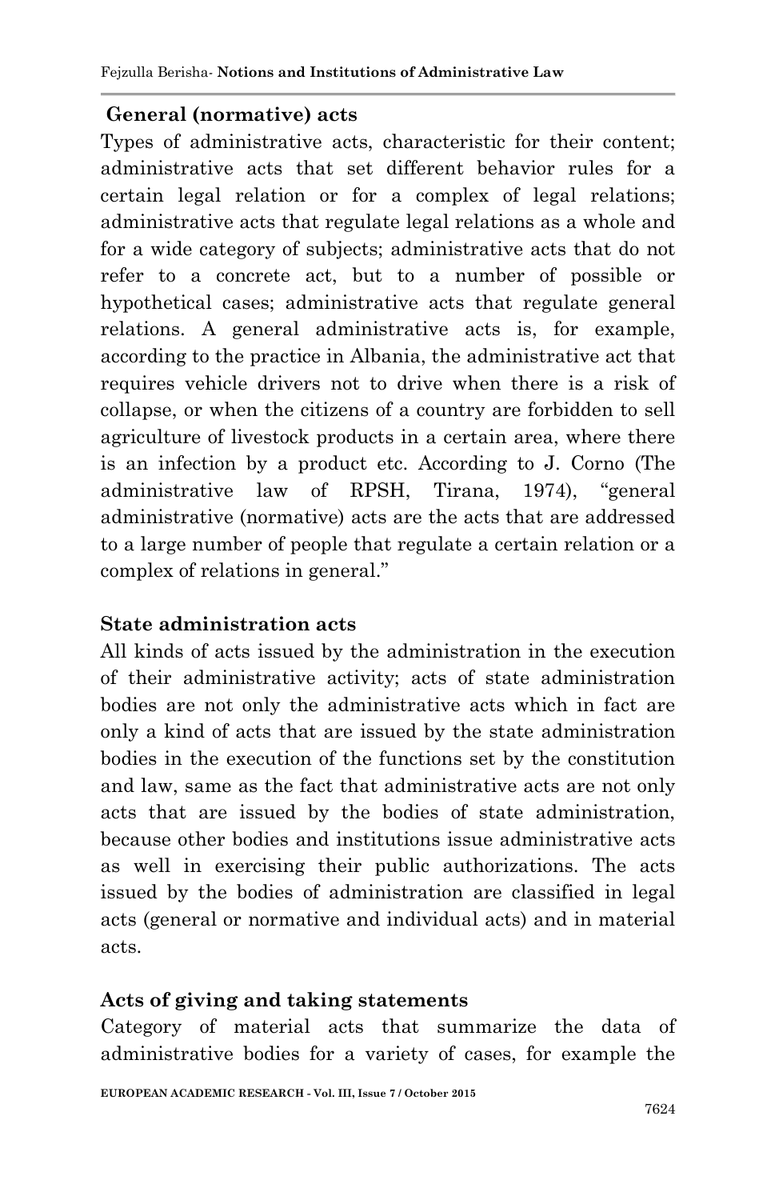**General (normative) acts**

Types of administrative acts, characteristic for their content; administrative acts that set different behavior rules for a certain legal relation or for a complex of legal relations; administrative acts that regulate legal relations as a whole and for a wide category of subjects; administrative acts that do not refer to a concrete act, but to a number of possible or hypothetical cases; administrative acts that regulate general relations. A general administrative acts is, for example, according to the practice in Albania, the administrative act that requires vehicle drivers not to drive when there is a risk of collapse, or when the citizens of a country are forbidden to sell agriculture of livestock products in a certain area, where there is an infection by a product etc. According to J. Corno (The administrative law of RPSH, Tirana, 1974), "general administrative (normative) acts are the acts that are addressed to a large number of people that regulate a certain relation or a complex of relations in general."

**State administration acts**

All kinds of acts issued by the administration in the execution of their administrative activity; acts of state administration bodies are not only the administrative acts which in fact are only a kind of acts that are issued by the state administration bodies in the execution of the functions set by the constitution and law, same as the fact that administrative acts are not only acts that are issued by the bodies of state administration, because other bodies and institutions issue administrative acts as well in exercising their public authorizations. The acts issued by the bodies of administration are classified in legal acts (general or normative and individual acts) and in material acts.

**Acts of giving and taking statements**

Category of material acts that summarize the data of administrative bodies for a variety of cases, for example the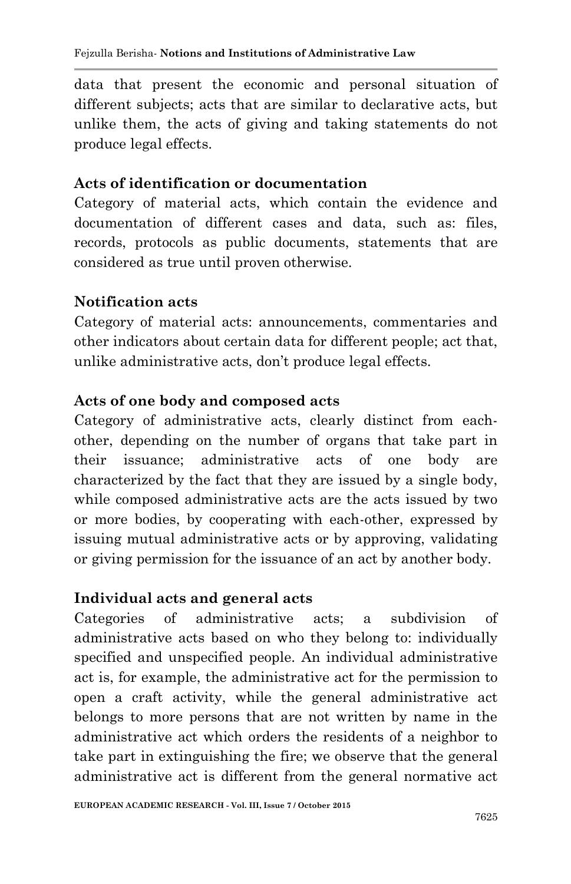data that present the economic and personal situation of different subjects; acts that are similar to declarative acts, but unlike them, the acts of giving and taking statements do not produce legal effects.

**Acts of identification or documentation**

Category of material acts, which contain the evidence and documentation of different cases and data, such as: files, records, protocols as public documents, statements that are considered as true until proven otherwise.

**Notification acts**

Category of material acts: announcements, commentaries and other indicators about certain data for different people; act that, unlike administrative acts, don't produce legal effects.

**Acts of one body and composed acts**

Category of administrative acts, clearly distinct from each-other, depending on the number of organs that take part in their issuance; administrative acts of one body are characterized by the fact that they are issued by a single body, while composed administrative acts are the acts issued by two or more bodies, by cooperating with each-other, expressed by issuing mutual administrative acts or by approving, validating or giving permission for the issuance of an act by another body.

**Individual acts and general acts**

Categories of administrative acts; a subdivision of administrative acts based on who they belong to: individually specified and unspecified people. An individual administrative act is, for example, the administrative act for the permission to open a craft activity, while the general administrative act belongs to more persons that are not written by name in the administrative act which orders the residents of a neighbor to take part in extinguishing the fire; we observe that the general administrative act is different from the general normative act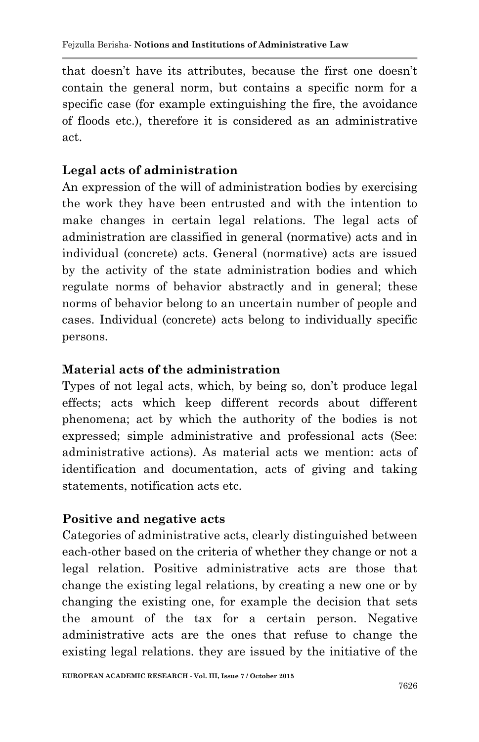that doesn't have its attributes, because the first one doesn't contain the general norm, but contains a specific norm for a specific case (for example extinguishing the fire, the avoidance of floods etc.), therefore it is considered as an administrative act.

**Legal acts of administration**

An expression of the will of administration bodies by exercising the work they have been entrusted and with the intention to make changes in certain legal relations. The legal acts of administration are classified in general (normative) acts and in individual (concrete) acts. General (normative) acts are issued by the activity of the state administration bodies and which regulate norms of behavior abstractly and in general; these norms of behavior belong to an uncertain number of people and cases. Individual (concrete) acts belong to individually specific persons.

**Material acts of the administration**

Types of not legal acts, which, by being so, don't produce legal effects; acts which keep different records about different phenomena; act by which the authority of the bodies is not expressed; simple administrative and professional acts (See: administrative actions). As material acts we mention: acts of identification and documentation, acts of giving and taking statements, notification acts etc.

**Positive and negative acts**

Categories of administrative acts, clearly distinguished between each-other based on the criteria of whether they change or not a legal relation. Positive administrative acts are those that change the existing legal relations, by creating a new one or by changing the existing one, for example the decision that sets the amount of the tax for a certain person. Negative administrative acts are the ones that refuse to change the existing legal relations. they are issued by the initiative of the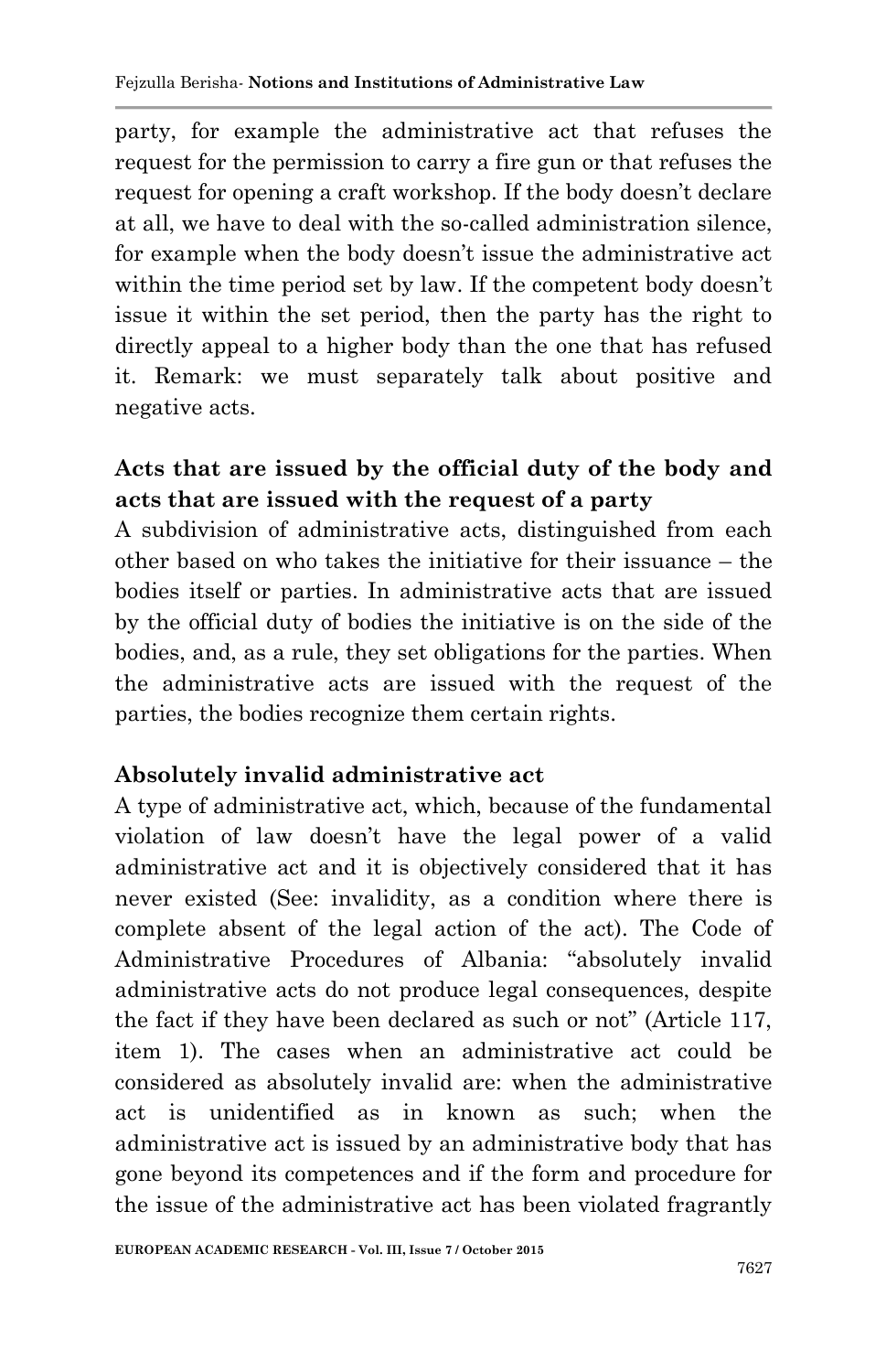party, for example the administrative act that refuses the request for the permission to carry a fire gun or that refuses the request for opening a craft workshop. If the body doesn't declare at all, we have to deal with the so-called administration silence, for example when the body doesn't issue the administrative act within the time period set by law. If the competent body doesn't issue it within the set period, then the party has the right to directly appeal to a higher body than the one that has refused it. Remark: we must separately talk about positive and negative acts.

**Acts that are issued by the official duty of the body and acts that are issued with the request of a party**

A subdivision of administrative acts, distinguished from each other based on who takes the initiative for their issuance – the bodies itself or parties. In administrative acts that are issued by the official duty of bodies the initiative is on the side of the bodies, and, as a rule, they set obligations for the parties. When the administrative acts are issued with the request of the parties, the bodies recognize them certain rights.

**Absolutely invalid administrative act**

A type of administrative act, which, because of the fundamental violation of law doesn't have the legal power of a valid administrative act and it is objectively considered that it has never existed (See: invalidity, as a condition where there is complete absent of the legal action of the act). The Code of Administrative Procedures of Albania: "absolutely invalid administrative acts do not produce legal consequences, despite the fact if they have been declared as such or not" (Article 117, item 1). The cases when an administrative act could be considered as absolutely invalid are: when the administrative act is unidentified as in known as such; when the administrative act is issued by an administrative body that has gone beyond its competences and if the form and procedure for the issue of the administrative act has been violated fragrantly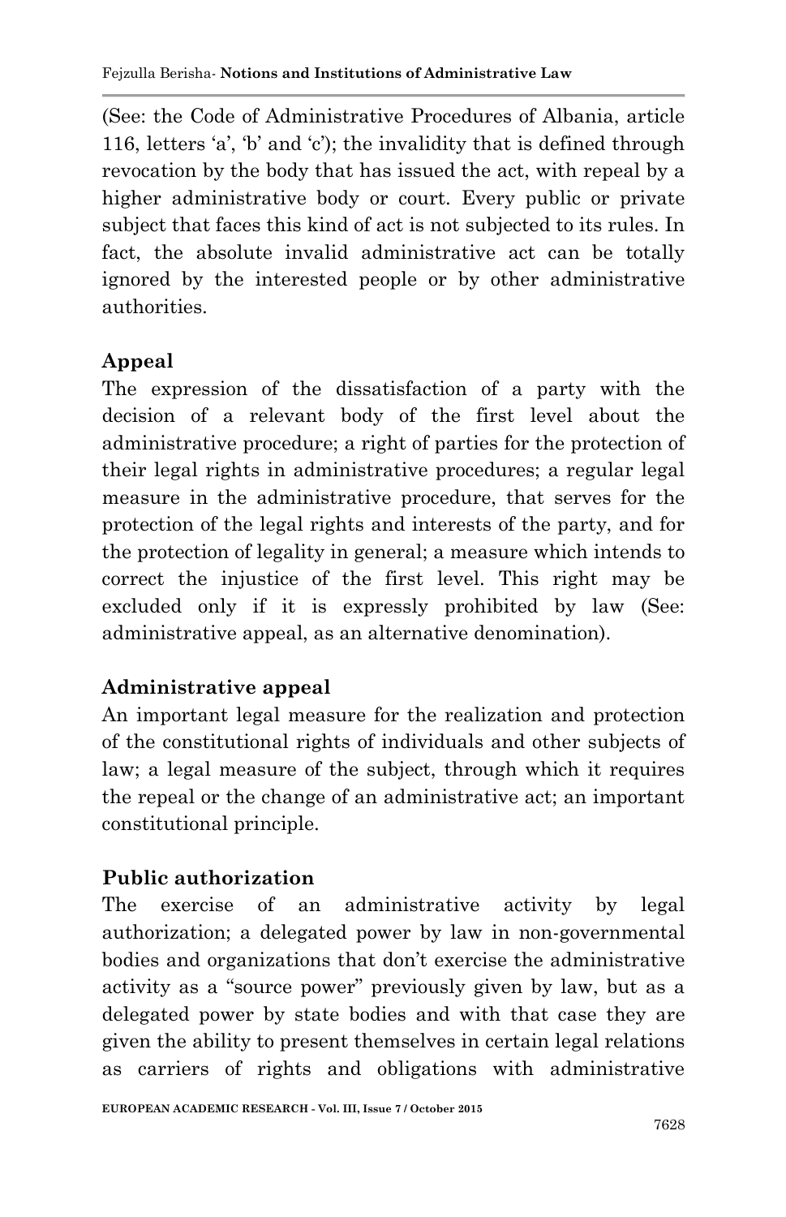(See: the Code of Administrative Procedures of Albania, article 116, letters 'a', 'b' and 'c'); the invalidity that is defined through revocation by the body that has issued the act, with repeal by a higher administrative body or court. Every public or private subject that faces this kind of act is not subjected to its rules. In fact, the absolute invalid administrative act can be totally ignored by the interested people or by other administrative authorities.

**Appeal**

The expression of the dissatisfaction of a party with the decision of a relevant body of the first level about the administrative procedure; a right of parties for the protection of their legal rights in administrative procedures; a regular legal measure in the administrative procedure, that serves for the protection of the legal rights and interests of the party, and for the protection of legality in general; a measure which intends to correct the injustice of the first level. This right may be excluded only if it is expressly prohibited by law (See: administrative appeal, as an alternative denomination).

**Administrative appeal**

An important legal measure for the realization and protection of the constitutional rights of individuals and other subjects of law; a legal measure of the subject, through which it requires the repeal or the change of an administrative act; an important constitutional principle.

**Public authorization**

The exercise of an administrative activity by legal authorization; a delegated power by law in non-governmental bodies and organizations that don't exercise the administrative activity as a "source power" previously given by law, but as a delegated power by state bodies and with that case they are given the ability to present themselves in certain legal relations as carriers of rights and obligations with administrative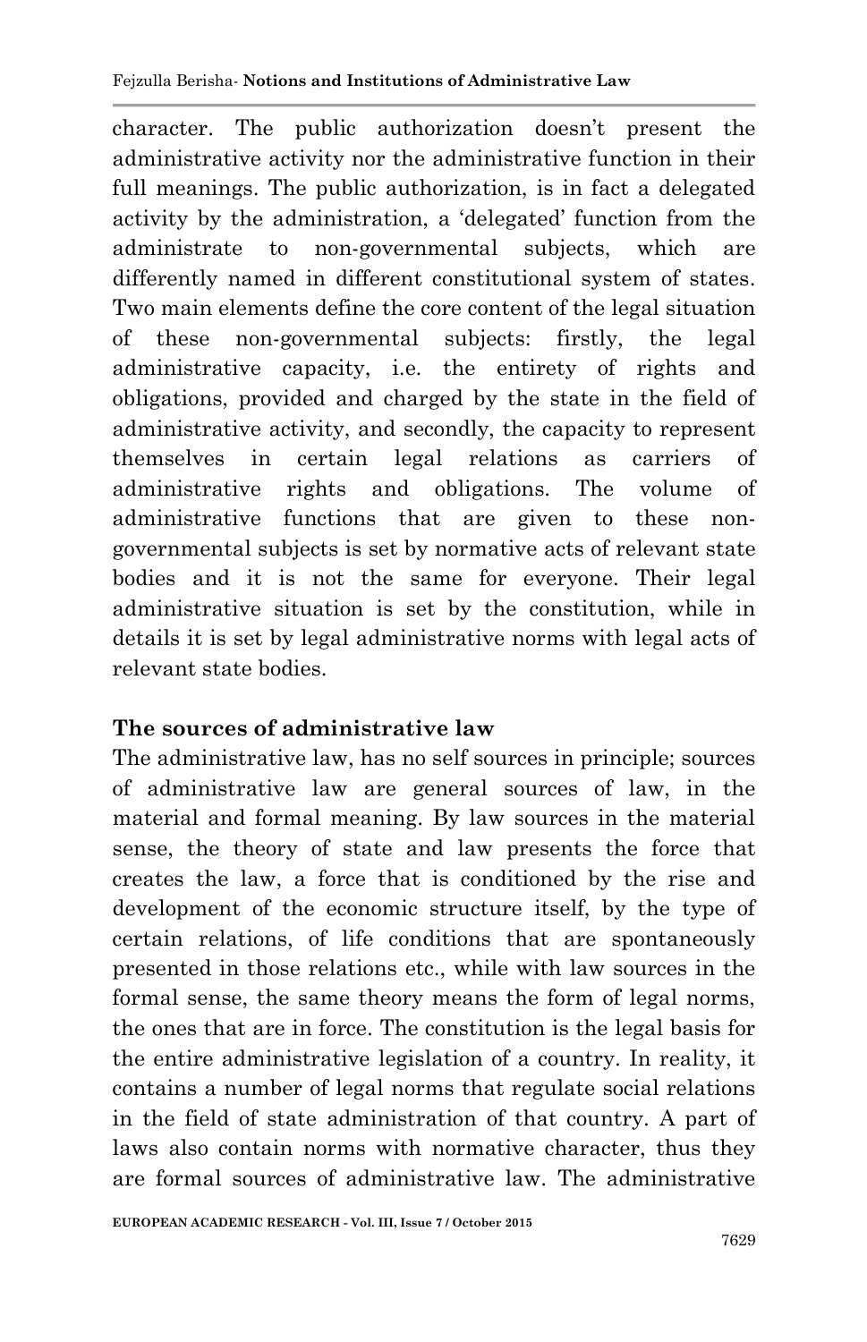character. The public authorization doesn't present the administrative activity nor the administrative function in their full meanings. The public authorization, is in fact a delegated activity by the administration, a 'delegated' function from the administrate to non-governmental subjects, which are differently named in different constitutional system of states. Two main elements define the core content of the legal situation of these non-governmental subjects: firstly, the legal administrative capacity, i.e. the entirety of rights and obligations, provided and charged by the state in the field of administrative activity, and secondly, the capacity to represent themselves in certain legal relations as carriers of administrative rights and obligations. The volume of administrative functions that are given to these non-governmental subjects is set by normative acts of relevant state bodies and it is not the same for everyone. Their legal administrative situation is set by the constitution, while in details it is set by legal administrative norms with legal acts of relevant state bodies.

## The sources of administrative law

The administrative law, has no self sources in principle; sources of administrative law are general sources of law, in the material and formal meaning. By law sources in the material sense, the theory of state and law presents the force that creates the law, a force that is conditioned by the rise and development of the economic structure itself, by the type of certain relations, of life conditions that are spontaneously presented in those relations etc., while with law sources in the formal sense, the same theory means the form of legal norms, the ones that are in force. The constitution is the legal basis for the entire administrative legislation of a country. In reality, it contains a number of legal norms that regulate social relations in the field of state administration of that country. A part of laws also contain norms with normative character, thus they are formal sources of administrative law. The administrative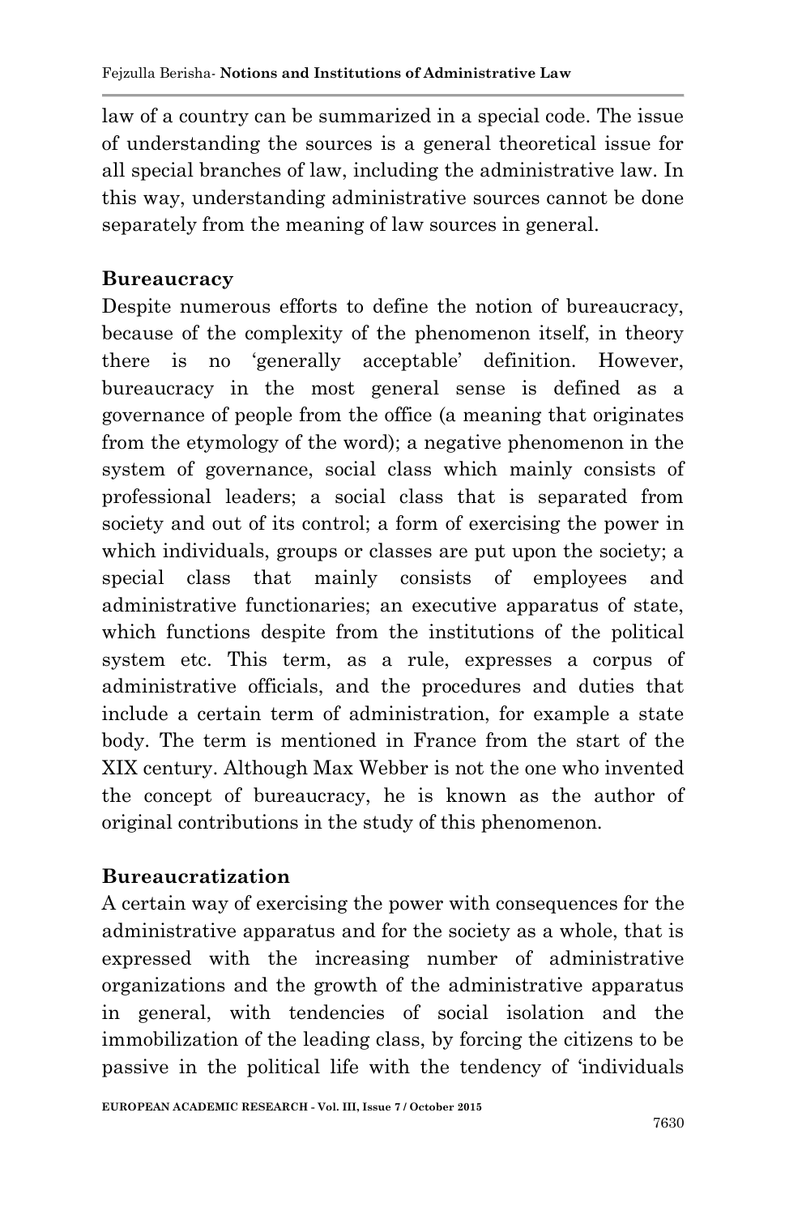law of a country can be summarized in a special code. The issue of understanding the sources is a general theoretical issue for all special branches of law, including the administrative law. In this way, understanding administrative sources cannot be done separately from the meaning of law sources in general.

**Bureaucracy**

Despite numerous efforts to define the notion of bureaucracy, because of the complexity of the phenomenon itself, in theory there is no 'generally acceptable' definition. However, bureaucracy in the most general sense is defined as a governance of people from the office (a meaning that originates from the etymology of the word); a negative phenomenon in the system of governance, social class which mainly consists of professional leaders; a social class that is separated from society and out of its control; a form of exercising the power in which individuals, groups or classes are put upon the society; a special class that mainly consists of employees and administrative functionaries; an executive apparatus of state, which functions despite from the institutions of the political system etc. This term, as a rule, expresses a corpus of administrative officials, and the procedures and duties that include a certain term of administration, for example a state body. The term is mentioned in France from the start of the XIX century. Although Max Webber is not the one who invented the concept of bureaucracy, he is known as the author of original contributions in the study of this phenomenon.

**Bureaucratization**

A certain way of exercising the power with consequences for the administrative apparatus and for the society as a whole, that is expressed with the increasing number of administrative organizations and the growth of the administrative apparatus in general, with tendencies of social isolation and the immobilization of the leading class, by forcing the citizens to be passive in the political life with the tendency of 'individuals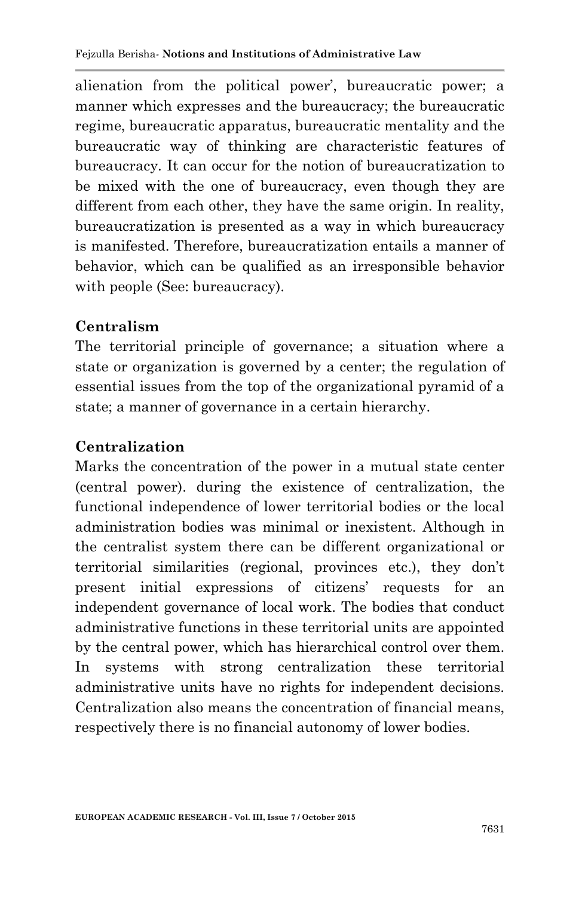alienation from the political power', bureaucratic power; a manner which expresses and the bureaucracy; the bureaucratic regime, bureaucratic apparatus, bureaucratic mentality and the bureaucratic way of thinking are characteristic features of bureaucracy. It can occur for the notion of bureaucratization to be mixed with the one of bureaucracy, even though they are different from each other, they have the same origin. In reality, bureaucratization is presented as a way in which bureaucracy is manifested. Therefore, bureaucratization entails a manner of behavior, which can be qualified as an irresponsible behavior with people (See: bureaucracy).

**Centralism**

The territorial principle of governance; a situation where a state or organization is governed by a center; the regulation of essential issues from the top of the organizational pyramid of a state; a manner of governance in a certain hierarchy.

**Centralization**

Marks the concentration of the power in a mutual state center (central power). during the existence of centralization, the functional independence of lower territorial bodies or the local administration bodies was minimal or inexistent. Although in the centralist system there can be different organizational or territorial similarities (regional, provinces etc.), they don't present initial expressions of citizens' requests for an independent governance of local work. The bodies that conduct administrative functions in these territorial units are appointed by the central power, which has hierarchical control over them. In systems with strong centralization these territorial administrative units have no rights for independent decisions. Centralization also means the concentration of financial means, respectively there is no financial autonomy of lower bodies.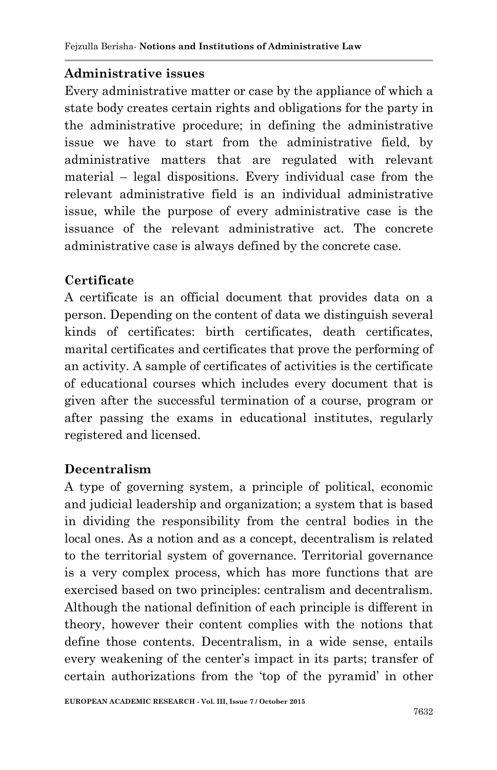**Administrative issues**

Every administrative matter or case by the appliance of which a state body creates certain rights and obligations for the party in the administrative procedure; in defining the administrative issue we have to start from the administrative field, by administrative matters that are regulated with relevant material – legal dispositions. Every individual case from the relevant administrative field is an individual administrative issue, while the purpose of every administrative case is the issuance of the relevant administrative act. The concrete administrative case is always defined by the concrete case.

**Certificate**

A certificate is an official document that provides data on a person. Depending on the content of data we distinguish several kinds of certificates: birth certificates, death certificates, marital certificates and certificates that prove the performing of an activity. A sample of certificates of activities is the certificate of educational courses which includes every document that is given after the successful termination of a course, program or after passing the exams in educational institutes, regularly registered and licensed.

**Decentralism**

A type of governing system, a principle of political, economic and judicial leadership and organization; a system that is based in dividing the responsibility from the central bodies in the local ones. As a notion and as a concept, decentralism is related to the territorial system of governance. Territorial governance is a very complex process, which has more functions that are exercised based on two principles: centralism and decentralism. Although the national definition of each principle is different in theory, however their content complies with the notions that define those contents. Decentralism, in a wide sense, entails every weakening of the center's impact in its parts; transfer of certain authorizations from the 'top of the pyramid' in other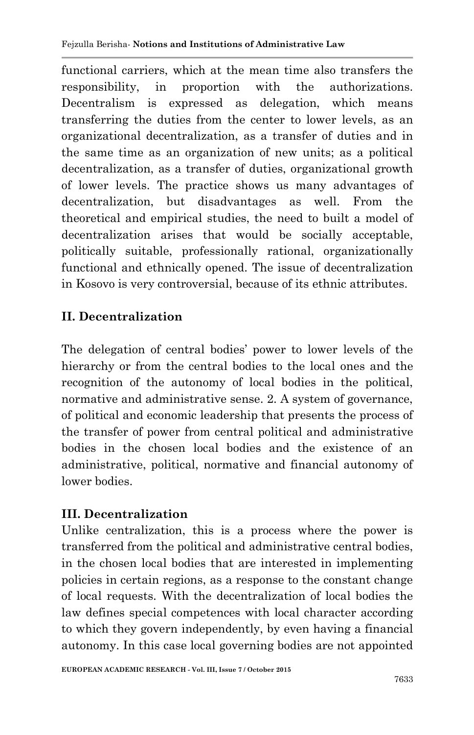functional carriers, which at the mean time also transfers the responsibility, in proportion with the authorizations. Decentralism is expressed as delegation, which means transferring the duties from the center to lower levels, as an organizational decentralization, as a transfer of duties and in the same time as an organization of new units; as a political decentralization, as a transfer of duties, organizational growth of lower levels. The practice shows us many advantages of decentralization, but disadvantages as well. From the theoretical and empirical studies, the need to built a model of decentralization arises that would be socially acceptable, politically suitable, professionally rational, organizationally functional and ethnically opened. The issue of decentralization in Kosovo is very controversial, because of its ethnic attributes.

## II. Decentralization

The delegation of central bodies' power to lower levels of the hierarchy or from the central bodies to the local ones and the recognition of the autonomy of local bodies in the political, normative and administrative sense. 2. A system of governance, of political and economic leadership that presents the process of the transfer of power from central political and administrative bodies in the chosen local bodies and the existence of an administrative, political, normative and financial autonomy of lower bodies.

## III. Decentralization

Unlike centralization, this is a process where the power is transferred from the political and administrative central bodies, in the chosen local bodies that are interested in implementing policies in certain regions, as a response to the constant change of local requests. With the decentralization of local bodies the law defines special competences with local character according to which they govern independently, by even having a financial autonomy. In this case local governing bodies are not appointed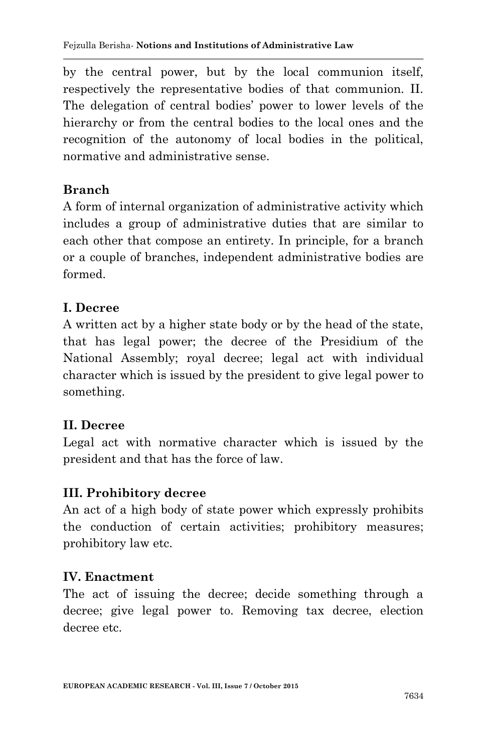by the central power, but by the local communion itself, respectively the representative bodies of that communion. II. The delegation of central bodies' power to lower levels of the hierarchy or from the central bodies to the local ones and the recognition of the autonomy of local bodies in the political, normative and administrative sense.

**Branch**

A form of internal organization of administrative activity which includes a group of administrative duties that are similar to each other that compose an entirety. In principle, for a branch or a couple of branches, independent administrative bodies are formed.

**I. Decree**

A written act by a higher state body or by the head of the state, that has legal power; the decree of the Presidium of the National Assembly; royal decree; legal act with individual character which is issued by the president to give legal power to something.

**II. Decree**

Legal act with normative character which is issued by the president and that has the force of law.

**III. Prohibitory decree**

An act of a high body of state power which expressly prohibits the conduction of certain activities; prohibitory measures; prohibitory law etc.

**IV. Enactment**

The act of issuing the decree; decide something through a decree; give legal power to. Removing tax decree, election decree etc.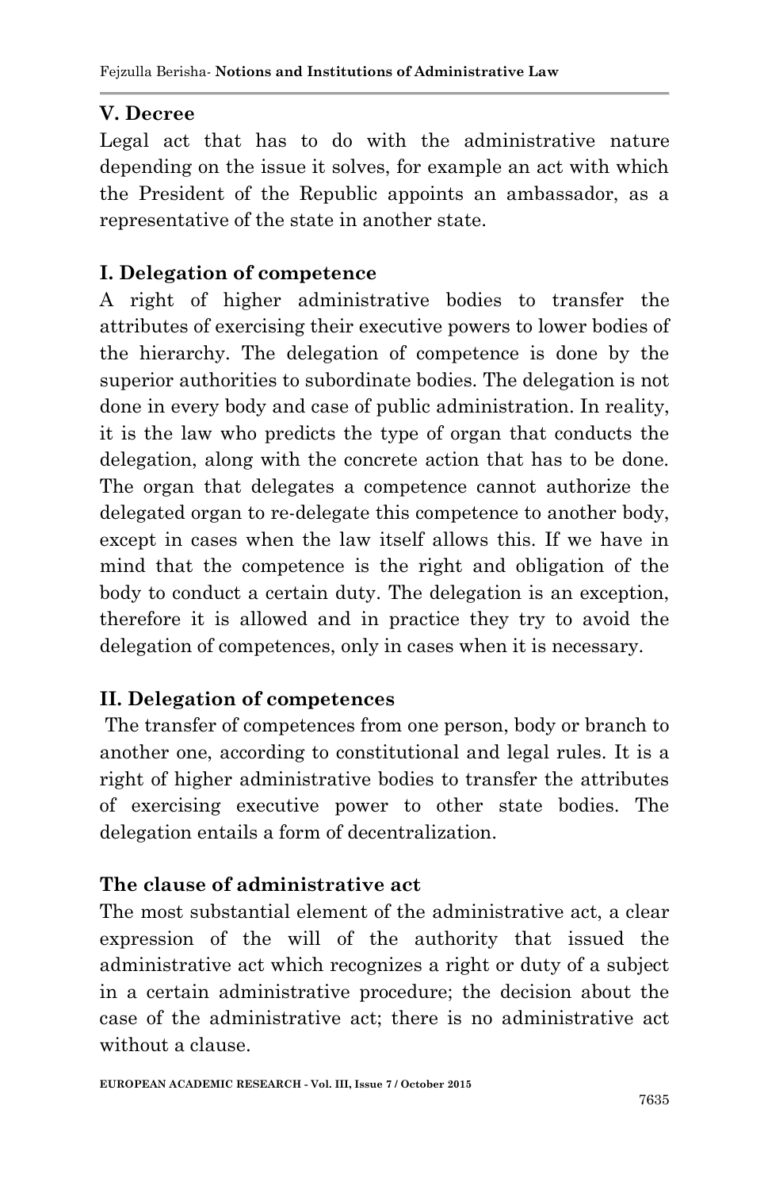**V. Decree**

Legal act that has to do with the administrative nature depending on the issue it solves, for example an act with which the President of the Republic appoints an ambassador, as a representative of the state in another state.

**I. Delegation of competence**

A right of higher administrative bodies to transfer the attributes of exercising their executive powers to lower bodies of the hierarchy. The delegation of competence is done by the superior authorities to subordinate bodies. The delegation is not done in every body and case of public administration. In reality, it is the law who predicts the type of organ that conducts the delegation, along with the concrete action that has to be done. The organ that delegates a competence cannot authorize the delegated organ to re-delegate this competence to another body, except in cases when the law itself allows this. If we have in mind that the competence is the right and obligation of the body to conduct a certain duty. The delegation is an exception, therefore it is allowed and in practice they try to avoid the delegation of competences, only in cases when it is necessary.

**II. Delegation of competences**

The transfer of competences from one person, body or branch to another one, according to constitutional and legal rules. It is a right of higher administrative bodies to transfer the attributes of exercising executive power to other state bodies. The delegation entails a form of decentralization.

**The clause of administrative act**

The most substantial element of the administrative act, a clear expression of the will of the authority that issued the administrative act which recognizes a right or duty of a subject in a certain administrative procedure; the decision about the case of the administrative act; there is no administrative act without a clause.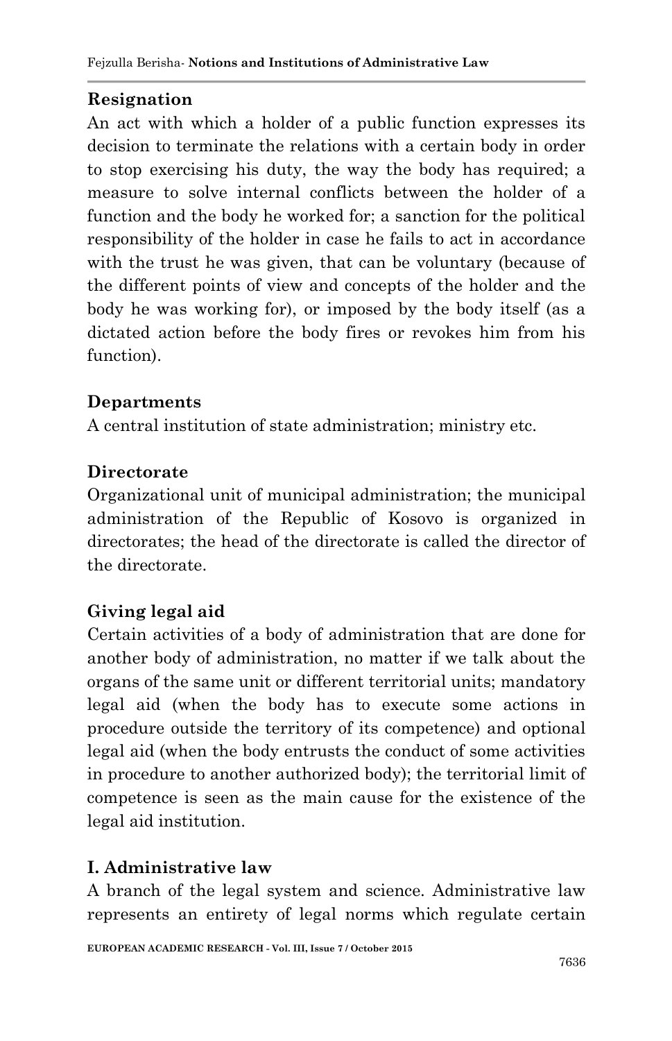**Resignation**

An act with which a holder of a public function expresses its decision to terminate the relations with a certain body in order to stop exercising his duty, the way the body has required; a measure to solve internal conflicts between the holder of a function and the body he worked for; a sanction for the political responsibility of the holder in case he fails to act in accordance with the trust he was given, that can be voluntary (because of the different points of view and concepts of the holder and the body he was working for), or imposed by the body itself (as a dictated action before the body fires or revokes him from his function).

**Departments**

A central institution of state administration; ministry etc.

**Directorate**

Organizational unit of municipal administration; the municipal administration of the Republic of Kosovo is organized in directorates; the head of the directorate is called the director of the directorate.

**Giving legal aid**

Certain activities of a body of administration that are done for another body of administration, no matter if we talk about the organs of the same unit or different territorial units; mandatory legal aid (when the body has to execute some actions in procedure outside the territory of its competence) and optional legal aid (when the body entrusts the conduct of some activities in procedure to another authorized body); the territorial limit of competence is seen as the main cause for the existence of the legal aid institution.

**I. Administrative law**

A branch of the legal system and science. Administrative law represents an entirety of legal norms which regulate certain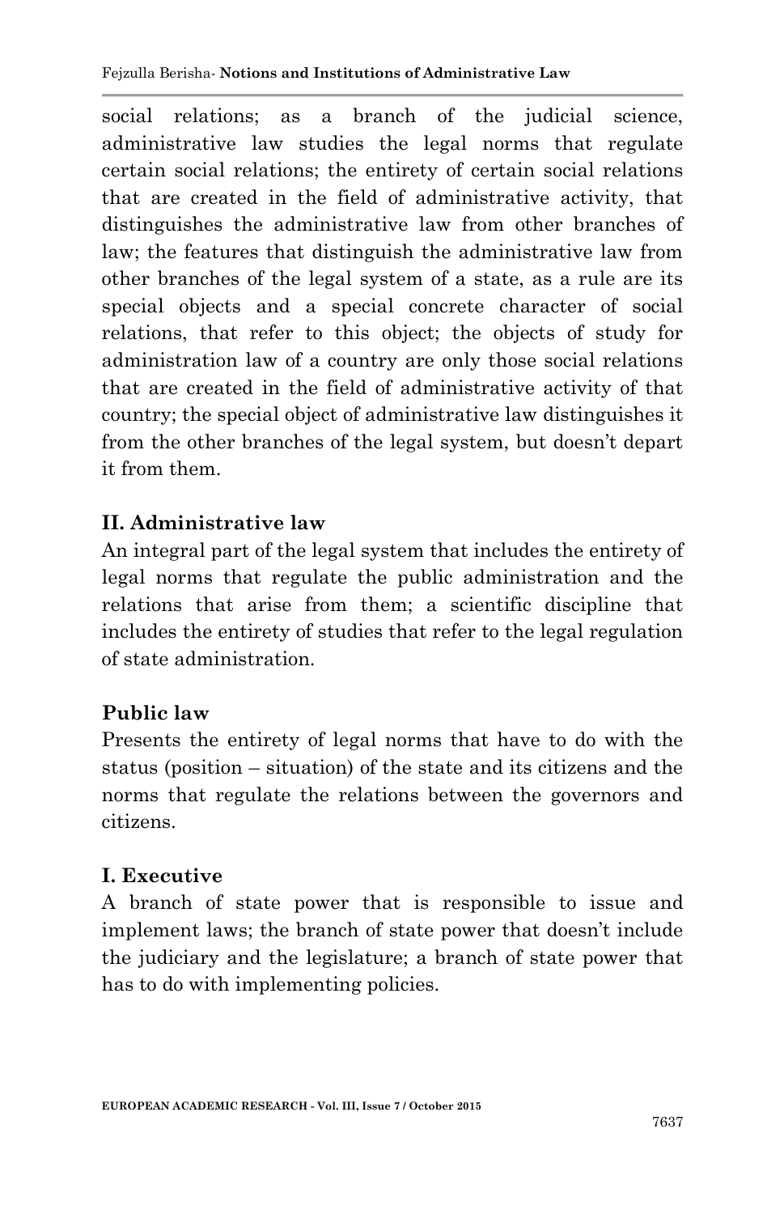social relations; as a branch of the judicial science, administrative law studies the legal norms that regulate certain social relations; the entirety of certain social relations that are created in the field of administrative activity, that distinguishes the administrative law from other branches of law; the features that distinguish the administrative law from other branches of the legal system of a state, as a rule are its special objects and a special concrete character of social relations, that refer to this object; the objects of study for administration law of a country are only those social relations that are created in the field of administrative activity of that country; the special object of administrative law distinguishes it from the other branches of the legal system, but doesn't depart it from them.

### II. Administrative law

An integral part of the legal system that includes the entirety of legal norms that regulate the public administration and the relations that arise from them; a scientific discipline that includes the entirety of studies that refer to the legal regulation of state administration.

### Public law

Presents the entirety of legal norms that have to do with the status (position – situation) of the state and its citizens and the norms that regulate the relations between the governors and citizens.

### I. Executive

A branch of state power that is responsible to issue and implement laws; the branch of state power that doesn't include the judiciary and the legislature; a branch of state power that has to do with implementing policies.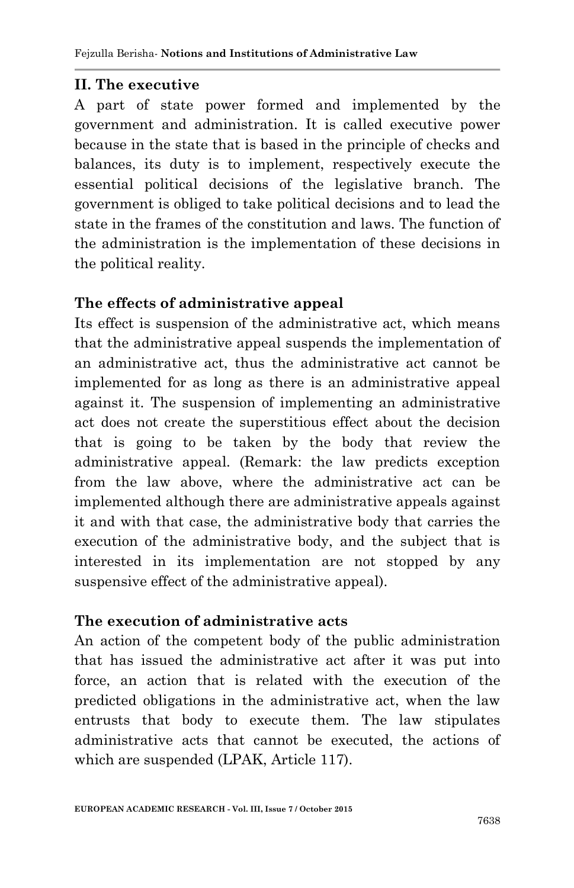## II. The executive

A part of state power formed and implemented by the government and administration. It is called executive power because in the state that is based in the principle of checks and balances, its duty is to implement, respectively execute the essential political decisions of the legislative branch. The government is obliged to take political decisions and to lead the state in the frames of the constitution and laws. The function of the administration is the implementation of these decisions in the political reality.

### The effects of administrative appeal

Its effect is suspension of the administrative act, which means that the administrative appeal suspends the implementation of an administrative act, thus the administrative act cannot be implemented for as long as there is an administrative appeal against it. The suspension of implementing an administrative act does not create the superstitious effect about the decision that is going to be taken by the body that review the administrative appeal. (Remark: the law predicts exception from the law above, where the administrative act can be implemented although there are administrative appeals against it and with that case, the administrative body that carries the execution of the administrative body, and the subject that is interested in its implementation are not stopped by any suspensive effect of the administrative appeal).

### The execution of administrative acts

An action of the competent body of the public administration that has issued the administrative act after it was put into force, an action that is related with the execution of the predicted obligations in the administrative act, when the law entrusts that body to execute them. The law stipulates administrative acts that cannot be executed, the actions of which are suspended (LPAK, Article 117).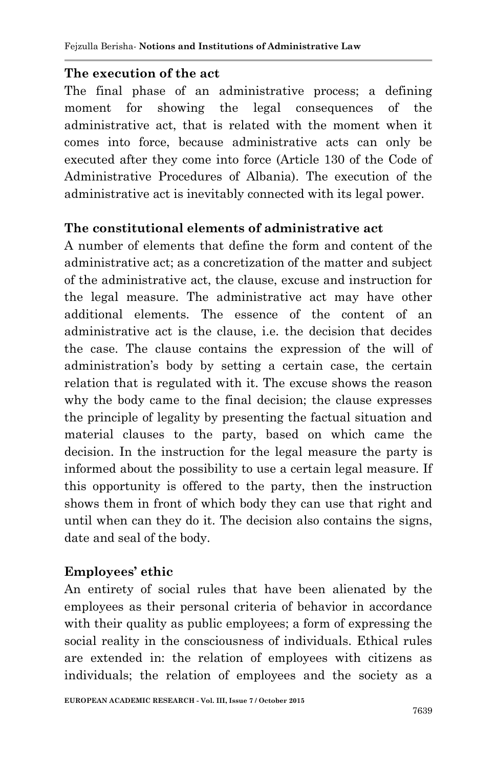**The execution of the act**

The final phase of an administrative process; a defining moment for showing the legal consequences of the administrative act, that is related with the moment when it comes into force, because administrative acts can only be executed after they come into force (Article 130 of the Code of Administrative Procedures of Albania). The execution of the administrative act is inevitably connected with its legal power.

**The constitutional elements of administrative act**

A number of elements that define the form and content of the administrative act; as a concretization of the matter and subject of the administrative act, the clause, excuse and instruction for the legal measure. The administrative act may have other additional elements. The essence of the content of an administrative act is the clause, i.e. the decision that decides the case. The clause contains the expression of the will of administration's body by setting a certain case, the certain relation that is regulated with it. The excuse shows the reason why the body came to the final decision; the clause expresses the principle of legality by presenting the factual situation and material clauses to the party, based on which came the decision. In the instruction for the legal measure the party is informed about the possibility to use a certain legal measure. If this opportunity is offered to the party, then the instruction shows them in front of which body they can use that right and until when can they do it. The decision also contains the signs, date and seal of the body.

**Employees' ethic**

An entirety of social rules that have been alienated by the employees as their personal criteria of behavior in accordance with their quality as public employees; a form of expressing the social reality in the consciousness of individuals. Ethical rules are extended in: the relation of employees with citizens as individuals; the relation of employees and the society as a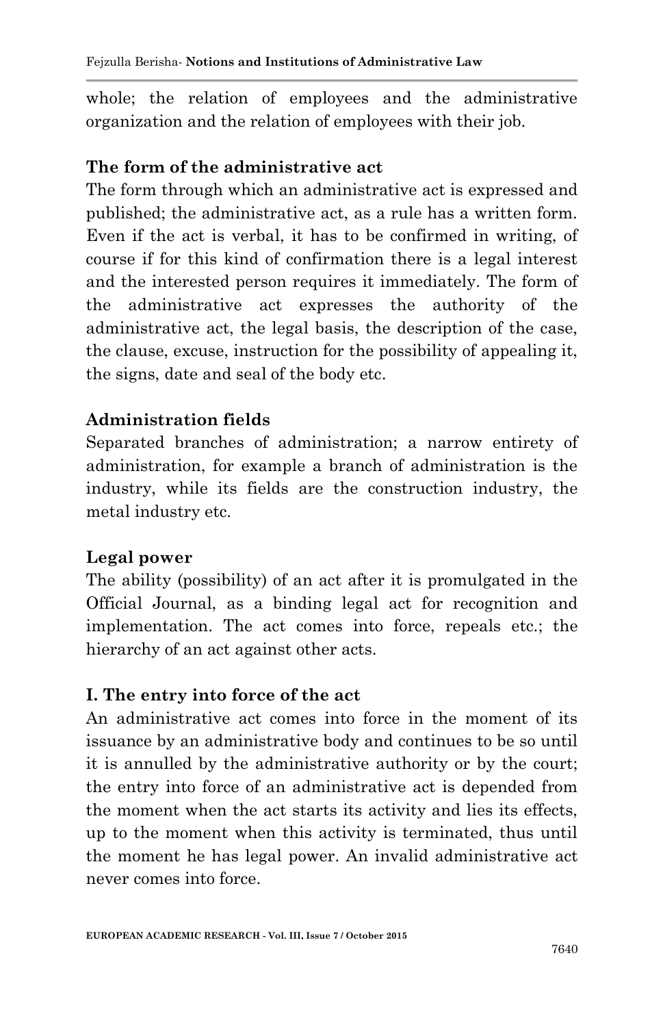whole; the relation of employees and the administrative organization and the relation of employees with their job.

**The form of the administrative act**

The form through which an administrative act is expressed and published; the administrative act, as a rule has a written form. Even if the act is verbal, it has to be confirmed in writing, of course if for this kind of confirmation there is a legal interest and the interested person requires it immediately. The form of the administrative act expresses the authority of the administrative act, the legal basis, the description of the case, the clause, excuse, instruction for the possibility of appealing it, the signs, date and seal of the body etc.

**Administration fields**

Separated branches of administration; a narrow entirety of administration, for example a branch of administration is the industry, while its fields are the construction industry, the metal industry etc.

**Legal power**

The ability (possibility) of an act after it is promulgated in the Official Journal, as a binding legal act for recognition and implementation. The act comes into force, repeals etc.; the hierarchy of an act against other acts.

**I. The entry into force of the act**

An administrative act comes into force in the moment of its issuance by an administrative body and continues to be so until it is annulled by the administrative authority or by the court; the entry into force of an administrative act is depended from the moment when the act starts its activity and lies its effects, up to the moment when this activity is terminated, thus until the moment he has legal power. An invalid administrative act never comes into force.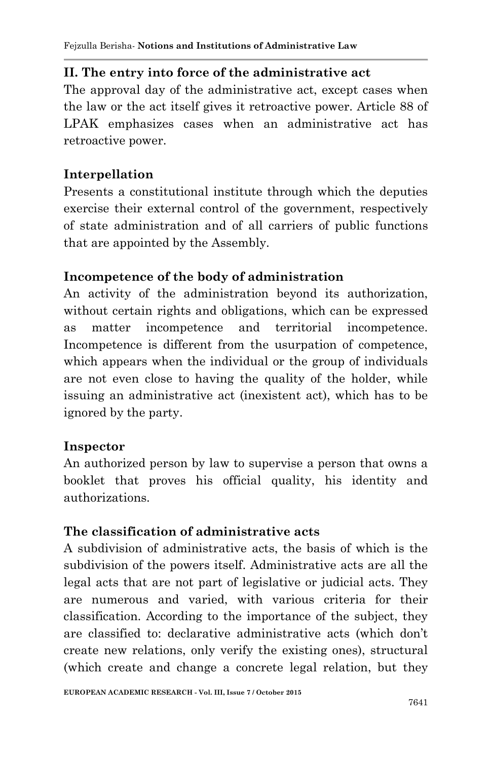**II. The entry into force of the administrative act**

The approval day of the administrative act, except cases when the law or the act itself gives it retroactive power. Article 88 of LPAK emphasizes cases when an administrative act has retroactive power.

**Interpellation**

Presents a constitutional institute through which the deputies exercise their external control of the government, respectively of state administration and of all carriers of public functions that are appointed by the Assembly.

**Incompetence of the body of administration**

An activity of the administration beyond its authorization, without certain rights and obligations, which can be expressed as matter incompetence and territorial incompetence. Incompetence is different from the usurpation of competence, which appears when the individual or the group of individuals are not even close to having the quality of the holder, while issuing an administrative act (inexistent act), which has to be ignored by the party.

**Inspector**

An authorized person by law to supervise a person that owns a booklet that proves his official quality, his identity and authorizations.

**The classification of administrative acts**

A subdivision of administrative acts, the basis of which is the subdivision of the powers itself. Administrative acts are all the legal acts that are not part of legislative or judicial acts. They are numerous and varied, with various criteria for their classification. According to the importance of the subject, they are classified to: declarative administrative acts (which don't create new relations, only verify the existing ones), structural (which create and change a concrete legal relation, but they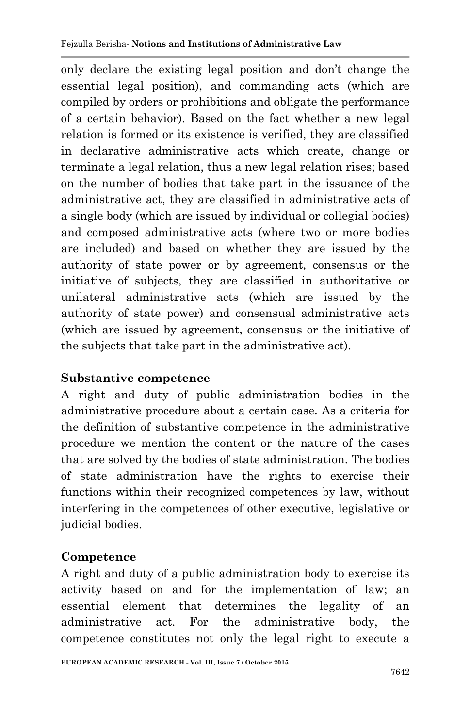only declare the existing legal position and don't change the essential legal position), and commanding acts (which are compiled by orders or prohibitions and obligate the performance of a certain behavior). Based on the fact whether a new legal relation is formed or its existence is verified, they are classified in declarative administrative acts which create, change or terminate a legal relation, thus a new legal relation rises; based on the number of bodies that take part in the issuance of the administrative act, they are classified in administrative acts of a single body (which are issued by individual or collegial bodies) and composed administrative acts (where two or more bodies are included) and based on whether they are issued by the authority of state power or by agreement, consensus or the initiative of subjects, they are classified in authoritative or unilateral administrative acts (which are issued by the authority of state power) and consensual administrative acts (which are issued by agreement, consensus or the initiative of the subjects that take part in the administrative act).

**Substantive competence**

A right and duty of public administration bodies in the administrative procedure about a certain case. As a criteria for the definition of substantive competence in the administrative procedure we mention the content or the nature of the cases that are solved by the bodies of state administration. The bodies of state administration have the rights to exercise their functions within their recognized competences by law, without interfering in the competences of other executive, legislative or judicial bodies.

**Competence**

A right and duty of a public administration body to exercise its activity based on and for the implementation of law; an essential element that determines the legality of an administrative act. For the administrative body, the competence constitutes not only the legal right to execute a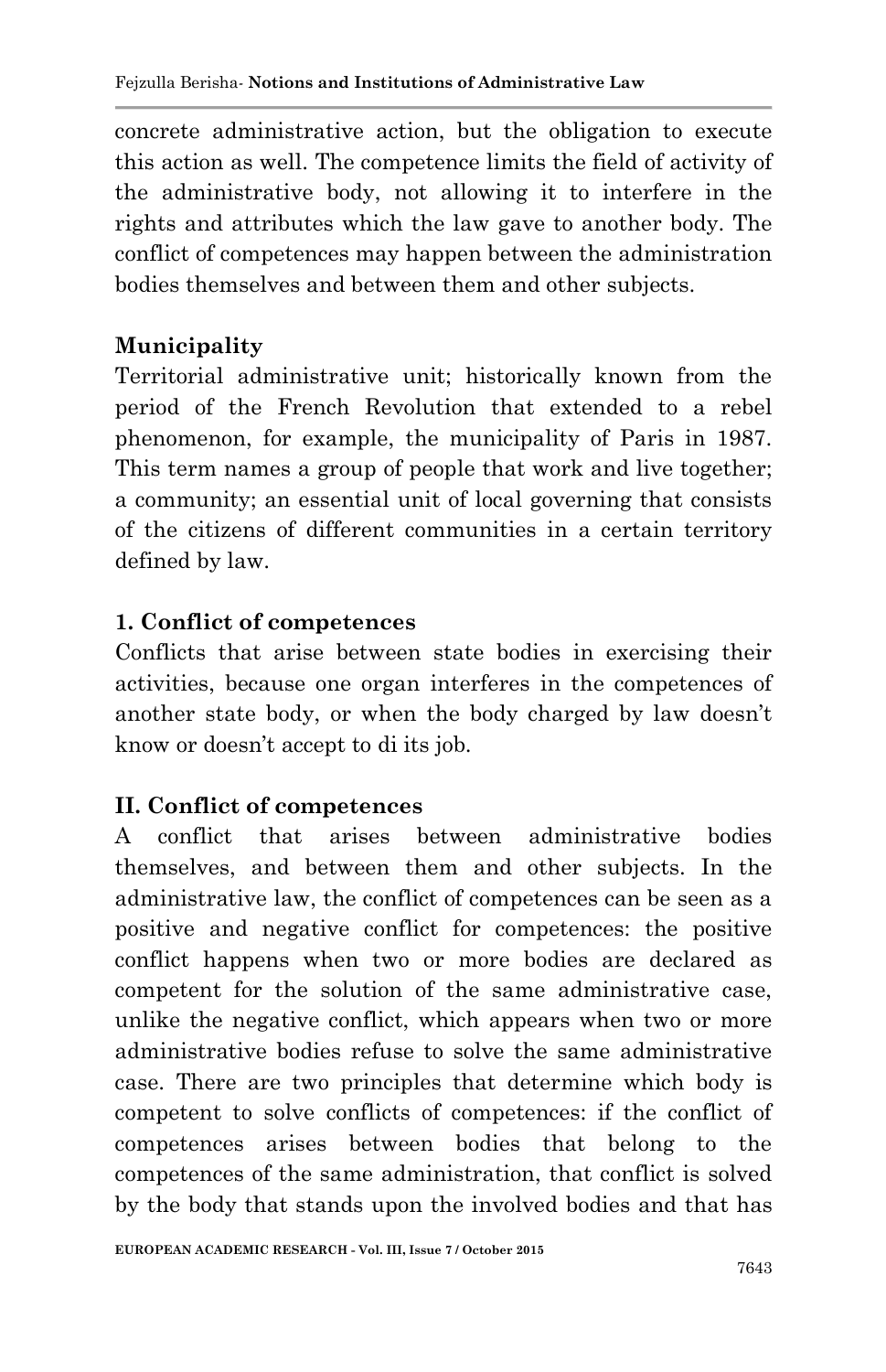concrete administrative action, but the obligation to execute this action as well. The competence limits the field of activity of the administrative body, not allowing it to interfere in the rights and attributes which the law gave to another body. The conflict of competences may happen between the administration bodies themselves and between them and other subjects.

**Municipality**

Territorial administrative unit; historically known from the period of the French Revolution that extended to a rebel phenomenon, for example, the municipality of Paris in 1987. This term names a group of people that work and live together; a community; an essential unit of local governing that consists of the citizens of different communities in a certain territory defined by law.

**1. Conflict of competences**

Conflicts that arise between state bodies in exercising their activities, because one organ interferes in the competences of another state body, or when the body charged by law doesn't know or doesn't accept to di its job.

**II. Conflict of competences**

A conflict that arises between administrative bodies themselves, and between them and other subjects. In the administrative law, the conflict of competences can be seen as a positive and negative conflict for competences: the positive conflict happens when two or more bodies are declared as competent for the solution of the same administrative case, unlike the negative conflict, which appears when two or more administrative bodies refuse to solve the same administrative case. There are two principles that determine which body is competent to solve conflicts of competences: if the conflict of competences arises between bodies that belong to the competences of the same administration, that conflict is solved by the body that stands upon the involved bodies and that has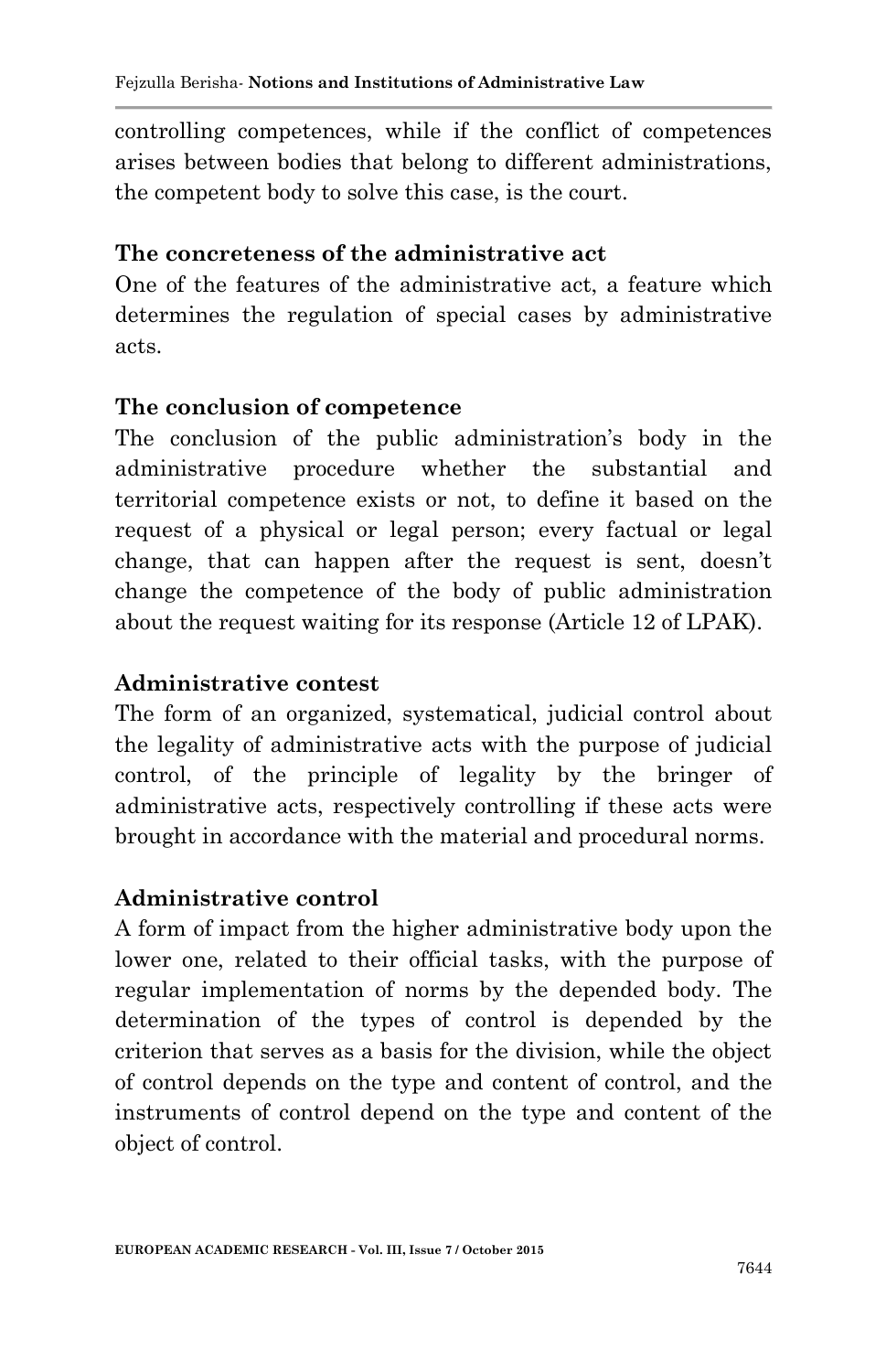controlling competences, while if the conflict of competences arises between bodies that belong to different administrations, the competent body to solve this case, is the court.

**The concreteness of the administrative act**

One of the features of the administrative act, a feature which determines the regulation of special cases by administrative acts.

**The conclusion of competence**

The conclusion of the public administration's body in the administrative procedure whether the substantial and territorial competence exists or not, to define it based on the request of a physical or legal person; every factual or legal change, that can happen after the request is sent, doesn't change the competence of the body of public administration about the request waiting for its response (Article 12 of LPAK).

**Administrative contest**

The form of an organized, systematical, judicial control about the legality of administrative acts with the purpose of judicial control, of the principle of legality by the bringer of administrative acts, respectively controlling if these acts were brought in accordance with the material and procedural norms.

**Administrative control**

A form of impact from the higher administrative body upon the lower one, related to their official tasks, with the purpose of regular implementation of norms by the depended body. The determination of the types of control is depended by the criterion that serves as a basis for the division, while the object of control depends on the type and content of control, and the instruments of control depend on the type and content of the object of control.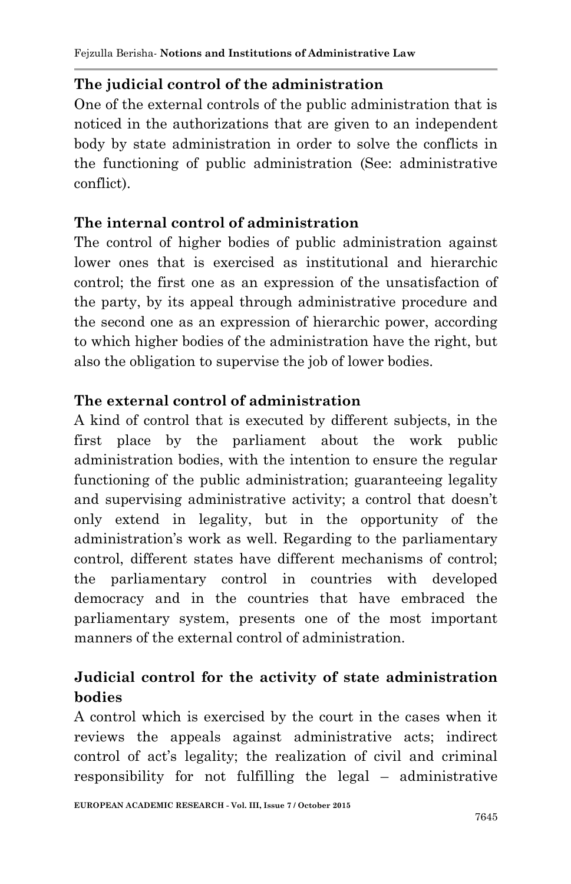**The judicial control of the administration**

One of the external controls of the public administration that is noticed in the authorizations that are given to an independent body by state administration in order to solve the conflicts in the functioning of public administration (See: administrative conflict).

**The internal control of administration**

The control of higher bodies of public administration against lower ones that is exercised as institutional and hierarchic control; the first one as an expression of the unsatisfaction of the party, by its appeal through administrative procedure and the second one as an expression of hierarchic power, according to which higher bodies of the administration have the right, but also the obligation to supervise the job of lower bodies.

**The external control of administration**

A kind of control that is executed by different subjects, in the first place by the parliament about the work public administration bodies, with the intention to ensure the regular functioning of the public administration; guaranteeing legality and supervising administrative activity; a control that doesn't only extend in legality, but in the opportunity of the administration's work as well. Regarding to the parliamentary control, different states have different mechanisms of control; the parliamentary control in countries with developed democracy and in the countries that have embraced the parliamentary system, presents one of the most important manners of the external control of administration.

**Judicial control for the activity of state administration bodies**

A control which is exercised by the court in the cases when it reviews the appeals against administrative acts; indirect control of act's legality; the realization of civil and criminal responsibility for not fulfilling the legal – administrative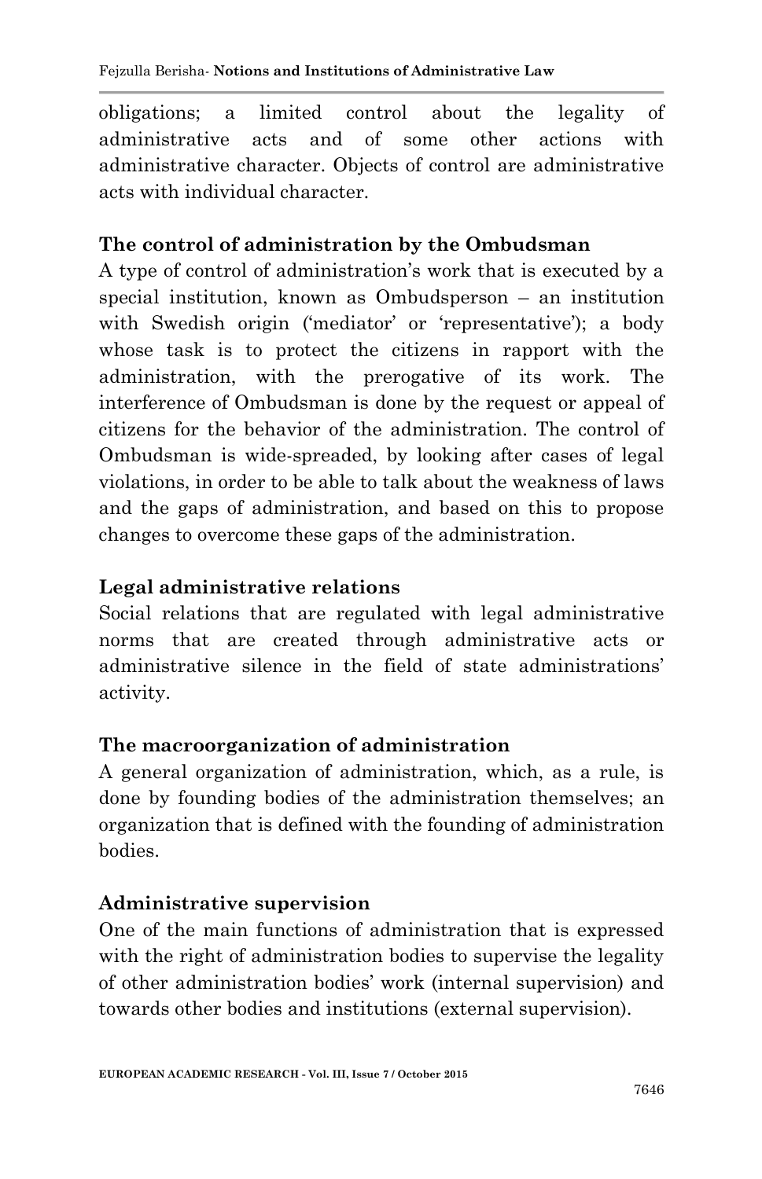obligations; a limited control about the legality of administrative acts and of some other actions with administrative character. Objects of control are administrative acts with individual character.

**The control of administration by the Ombudsman**

A type of control of administration's work that is executed by a special institution, known as Ombudsperson – an institution with Swedish origin ('mediator' or 'representative'); a body whose task is to protect the citizens in rapport with the administration, with the prerogative of its work. The interference of Ombudsman is done by the request or appeal of citizens for the behavior of the administration. The control of Ombudsman is wide-spreaded, by looking after cases of legal violations, in order to be able to talk about the weakness of laws and the gaps of administration, and based on this to propose changes to overcome these gaps of the administration.

**Legal administrative relations**

Social relations that are regulated with legal administrative norms that are created through administrative acts or administrative silence in the field of state administrations' activity.

**The macroorganization of administration**

A general organization of administration, which, as a rule, is done by founding bodies of the administration themselves; an organization that is defined with the founding of administration bodies.

**Administrative supervision**

One of the main functions of administration that is expressed with the right of administration bodies to supervise the legality of other administration bodies' work (internal supervision) and towards other bodies and institutions (external supervision).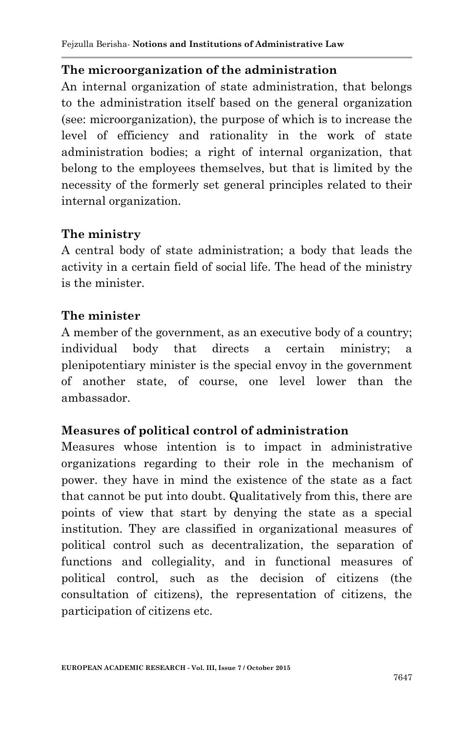**The microorganization of the administration**

An internal organization of state administration, that belongs to the administration itself based on the general organization (see: microorganization), the purpose of which is to increase the level of efficiency and rationality in the work of state administration bodies; a right of internal organization, that belong to the employees themselves, but that is limited by the necessity of the formerly set general principles related to their internal organization.

**The ministry**

A central body of state administration; a body that leads the activity in a certain field of social life. The head of the ministry is the minister.

**The minister**

A member of the government, as an executive body of a country; individual body that directs a certain ministry; a plenipotentiary minister is the special envoy in the government of another state, of course, one level lower than the ambassador.

**Measures of political control of administration**

Measures whose intention is to impact in administrative organizations regarding to their role in the mechanism of power. they have in mind the existence of the state as a fact that cannot be put into doubt. Qualitatively from this, there are points of view that start by denying the state as a special institution. They are classified in organizational measures of political control such as decentralization, the separation of functions and collegiality, and in functional measures of political control, such as the decision of citizens (the consultation of citizens), the representation of citizens, the participation of citizens etc.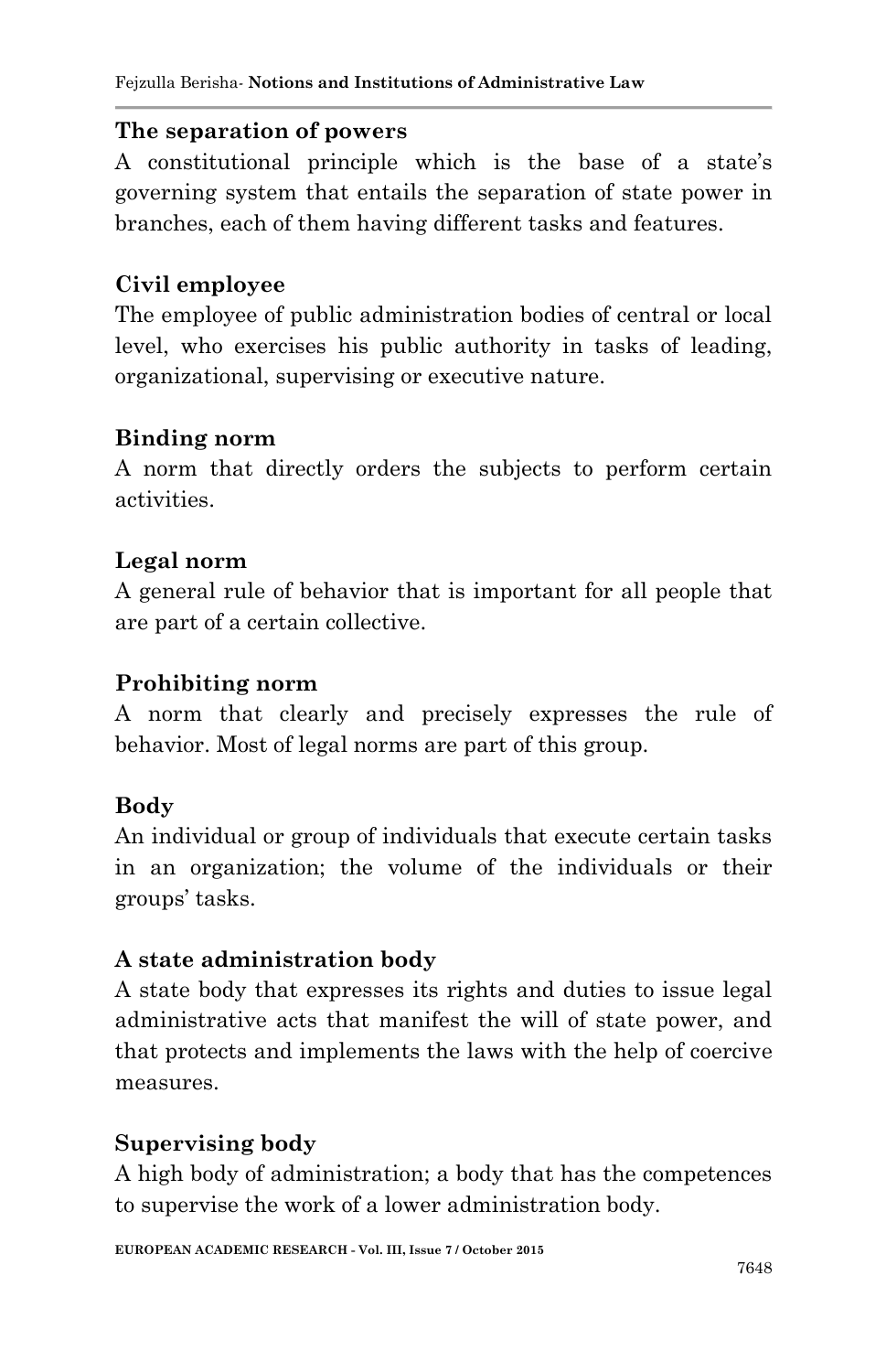**The separation of powers**

A constitutional principle which is the base of a state's governing system that entails the separation of state power in branches, each of them having different tasks and features.

**Civil employee**

The employee of public administration bodies of central or local level, who exercises his public authority in tasks of leading, organizational, supervising or executive nature.

**Binding norm**

A norm that directly orders the subjects to perform certain activities.

**Legal norm**

A general rule of behavior that is important for all people that are part of a certain collective.

**Prohibiting norm**

A norm that clearly and precisely expresses the rule of behavior. Most of legal norms are part of this group.

**Body**

An individual or group of individuals that execute certain tasks in an organization; the volume of the individuals or their groups' tasks.

**A state administration body**

A state body that expresses its rights and duties to issue legal administrative acts that manifest the will of state power, and that protects and implements the laws with the help of coercive measures.

**Supervising body**

A high body of administration; a body that has the competences to supervise the work of a lower administration body.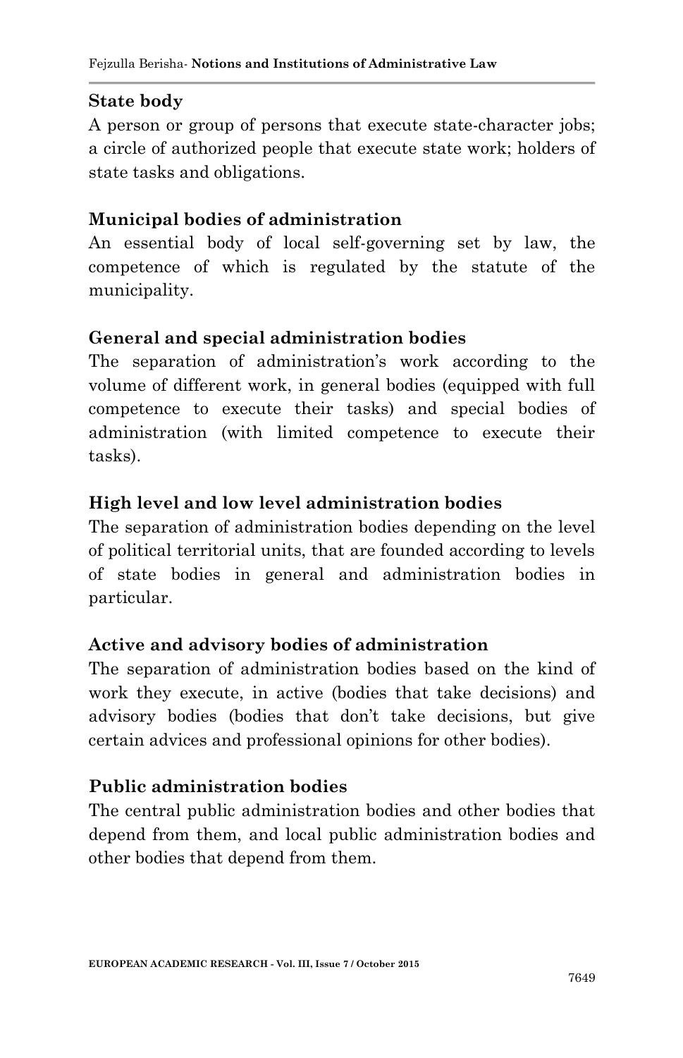**State body**

A person or group of persons that execute state-character jobs; a circle of authorized people that execute state work; holders of state tasks and obligations.

**Municipal bodies of administration**

An essential body of local self-governing set by law, the competence of which is regulated by the statute of the municipality.

**General and special administration bodies**

The separation of administration's work according to the volume of different work, in general bodies (equipped with full competence to execute their tasks) and special bodies of administration (with limited competence to execute their tasks).

**High level and low level administration bodies**

The separation of administration bodies depending on the level of political territorial units, that are founded according to levels of state bodies in general and administration bodies in particular.

**Active and advisory bodies of administration**

The separation of administration bodies based on the kind of work they execute, in active (bodies that take decisions) and advisory bodies (bodies that don't take decisions, but give certain advices and professional opinions for other bodies).

**Public administration bodies**

The central public administration bodies and other bodies that depend from them, and local public administration bodies and other bodies that depend from them.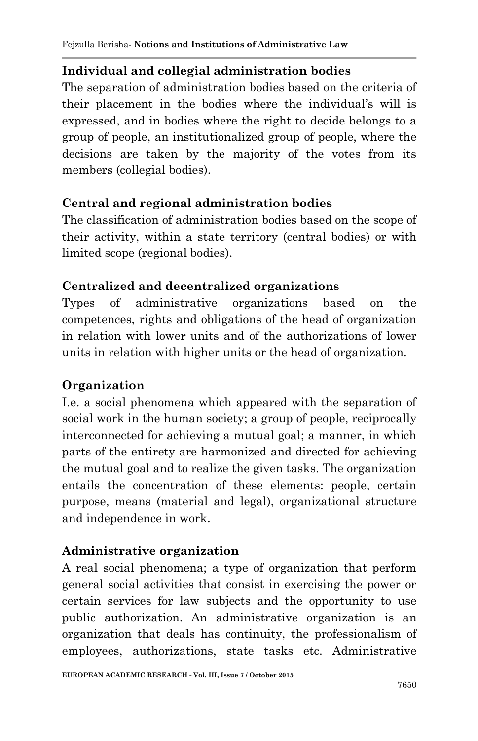**Individual and collegial administration bodies**

The separation of administration bodies based on the criteria of their placement in the bodies where the individual's will is expressed, and in bodies where the right to decide belongs to a group of people, an institutionalized group of people, where the decisions are taken by the majority of the votes from its members (collegial bodies).

**Central and regional administration bodies**

The classification of administration bodies based on the scope of their activity, within a state territory (central bodies) or with limited scope (regional bodies).

**Centralized and decentralized organizations**

Types of administrative organizations based on the competences, rights and obligations of the head of organization in relation with lower units and of the authorizations of lower units in relation with higher units or the head of organization.

**Organization**

I.e. a social phenomena which appeared with the separation of social work in the human society; a group of people, reciprocally interconnected for achieving a mutual goal; a manner, in which parts of the entirety are harmonized and directed for achieving the mutual goal and to realize the given tasks. The organization entails the concentration of these elements: people, certain purpose, means (material and legal), organizational structure and independence in work.

**Administrative organization**

A real social phenomena; a type of organization that perform general social activities that consist in exercising the power or certain services for law subjects and the opportunity to use public authorization. An administrative organization is an organization that deals has continuity, the professionalism of employees, authorizations, state tasks etc. Administrative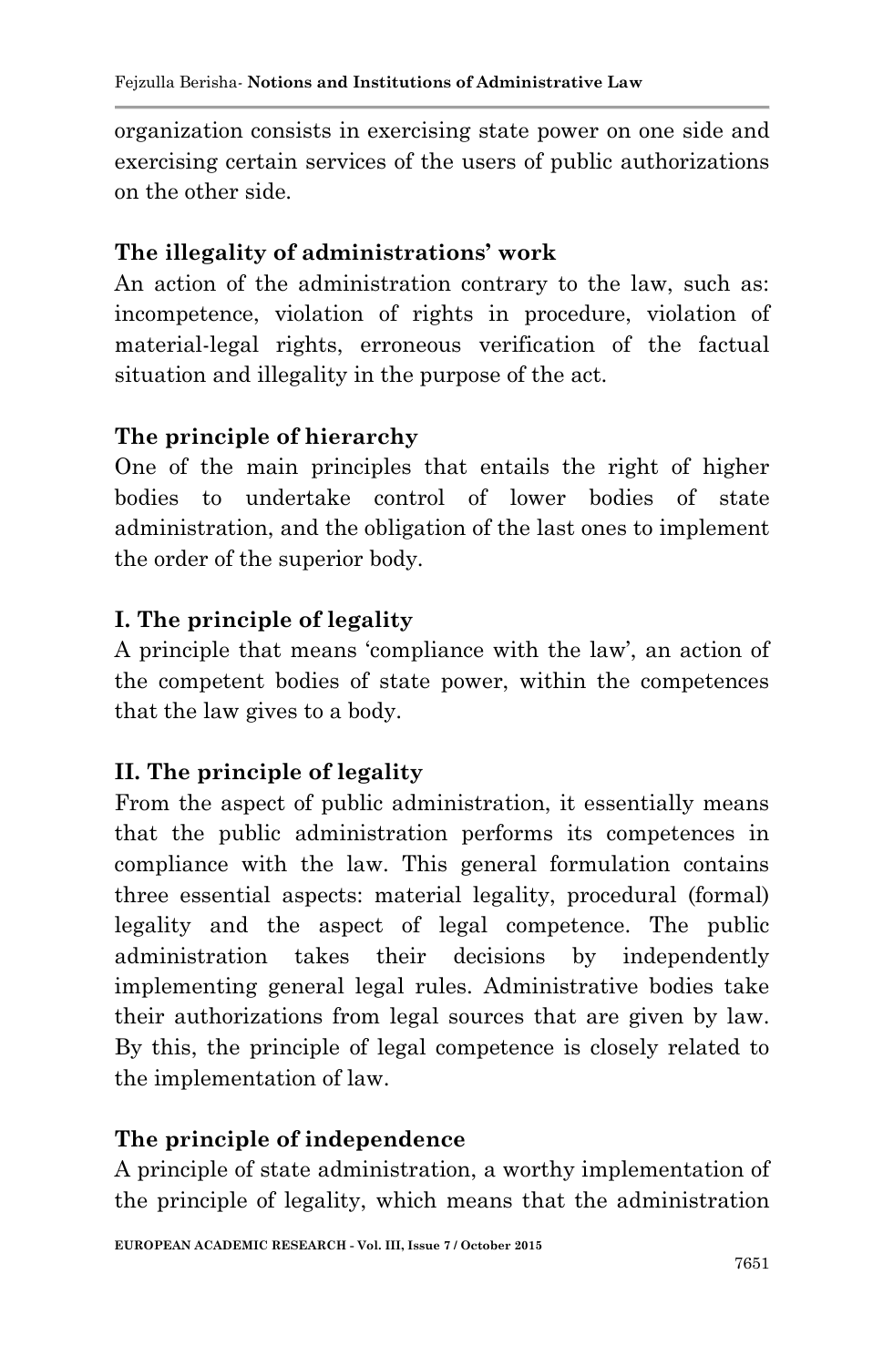organization consists in exercising state power on one side and exercising certain services of the users of public authorizations on the other side.

**The illegality of administrations' work**

An action of the administration contrary to the law, such as: incompetence, violation of rights in procedure, violation of material-legal rights, erroneous verification of the factual situation and illegality in the purpose of the act.

**The principle of hierarchy**

One of the main principles that entails the right of higher bodies to undertake control of lower bodies of state administration, and the obligation of the last ones to implement the order of the superior body.

**I. The principle of legality**

A principle that means 'compliance with the law', an action of the competent bodies of state power, within the competences that the law gives to a body.

**II. The principle of legality**

From the aspect of public administration, it essentially means that the public administration performs its competences in compliance with the law. This general formulation contains three essential aspects: material legality, procedural (formal) legality and the aspect of legal competence. The public administration takes their decisions by independently implementing general legal rules. Administrative bodies take their authorizations from legal sources that are given by law. By this, the principle of legal competence is closely related to the implementation of law.

**The principle of independence**

A principle of state administration, a worthy implementation of the principle of legality, which means that the administration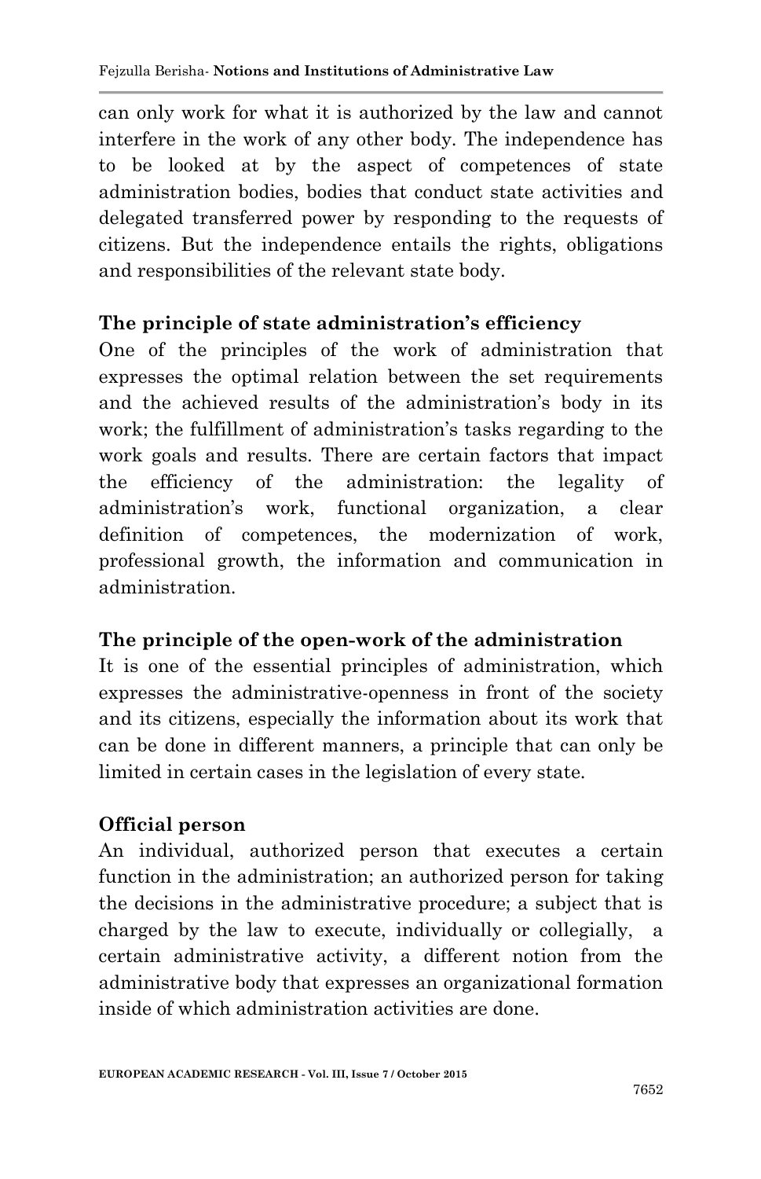can only work for what it is authorized by the law and cannot interfere in the work of any other body. The independence has to be looked at by the aspect of competences of state administration bodies, bodies that conduct state activities and delegated transferred power by responding to the requests of citizens. But the independence entails the rights, obligations and responsibilities of the relevant state body.

**The principle of state administration's efficiency**

One of the principles of the work of administration that expresses the optimal relation between the set requirements and the achieved results of the administration's body in its work; the fulfillment of administration's tasks regarding to the work goals and results. There are certain factors that impact the efficiency of the administration: the legality of administration's work, functional organization, a clear definition of competences, the modernization of work, professional growth, the information and communication in administration.

**The principle of the open-work of the administration**

It is one of the essential principles of administration, which expresses the administrative-openness in front of the society and its citizens, especially the information about its work that can be done in different manners, a principle that can only be limited in certain cases in the legislation of every state.

**Official person**

An individual, authorized person that executes a certain function in the administration; an authorized person for taking the decisions in the administrative procedure; a subject that is charged by the law to execute, individually or collegially, a certain administrative activity, a different notion from the administrative body that expresses an organizational formation inside of which administration activities are done.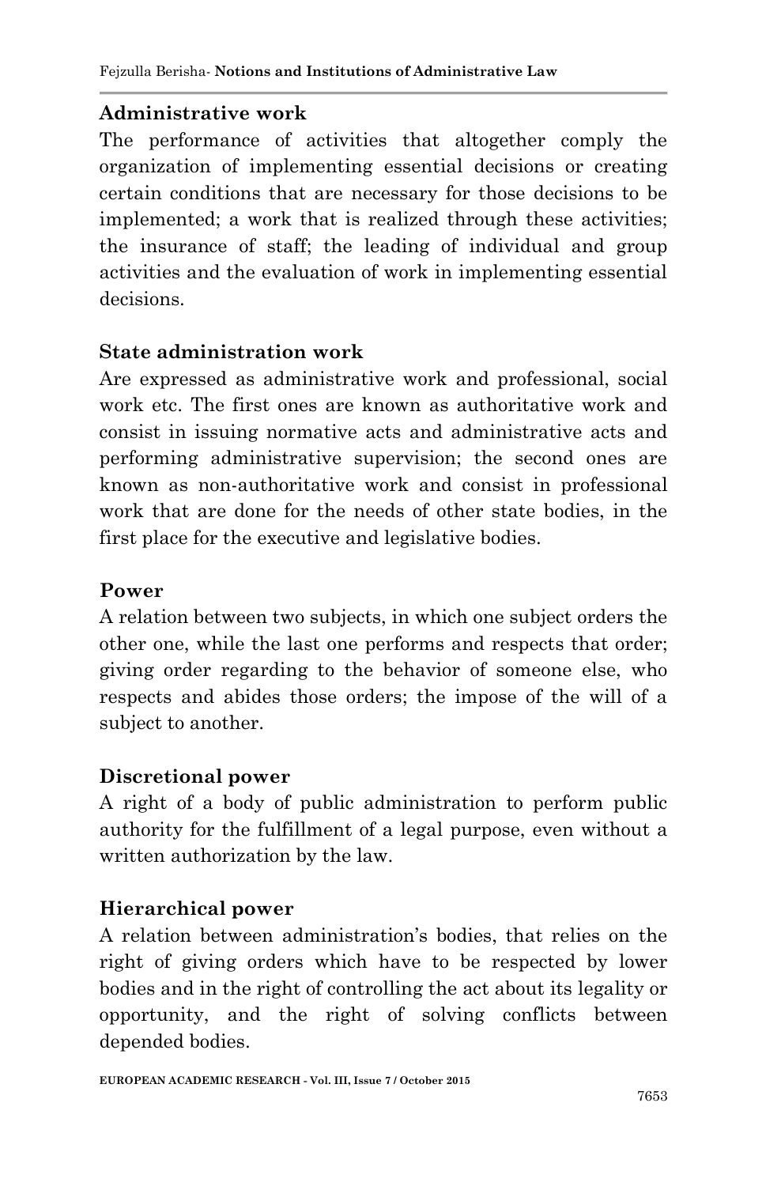**Administrative work**

The performance of activities that altogether comply the organization of implementing essential decisions or creating certain conditions that are necessary for those decisions to be implemented; a work that is realized through these activities; the insurance of staff; the leading of individual and group activities and the evaluation of work in implementing essential decisions.

**State administration work**

Are expressed as administrative work and professional, social work etc. The first ones are known as authoritative work and consist in issuing normative acts and administrative acts and performing administrative supervision; the second ones are known as non-authoritative work and consist in professional work that are done for the needs of other state bodies, in the first place for the executive and legislative bodies.

**Power**

A relation between two subjects, in which one subject orders the other one, while the last one performs and respects that order; giving order regarding to the behavior of someone else, who respects and abides those orders; the impose of the will of a subject to another.

**Discretional power**

A right of a body of public administration to perform public authority for the fulfillment of a legal purpose, even without a written authorization by the law.

**Hierarchical power**

A relation between administration's bodies, that relies on the right of giving orders which have to be respected by lower bodies and in the right of controlling the act about its legality or opportunity, and the right of solving conflicts between depended bodies.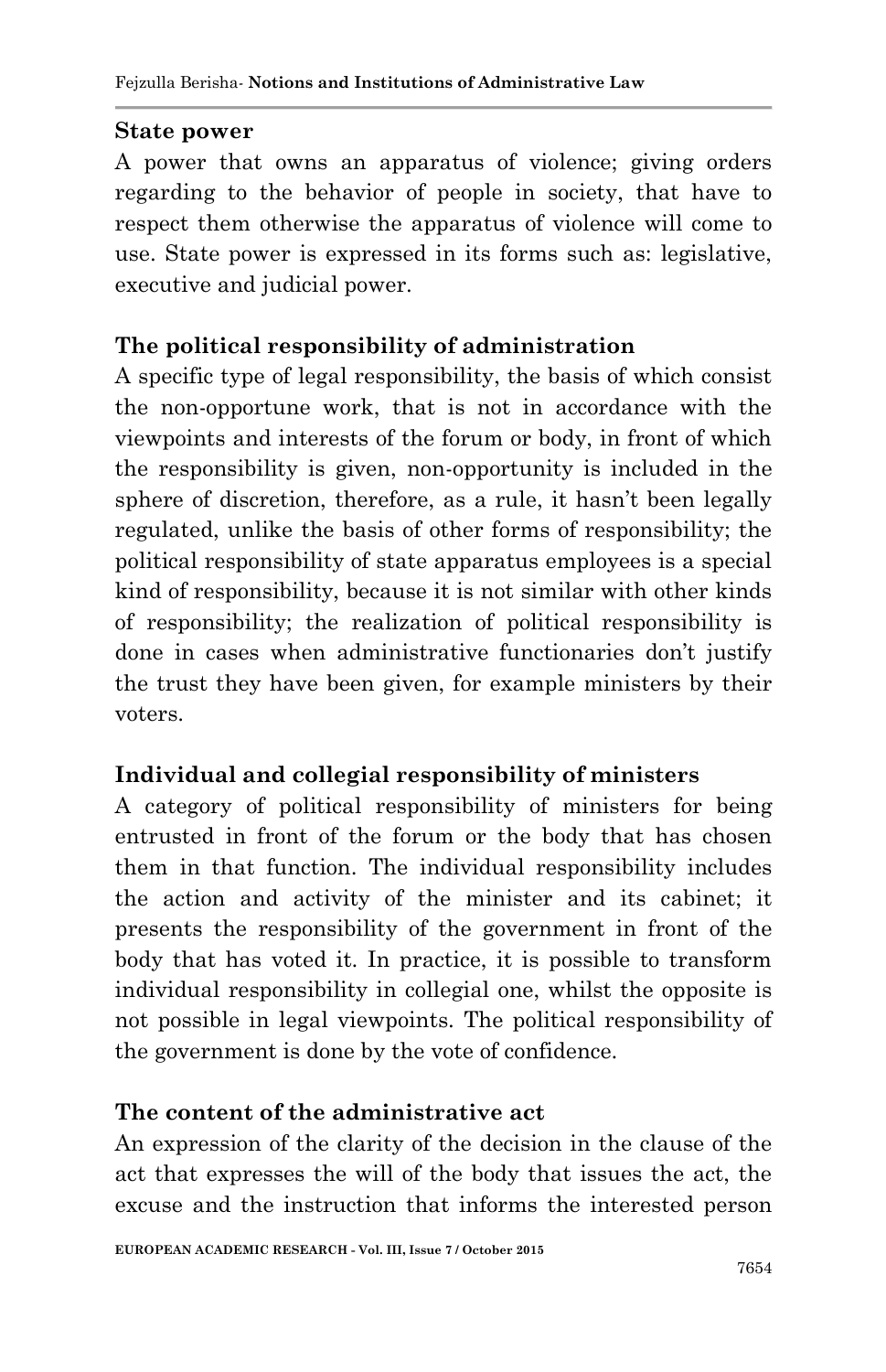**State power**

A power that owns an apparatus of violence; giving orders regarding to the behavior of people in society, that have to respect them otherwise the apparatus of violence will come to use. State power is expressed in its forms such as: legislative, executive and judicial power.

**The political responsibility of administration**

A specific type of legal responsibility, the basis of which consist the non-opportune work, that is not in accordance with the viewpoints and interests of the forum or body, in front of which the responsibility is given, non-opportunity is included in the sphere of discretion, therefore, as a rule, it hasn't been legally regulated, unlike the basis of other forms of responsibility; the political responsibility of state apparatus employees is a special kind of responsibility, because it is not similar with other kinds of responsibility; the realization of political responsibility is done in cases when administrative functionaries don't justify the trust they have been given, for example ministers by their voters.

**Individual and collegial responsibility of ministers**

A category of political responsibility of ministers for being entrusted in front of the forum or the body that has chosen them in that function. The individual responsibility includes the action and activity of the minister and its cabinet; it presents the responsibility of the government in front of the body that has voted it. In practice, it is possible to transform individual responsibility in collegial one, whilst the opposite is not possible in legal viewpoints. The political responsibility of the government is done by the vote of confidence.

**The content of the administrative act**

An expression of the clarity of the decision in the clause of the act that expresses the will of the body that issues the act, the excuse and the instruction that informs the interested person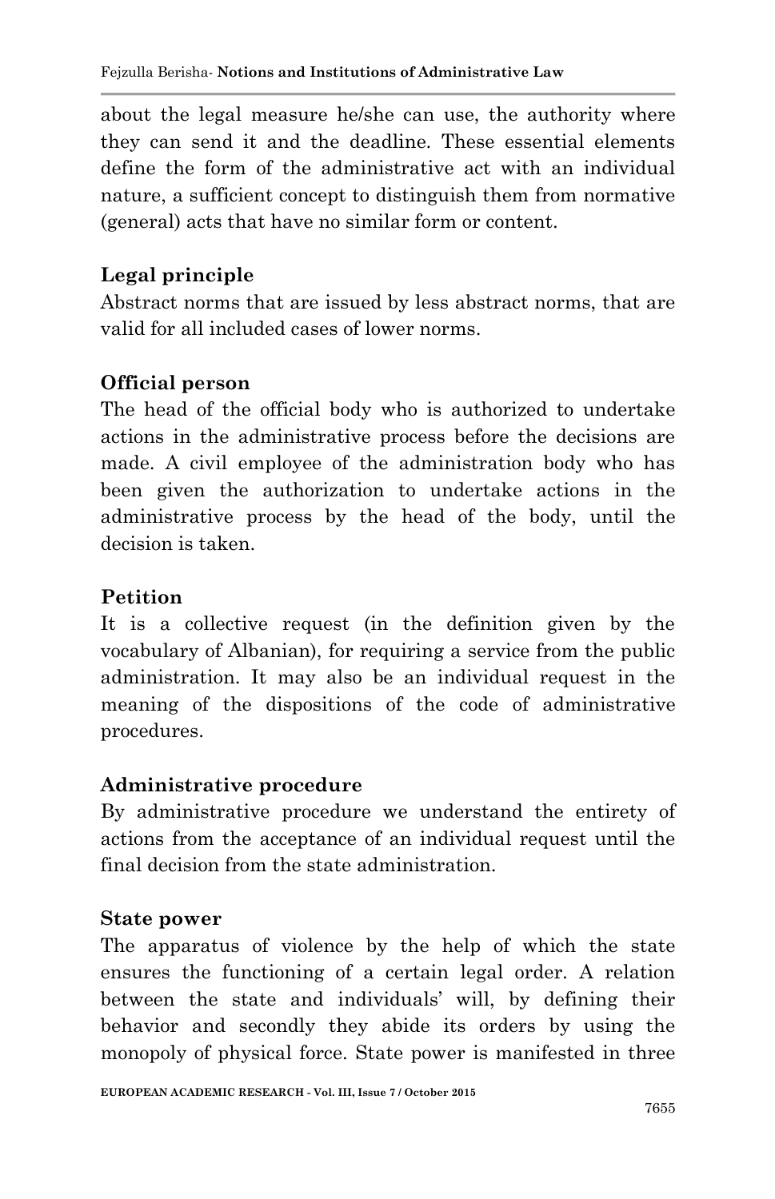about the legal measure he/she can use, the authority where they can send it and the deadline. These essential elements define the form of the administrative act with an individual nature, a sufficient concept to distinguish them from normative (general) acts that have no similar form or content.

**Legal principle**

Abstract norms that are issued by less abstract norms, that are valid for all included cases of lower norms.

**Official person**

The head of the official body who is authorized to undertake actions in the administrative process before the decisions are made. A civil employee of the administration body who has been given the authorization to undertake actions in the administrative process by the head of the body, until the decision is taken.

**Petition**

It is a collective request (in the definition given by the vocabulary of Albanian), for requiring a service from the public administration. It may also be an individual request in the meaning of the dispositions of the code of administrative procedures.

**Administrative procedure**

By administrative procedure we understand the entirety of actions from the acceptance of an individual request until the final decision from the state administration.

**State power**

The apparatus of violence by the help of which the state ensures the functioning of a certain legal order. A relation between the state and individuals' will, by defining their behavior and secondly they abide its orders by using the monopoly of physical force. State power is manifested in three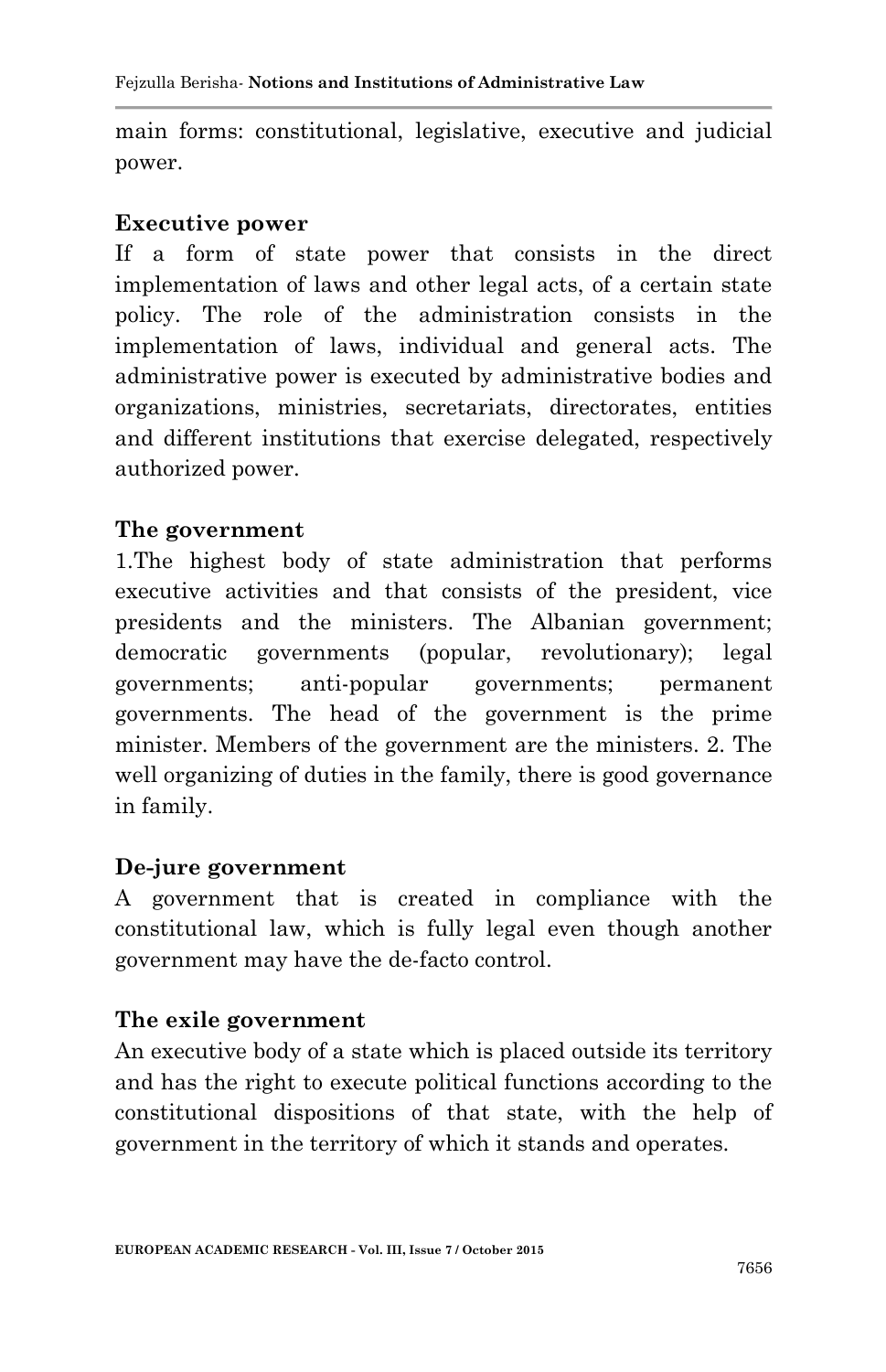main forms: constitutional, legislative, executive and judicial power.

**Executive power**

If a form of state power that consists in the direct implementation of laws and other legal acts, of a certain state policy. The role of the administration consists in the implementation of laws, individual and general acts. The administrative power is executed by administrative bodies and organizations, ministries, secretariats, directorates, entities and different institutions that exercise delegated, respectively authorized power.

**The government**

1.The highest body of state administration that performs executive activities and that consists of the president, vice presidents and the ministers. The Albanian government; democratic governments (popular, revolutionary); legal governments; anti-popular governments; permanent governments. The head of the government is the prime minister. Members of the government are the ministers. 2. The well organizing of duties in the family, there is good governance in family.

**De-jure government**

A government that is created in compliance with the constitutional law, which is fully legal even though another government may have the de-facto control.

**The exile government**

An executive body of a state which is placed outside its territory and has the right to execute political functions according to the constitutional dispositions of that state, with the help of government in the territory of which it stands and operates.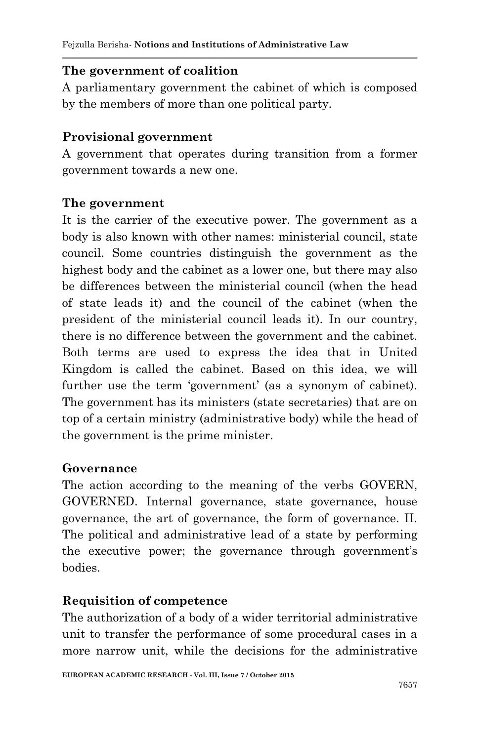**The government of coalition**

A parliamentary government the cabinet of which is composed by the members of more than one political party.

**Provisional government**

A government that operates during transition from a former government towards a new one.

**The government**

It is the carrier of the executive power. The government as a body is also known with other names: ministerial council, state council. Some countries distinguish the government as the highest body and the cabinet as a lower one, but there may also be differences between the ministerial council (when the head of state leads it) and the council of the cabinet (when the president of the ministerial council leads it). In our country, there is no difference between the government and the cabinet. Both terms are used to express the idea that in United Kingdom is called the cabinet. Based on this idea, we will further use the term 'government' (as a synonym of cabinet). The government has its ministers (state secretaries) that are on top of a certain ministry (administrative body) while the head of the government is the prime minister.

**Governance**

The action according to the meaning of the verbs GOVERN, GOVERNED. Internal governance, state governance, house governance, the art of governance, the form of governance. II. The political and administrative lead of a state by performing the executive power; the governance through government's bodies.

**Requisition of competence**

The authorization of a body of a wider territorial administrative unit to transfer the performance of some procedural cases in a more narrow unit, while the decisions for the administrative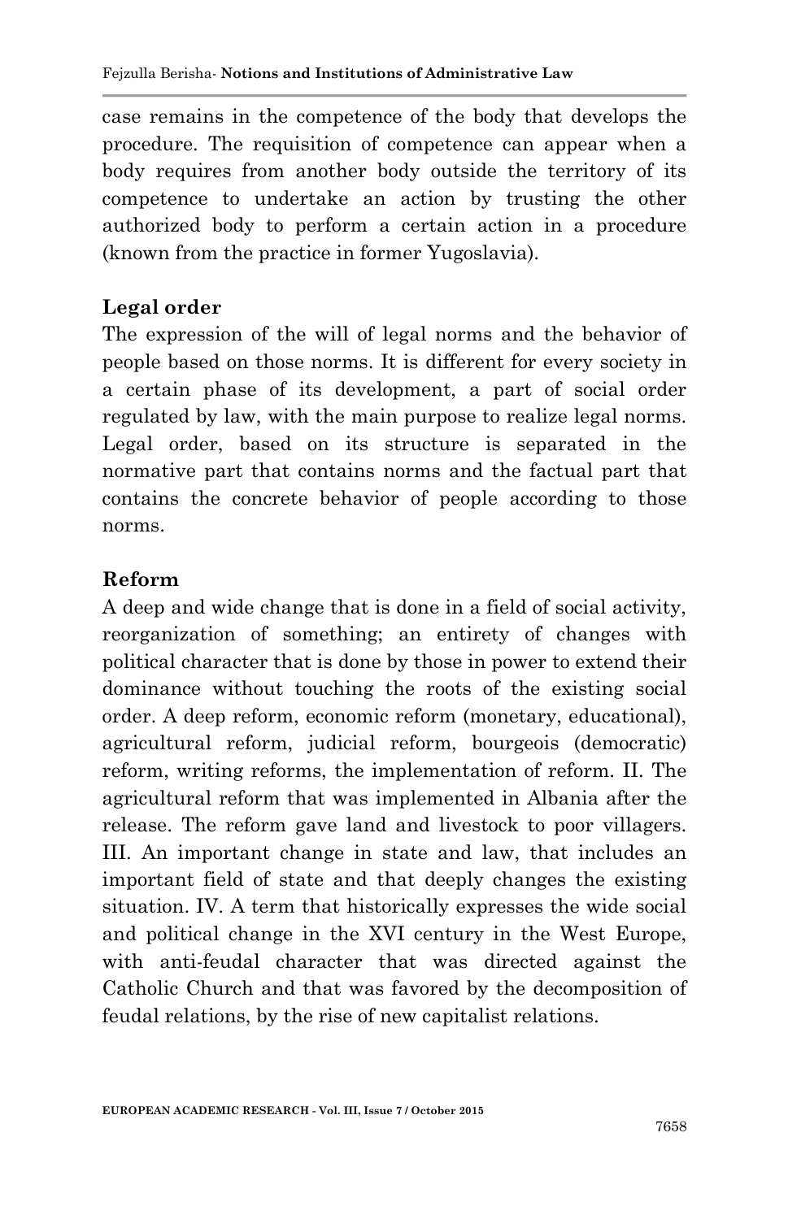case remains in the competence of the body that develops the procedure. The requisition of competence can appear when a body requires from another body outside the territory of its competence to undertake an action by trusting the other authorized body to perform a certain action in a procedure (known from the practice in former Yugoslavia).

**Legal order**

The expression of the will of legal norms and the behavior of people based on those norms. It is different for every society in a certain phase of its development, a part of social order regulated by law, with the main purpose to realize legal norms. Legal order, based on its structure is separated in the normative part that contains norms and the factual part that contains the concrete behavior of people according to those norms.

**Reform**

A deep and wide change that is done in a field of social activity, reorganization of something; an entirety of changes with political character that is done by those in power to extend their dominance without touching the roots of the existing social order. A deep reform, economic reform (monetary, educational), agricultural reform, judicial reform, bourgeois (democratic) reform, writing reforms, the implementation of reform. II. The agricultural reform that was implemented in Albania after the release. The reform gave land and livestock to poor villagers. III. An important change in state and law, that includes an important field of state and that deeply changes the existing situation. IV. A term that historically expresses the wide social and political change in the XVI century in the West Europe, with anti-feudal character that was directed against the Catholic Church and that was favored by the decomposition of feudal relations, by the rise of new capitalist relations.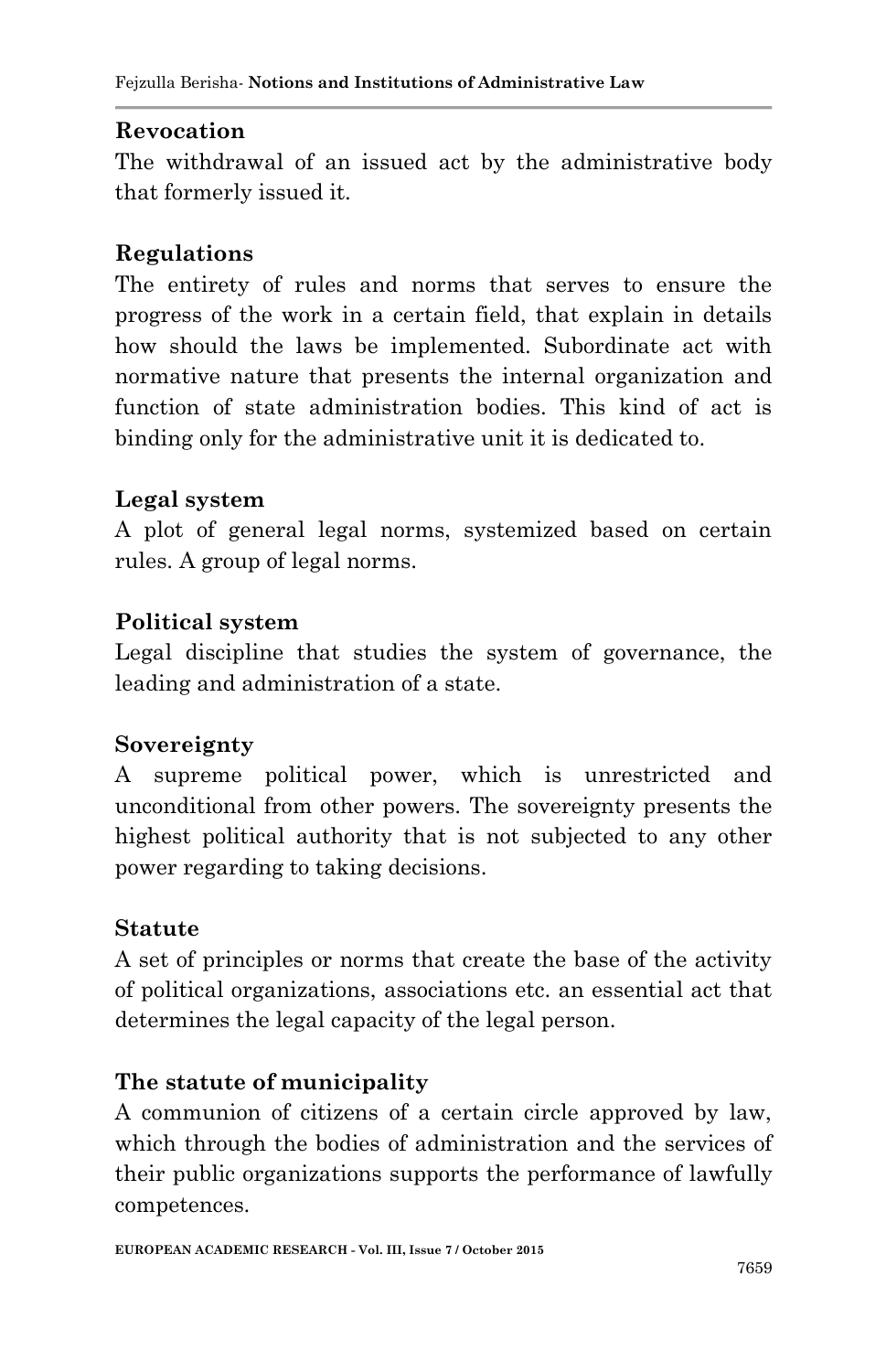**Revocation**

The withdrawal of an issued act by the administrative body that formerly issued it.

**Regulations**

The entirety of rules and norms that serves to ensure the progress of the work in a certain field, that explain in details how should the laws be implemented. Subordinate act with normative nature that presents the internal organization and function of state administration bodies. This kind of act is binding only for the administrative unit it is dedicated to.

**Legal system**

A plot of general legal norms, systemized based on certain rules. A group of legal norms.

**Political system**

Legal discipline that studies the system of governance, the leading and administration of a state.

**Sovereignty**

A supreme political power, which is unrestricted and unconditional from other powers. The sovereignty presents the highest political authority that is not subjected to any other power regarding to taking decisions.

**Statute**

A set of principles or norms that create the base of the activity of political organizations, associations etc. an essential act that determines the legal capacity of the legal person.

**The statute of municipality**

A communion of citizens of a certain circle approved by law, which through the bodies of administration and the services of their public organizations supports the performance of lawfully competences.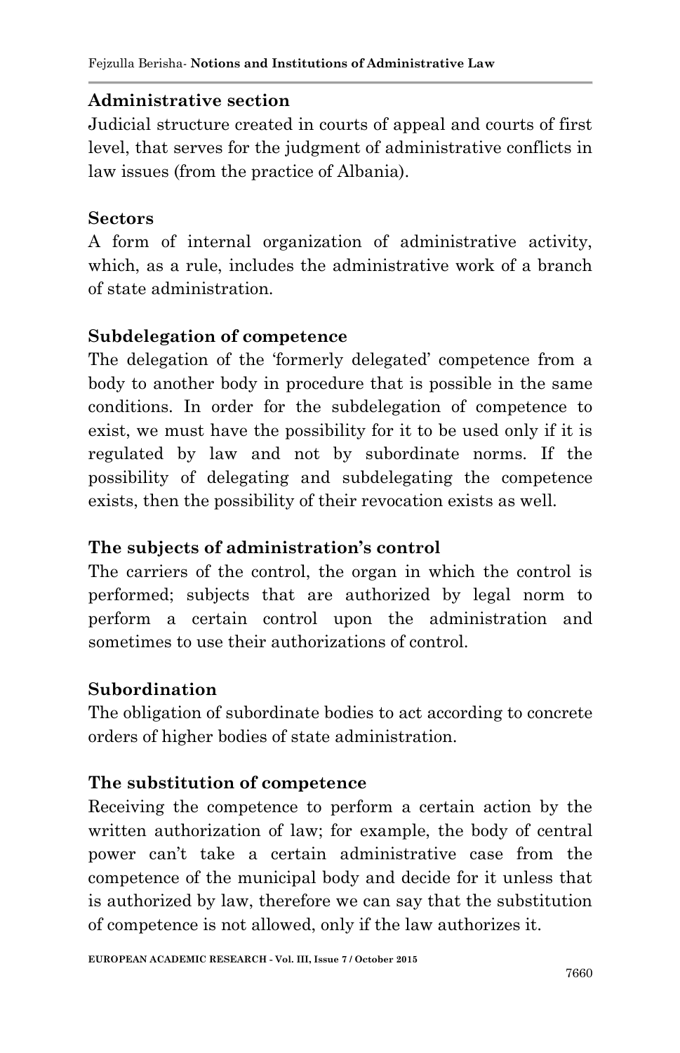**Administrative section**

Judicial structure created in courts of appeal and courts of first level, that serves for the judgment of administrative conflicts in law issues (from the practice of Albania).

**Sectors**

A form of internal organization of administrative activity, which, as a rule, includes the administrative work of a branch of state administration.

**Subdelegation of competence**

The delegation of the 'formerly delegated' competence from a body to another body in procedure that is possible in the same conditions. In order for the subdelegation of competence to exist, we must have the possibility for it to be used only if it is regulated by law and not by subordinate norms. If the possibility of delegating and subdelegating the competence exists, then the possibility of their revocation exists as well.

**The subjects of administration's control**

The carriers of the control, the organ in which the control is performed; subjects that are authorized by legal norm to perform a certain control upon the administration and sometimes to use their authorizations of control.

**Subordination**

The obligation of subordinate bodies to act according to concrete orders of higher bodies of state administration.

**The substitution of competence**

Receiving the competence to perform a certain action by the written authorization of law; for example, the body of central power can't take a certain administrative case from the competence of the municipal body and decide for it unless that is authorized by law, therefore we can say that the substitution of competence is not allowed, only if the law authorizes it.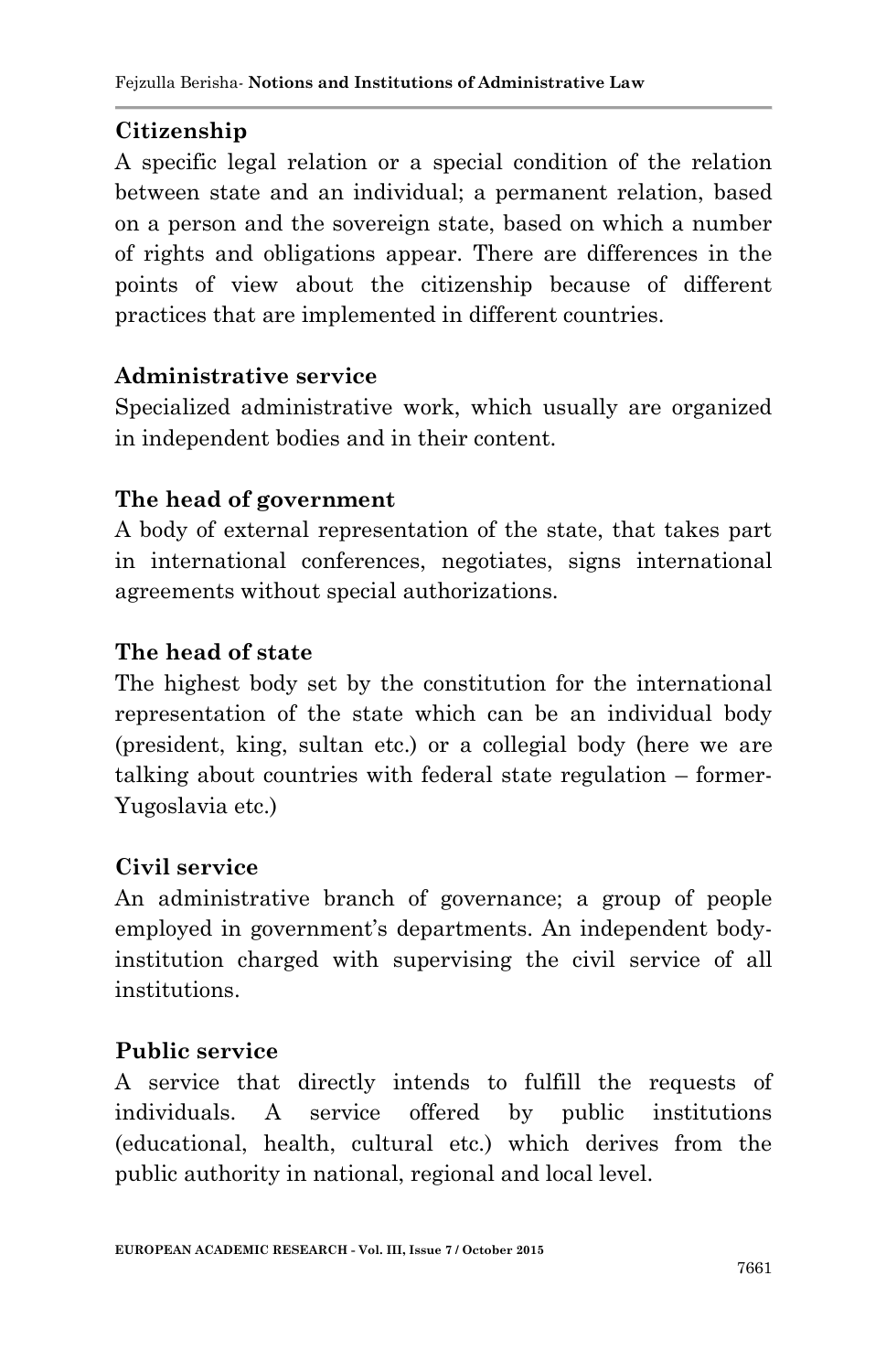**Citizenship**

A specific legal relation or a special condition of the relation between state and an individual; a permanent relation, based on a person and the sovereign state, based on which a number of rights and obligations appear. There are differences in the points of view about the citizenship because of different practices that are implemented in different countries.

**Administrative service**

Specialized administrative work, which usually are organized in independent bodies and in their content.

**The head of government**

A body of external representation of the state, that takes part in international conferences, negotiates, signs international agreements without special authorizations.

**The head of state**

The highest body set by the constitution for the international representation of the state which can be an individual body (president, king, sultan etc.) or a collegial body (here we are talking about countries with federal state regulation – former-Yugoslavia etc.)

**Civil service**

An administrative branch of governance; a group of people employed in government's departments. An independent body-institution charged with supervising the civil service of all institutions.

**Public service**

A service that directly intends to fulfill the requests of individuals. A service offered by public institutions (educational, health, cultural etc.) which derives from the public authority in national, regional and local level.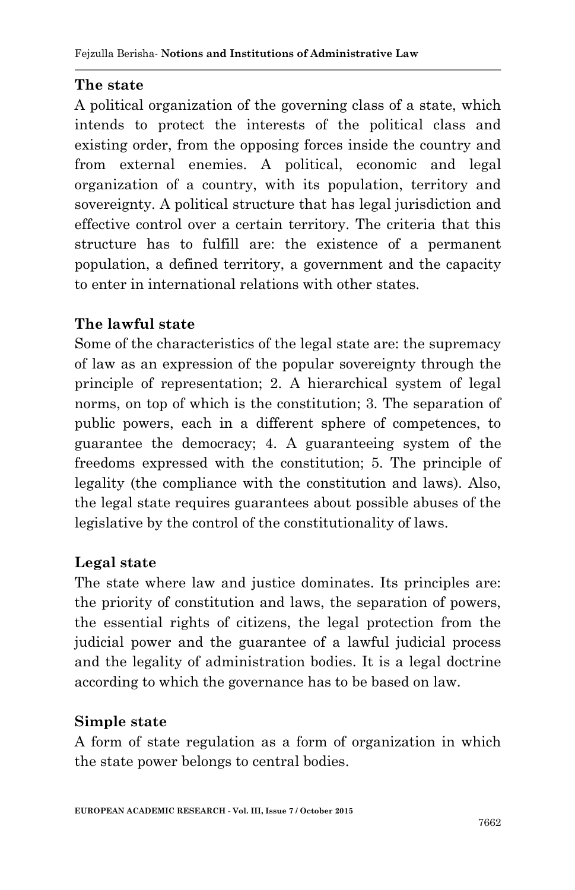**The state**

A political organization of the governing class of a state, which intends to protect the interests of the political class and existing order, from the opposing forces inside the country and from external enemies. A political, economic and legal organization of a country, with its population, territory and sovereignty. A political structure that has legal jurisdiction and effective control over a certain territory. The criteria that this structure has to fulfill are: the existence of a permanent population, a defined territory, a government and the capacity to enter in international relations with other states.

**The lawful state**

Some of the characteristics of the legal state are: the supremacy of law as an expression of the popular sovereignty through the principle of representation; 2. A hierarchical system of legal norms, on top of which is the constitution; 3. The separation of public powers, each in a different sphere of competences, to guarantee the democracy; 4. A guaranteeing system of the freedoms expressed with the constitution; 5. The principle of legality (the compliance with the constitution and laws). Also, the legal state requires guarantees about possible abuses of the legislative by the control of the constitutionality of laws.

**Legal state**

The state where law and justice dominates. Its principles are: the priority of constitution and laws, the separation of powers, the essential rights of citizens, the legal protection from the judicial power and the guarantee of a lawful judicial process and the legality of administration bodies. It is a legal doctrine according to which the governance has to be based on law.

**Simple state**

A form of state regulation as a form of organization in which the state power belongs to central bodies.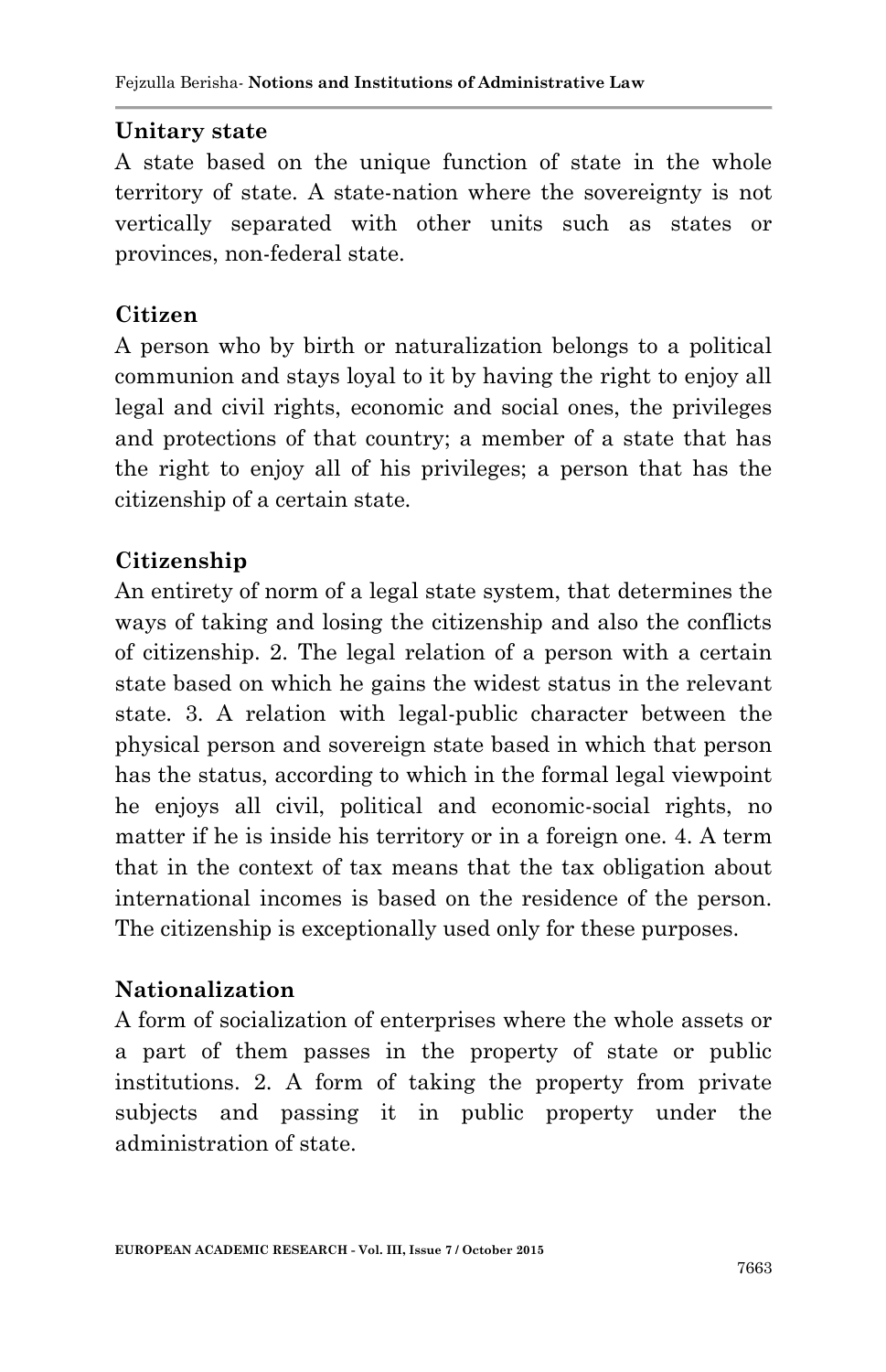**Unitary state**

A state based on the unique function of state in the whole territory of state. A state-nation where the sovereignty is not vertically separated with other units such as states or provinces, non-federal state.

**Citizen**

A person who by birth or naturalization belongs to a political communion and stays loyal to it by having the right to enjoy all legal and civil rights, economic and social ones, the privileges and protections of that country; a member of a state that has the right to enjoy all of his privileges; a person that has the citizenship of a certain state.

**Citizenship**

An entirety of norm of a legal state system, that determines the ways of taking and losing the citizenship and also the conflicts of citizenship. 2. The legal relation of a person with a certain state based on which he gains the widest status in the relevant state. 3. A relation with legal-public character between the physical person and sovereign state based in which that person has the status, according to which in the formal legal viewpoint he enjoys all civil, political and economic-social rights, no matter if he is inside his territory or in a foreign one. 4. A term that in the context of tax means that the tax obligation about international incomes is based on the residence of the person. The citizenship is exceptionally used only for these purposes.

**Nationalization**

A form of socialization of enterprises where the whole assets or a part of them passes in the property of state or public institutions. 2. A form of taking the property from private subjects and passing it in public property under the administration of state.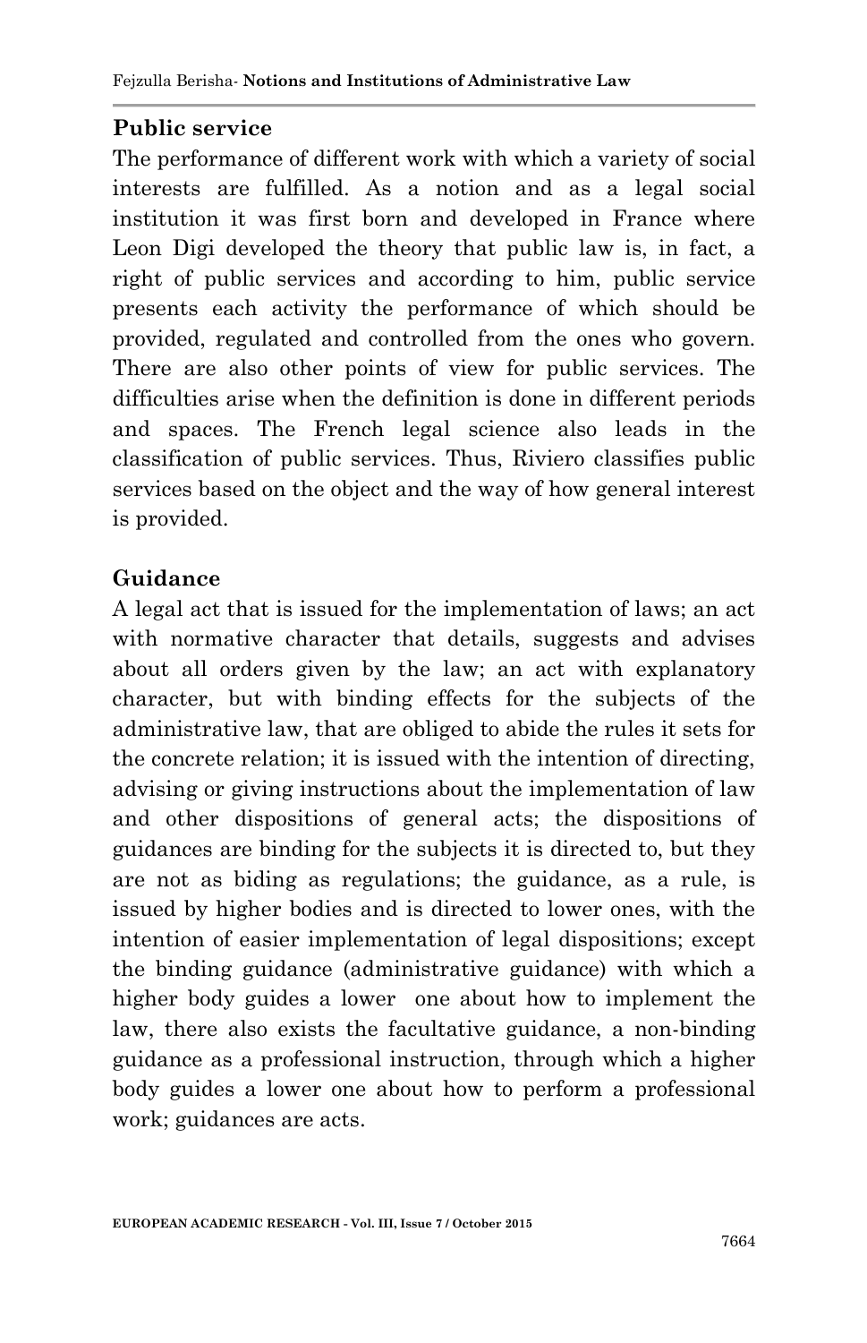**Public service**

The performance of different work with which a variety of social interests are fulfilled. As a notion and as a legal social institution it was first born and developed in France where Leon Digi developed the theory that public law is, in fact, a right of public services and according to him, public service presents each activity the performance of which should be provided, regulated and controlled from the ones who govern. There are also other points of view for public services. The difficulties arise when the definition is done in different periods and spaces. The French legal science also leads in the classification of public services. Thus, Riviero classifies public services based on the object and the way of how general interest is provided.

**Guidance**

A legal act that is issued for the implementation of laws; an act with normative character that details, suggests and advises about all orders given by the law; an act with explanatory character, but with binding effects for the subjects of the administrative law, that are obliged to abide the rules it sets for the concrete relation; it is issued with the intention of directing, advising or giving instructions about the implementation of law and other dispositions of general acts; the dispositions of guidances are binding for the subjects it is directed to, but they are not as biding as regulations; the guidance, as a rule, is issued by higher bodies and is directed to lower ones, with the intention of easier implementation of legal dispositions; except the binding guidance (administrative guidance) with which a higher body guides a lower one about how to implement the law, there also exists the facultative guidance, a non-binding guidance as a professional instruction, through which a higher body guides a lower one about how to perform a professional work; guidances are acts.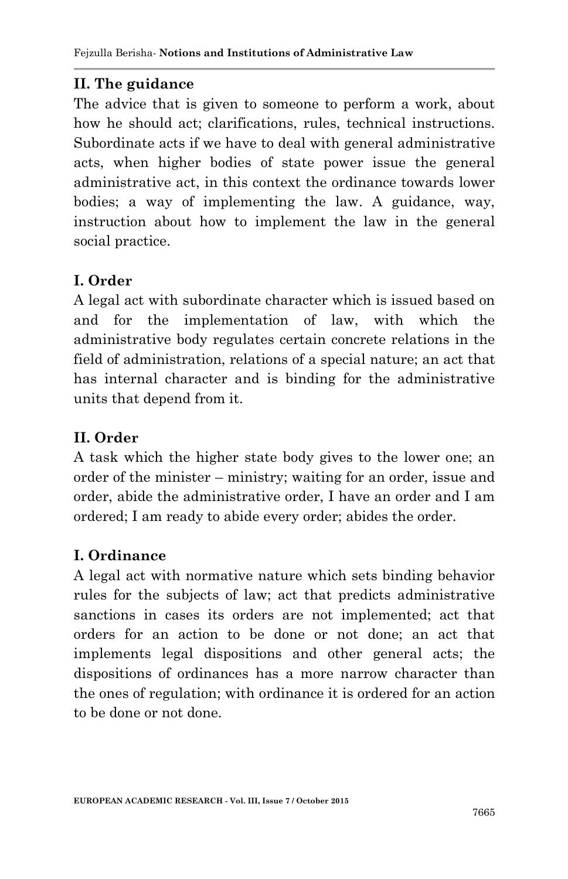### II. The guidance

The advice that is given to someone to perform a work, about how he should act; clarifications, rules, technical instructions. Subordinate acts if we have to deal with general administrative acts, when higher bodies of state power issue the general administrative act, in this context the ordinance towards lower bodies; a way of implementing the law. A guidance, way, instruction about how to implement the law in the general social practice.

### I. Order

A legal act with subordinate character which is issued based on and for the implementation of law, with which the administrative body regulates certain concrete relations in the field of administration, relations of a special nature; an act that has internal character and is binding for the administrative units that depend from it.

### II. Order

A task which the higher state body gives to the lower one; an order of the minister – ministry; waiting for an order, issue and order, abide the administrative order, I have an order and I am ordered; I am ready to abide every order; abides the order.

### I. Ordinance

A legal act with normative nature which sets binding behavior rules for the subjects of law; act that predicts administrative sanctions in cases its orders are not implemented; act that orders for an action to be done or not done; an act that implements legal dispositions and other general acts; the dispositions of ordinances has a more narrow character than the ones of regulation; with ordinance it is ordered for an action to be done or not done.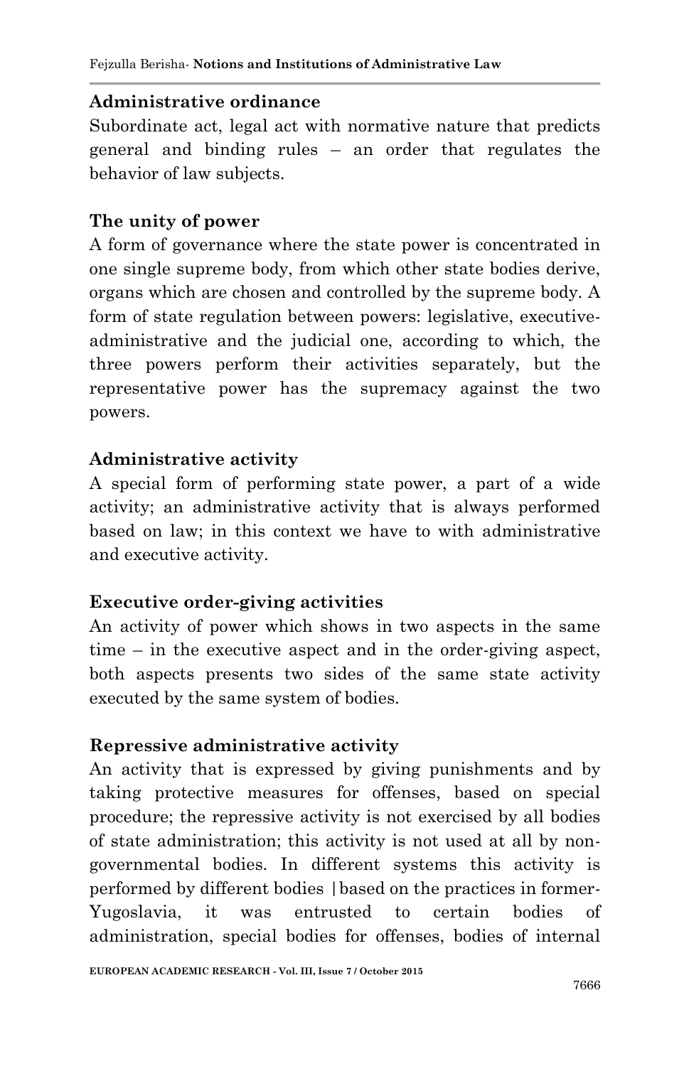**Administrative ordinance**

Subordinate act, legal act with normative nature that predicts general and binding rules – an order that regulates the behavior of law subjects.

**The unity of power**

A form of governance where the state power is concentrated in one single supreme body, from which other state bodies derive, organs which are chosen and controlled by the supreme body. A form of state regulation between powers: legislative, executive-administrative and the judicial one, according to which, the three powers perform their activities separately, but the representative power has the supremacy against the two powers.

**Administrative activity**

A special form of performing state power, a part of a wide activity; an administrative activity that is always performed based on law; in this context we have to with administrative and executive activity.

**Executive order-giving activities**

An activity of power which shows in two aspects in the same time – in the executive aspect and in the order-giving aspect, both aspects presents two sides of the same state activity executed by the same system of bodies.

**Repressive administrative activity**

An activity that is expressed by giving punishments and by taking protective measures for offenses, based on special procedure; the repressive activity is not exercised by all bodies of state administration; this activity is not used at all by non-governmental bodies. In different systems this activity is performed by different bodies |based on the practices in former-Yugoslavia, it was entrusted to certain bodies of administration, special bodies for offenses, bodies of internal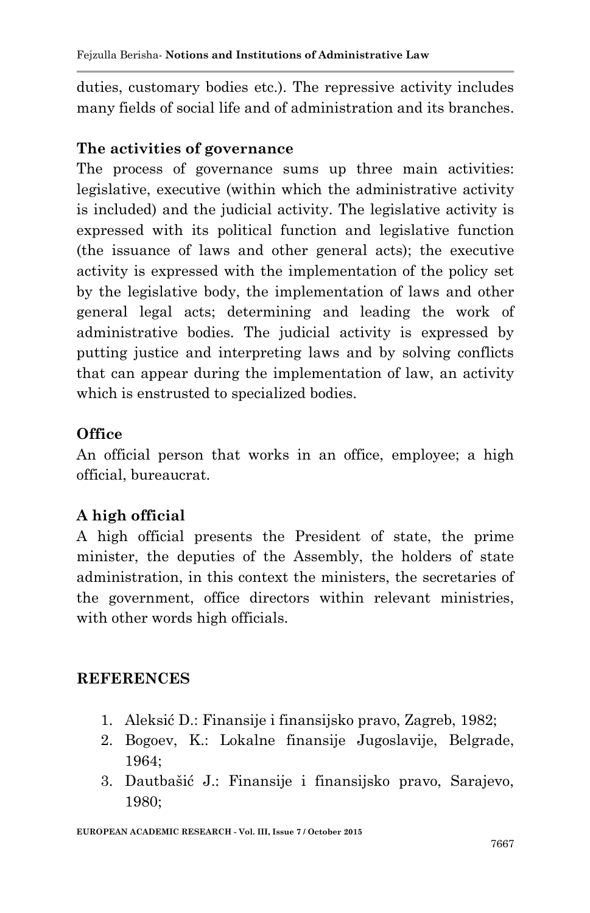duties, customary bodies etc.). The repressive activity includes many fields of social life and of administration and its branches.

**The activities of governance**

The process of governance sums up three main activities: legislative, executive (within which the administrative activity is included) and the judicial activity. The legislative activity is expressed with its political function and legislative function (the issuance of laws and other general acts); the executive activity is expressed with the implementation of the policy set by the legislative body, the implementation of laws and other general legal acts; determining and leading the work of administrative bodies. The judicial activity is expressed by putting justice and interpreting laws and by solving conflicts that can appear during the implementation of law, an activity which is enstrusted to specialized bodies.

**Office**

An official person that works in an office, employee; a high official, bureaucrat.

**A high official**

A high official presents the President of state, the prime minister, the deputies of the Assembly, the holders of state administration, in this context the ministers, the secretaries of the government, office directors within relevant ministries, with other words high officials.

## REFERENCES

1. Aleksić D.: Finansije i finansijsko pravo, Zagreb, 1982;
2. Bogoev, K.: Lokalne finansije Jugoslavije, Belgrade, 1964;
3. Dautbašić J.: Finansije i finansijsko pravo, Sarajevo, 1980;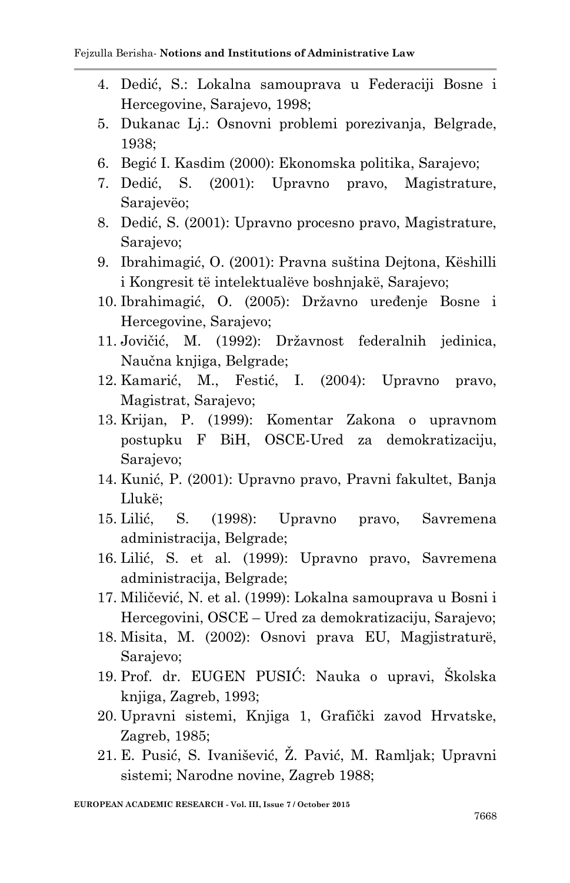4. Dedić, S.: Lokalna samouprava u Federaciji Bosne i Hercegovine, Sarajevo, 1998;
5. Dukanac Lj.: Osnovni problemi porezivanja, Belgrade, 1938;
6. Begić I. Kasdim (2000): Ekonomska politika, Sarajevo;
7. Dedić, S. (2001): Upravno pravo, Magistrature, Sarajevëo;
8. Dedić, S. (2001): Upravno procesno pravo, Magistrature, Sarajevo;
9. Ibrahimagić, O. (2001): Pravna suština Dejtona, Këshilli i Kongresit të intelektualëve boshnjakë, Sarajevo;
10. Ibrahimagić, O. (2005): Državno uređenje Bosne i Hercegovine, Sarajevo;
11. Jovičić, M. (1992): Državnost federalnih jedinica, Naučna knjiga, Belgrade;
12. Kamarić, M., Festić, I. (2004): Upravno pravo, Magistrat, Sarajevo;
13. Krijan, P. (1999): Komentar Zakona o upravnom postupku F BiH, OSCE-Ured za demokratizaciju, Sarajevo;
14. Kunić, P. (2001): Upravno pravo, Pravni fakultet, Banja Llukë;
15. Lilić, S. (1998): Upravno pravo, Savremena administracija, Belgrade;
16. Lilić, S. et al. (1999): Upravno pravo, Savremena administracija, Belgrade;
17. Miličević, N. et al. (1999): Lokalna samouprava u Bosni i Hercegovini, OSCE – Ured za demokratizaciju, Sarajevo;
18. Misita, M. (2002): Osnovi prava EU, Magjistraturë, Sarajevo;
19. Prof. dr. EUGEN PUSIĆ: Nauka o upravi, Školska knjiga, Zagreb, 1993;
20. Upravni sistemi, Knjiga 1, Grafički zavod Hrvatske, Zagreb, 1985;
21. E. Pusić, S. Ivanišević, Ž. Pavić, M. Ramljak; Upravni sistemi; Narodne novine, Zagreb 1988;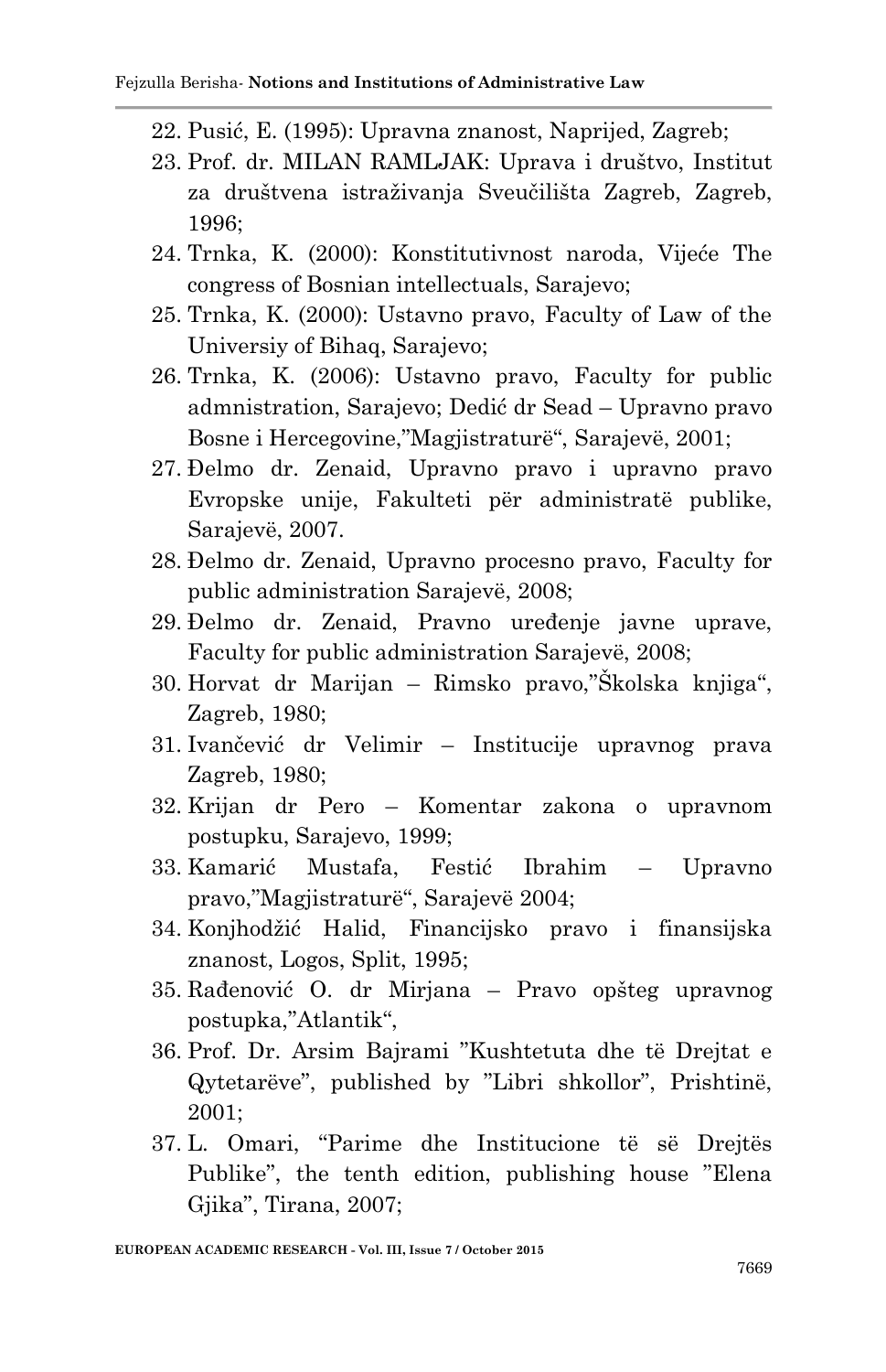22. Pusić, E. (1995): Upravna znanost, Naprijed, Zagreb;
23. Prof. dr. MILAN RAMLJAK: Uprava i društvo, Institut za društvena istraživanja Sveučilišta Zagreb, Zagreb, 1996;
24. Trnka, K. (2000): Konstitutivnost naroda, Vijeće The congress of Bosnian intellectuals, Sarajevo;
25. Trnka, K. (2000): Ustavno pravo, Faculty of Law of the Universiy of Bihaq, Sarajevo;
26. Trnka, K. (2006): Ustavno pravo, Faculty for public admnistration, Sarajevo; Dedić dr Sead – Upravno pravo Bosne i Hercegovine,"Magjistraturë", Sarajevë, 2001;
27. Đelmo dr. Zenaid, Upravno pravo i upravno pravo Evropske unije, Fakulteti për administratë publike, Sarajevë, 2007.
28. Đelmo dr. Zenaid, Upravno procesno pravo, Faculty for public administration Sarajevë, 2008;
29. Đelmo dr. Zenaid, Pravno uređenje javne uprave, Faculty for public administration Sarajevë, 2008;
30. Horvat dr Marijan – Rimsko pravo,"Školska knjiga", Zagreb, 1980;
31. Ivančević dr Velimir – Institucije upravnog prava Zagreb, 1980;
32. Krijan dr Pero – Komentar zakona o upravnom postupku, Sarajevo, 1999;
33. Kamarić Mustafa, Festić Ibrahim – Upravno pravo,"Magjistraturë", Sarajevë 2004;
34. Konjhodžić Halid, Financijsko pravo i finansijska znanost, Logos, Split, 1995;
35. Rađenović O. dr Mirjana – Pravo opšteg upravnog postupka,"Atlantik",
36. Prof. Dr. Arsim Bajrami "Kushtetuta dhe të Drejtat e Qytetarëve", published by "Libri shkollor", Prishtinë, 2001;
37. L. Omari, "Parime dhe Institucione të së Drejtës Publike", the tenth edition, publishing house "Elena Gjika", Tirana, 2007;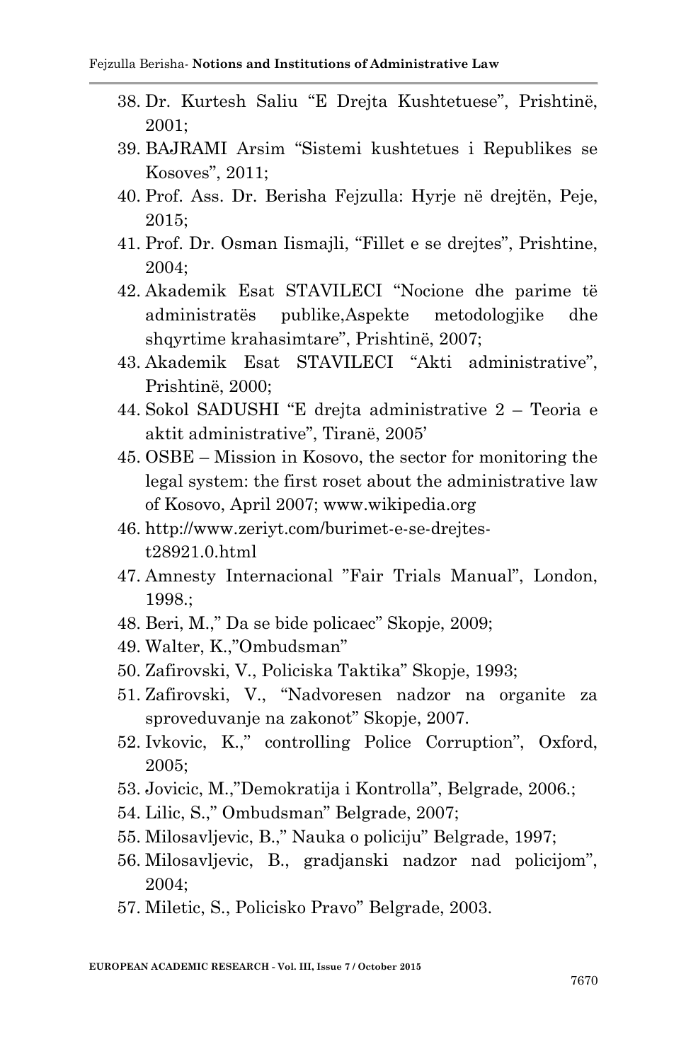38. Dr. Kurtesh Saliu "E Drejta Kushtetuese", Prishtinë, 2001;
39. BAJRAMI Arsim "Sistemi kushtetues i Republikes se Kosoves", 2011;
40. Prof. Ass. Dr. Berisha Fejzulla: Hyrje në drejtën, Peje, 2015;
41. Prof. Dr. Osman Iismajli, "Fillet e se drejtes", Prishtine, 2004;
42. Akademik Esat STAVILECI "Nocione dhe parime të administratës publike,Aspekte metodologjike dhe shqyrtime krahasimtare", Prishtinë, 2007;
43. Akademik Esat STAVILECI "Akti administrative", Prishtinë, 2000;
44. Sokol SADUSHI "E drejta administrative 2 – Teoria e aktit administrative", Tiranë, 2005'
45. OSBE – Mission in Kosovo, the sector for monitoring the legal system: the first roset about the administrative law of Kosovo, April 2007; www.wikipedia.org
46. http://www.zeriyt.com/burimet-e-se-drejtes-t28921.0.html
47. Amnesty Internacional "Fair Trials Manual", London, 1998.;
48. Beri, M.," Da se bide policaec" Skopje, 2009;
49. Walter, K.,"Ombudsman"
50. Zafirovski, V., Policiska Taktika" Skopje, 1993;
51. Zafirovski, V., "Nadvoresen nadzor na organite za sproveduvanje na zakonot" Skopje, 2007.
52. Ivkovic, K.," controlling Police Corruption", Oxford, 2005;
53. Jovicic, M.,"Demokratija i Kontrolla", Belgrade, 2006.;
54. Lilic, S.," Ombudsman" Belgrade, 2007;
55. Milosavljevic, B.," Nauka o policiju" Belgrade, 1997;
56. Milosavljevic, B., gradjanski nadzor nad policijom", 2004;
57. Miletic, S., Policisko Pravo" Belgrade, 2003.